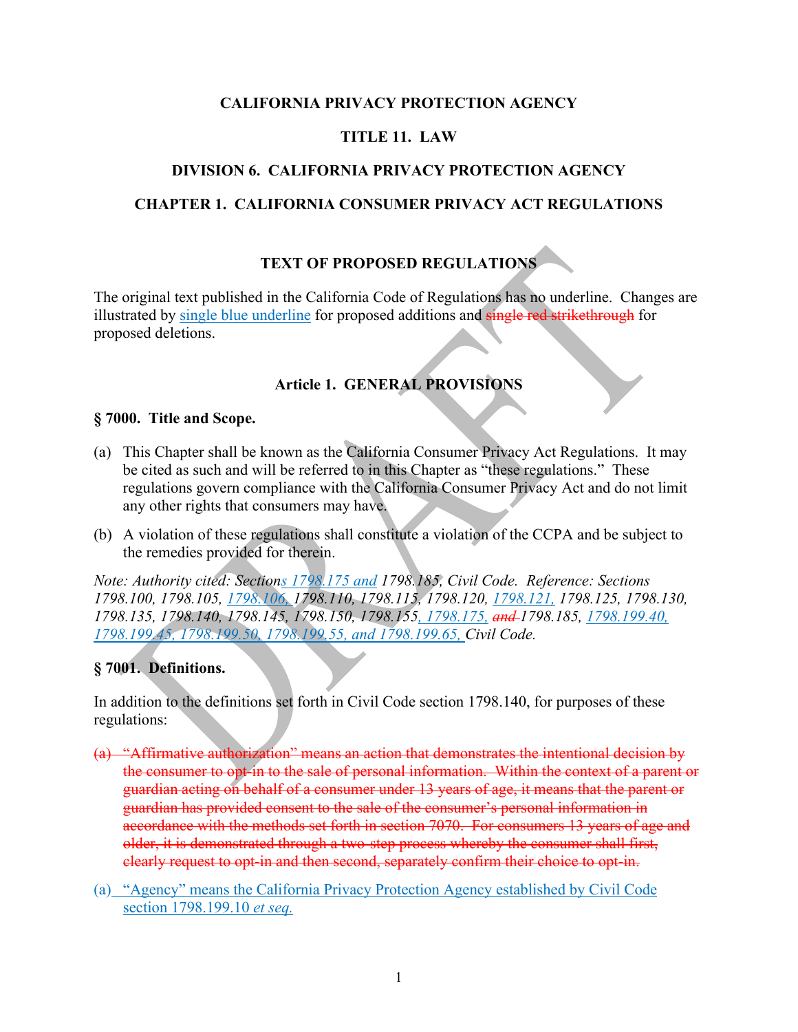**CALIFORNIA PRIVACY PROTECTION AGENCY**

**TITLE 11. LAW**

**DIVISION 6. CALIFORNIA PRIVACY PROTECTION AGENCY**

**CHAPTER 1. CALIFORNIA CONSUMER PRIVACY ACT REGULATIONS**

## TEXT OF PROPOSED REGULATIONS

The original text published in the California Code of Regulations has no underline. Changes are illustrated by <u>single blue underline</u> for proposed additions and ~~single red strikethrough~~ for proposed deletions.

### Article 1. GENERAL PROVISIONS

**§ 7000. Title and Scope.**

(a) This Chapter shall be known as the California Consumer Privacy Act Regulations. It may be cited as such and will be referred to in this Chapter as "these regulations." These regulations govern compliance with the California Consumer Privacy Act and do not limit any other rights that consumers may have.

(b) A violation of these regulations shall constitute a violation of the CCPA and be subject to the remedies provided for therein.

*Note: Authority cited: Section<u>s 1798.175 and</u> 1798.185, Civil Code. Reference: Sections 1798.100, 1798.105, <u>1798.106,</u> 1798.110, 1798.115, 1798.120, <u>1798.121,</u> 1798.125, 1798.130, 1798.135, 1798.140, 1798.145, 1798.150, 1798.155<u>, 1798.175,</u> ~~and~~ 1798.185, <u>1798.199.40, 1798.199.45, 1798.199.50, 1798.199.55, and 1798.199.65,</u> Civil Code.*

**§ 7001. Definitions.**

In addition to the definitions set forth in Civil Code section 1798.140, for purposes of these regulations:

~~(a) "Affirmative authorization" means an action that demonstrates the intentional decision by the consumer to opt-in to the sale of personal information. Within the context of a parent or guardian acting on behalf of a consumer under 13 years of age, it means that the parent or guardian has provided consent to the sale of the consumer's personal information in accordance with the methods set forth in section 7070. For consumers 13 years of age and older, it is demonstrated through a two-step process whereby the consumer shall first, clearly request to opt-in and then second, separately confirm their choice to opt-in.~~

<u>(a) "Agency" means the California Privacy Protection Agency established by Civil Code section 1798.199.10 *et seq.*</u>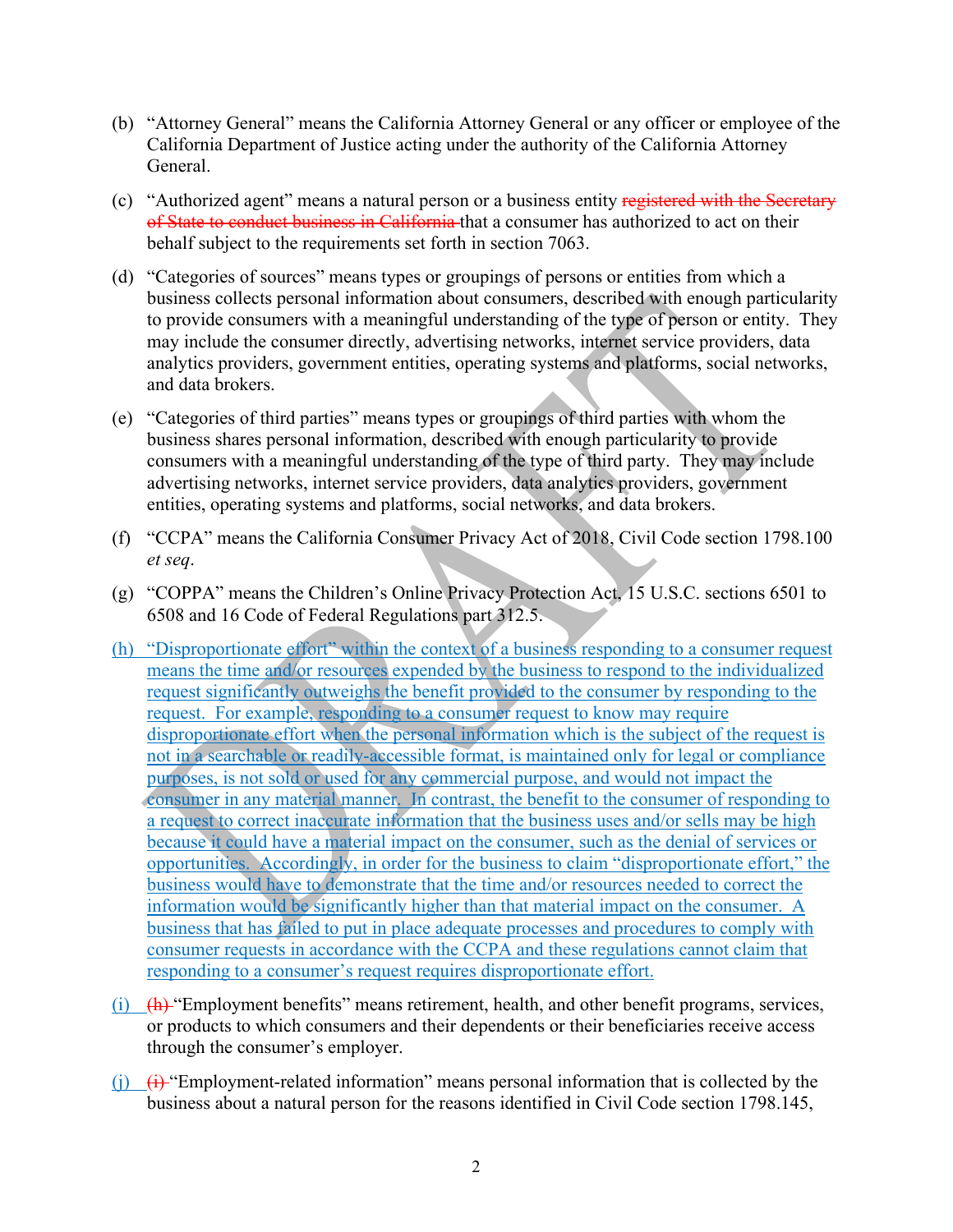(b) "Attorney General" means the California Attorney General or any officer or employee of the California Department of Justice acting under the authority of the California Attorney General.

(c) "Authorized agent" means a natural person or a business entity ~~registered with the Secretary of State to conduct business in California~~ that a consumer has authorized to act on their behalf subject to the requirements set forth in section 7063.

(d) "Categories of sources" means types or groupings of persons or entities from which a business collects personal information about consumers, described with enough particularity to provide consumers with a meaningful understanding of the type of person or entity. They may include the consumer directly, advertising networks, internet service providers, data analytics providers, government entities, operating systems and platforms, social networks, and data brokers.

(e) "Categories of third parties" means types or groupings of third parties with whom the business shares personal information, described with enough particularity to provide consumers with a meaningful understanding of the type of third party. They may include advertising networks, internet service providers, data analytics providers, government entities, operating systems and platforms, social networks, and data brokers.

(f) "CCPA" means the California Consumer Privacy Act of 2018, Civil Code section 1798.100 *et seq*.

(g) "COPPA" means the Children's Online Privacy Protection Act, 15 U.S.C. sections 6501 to 6508 and 16 Code of Federal Regulations part 312.5.

<u>(h) "Disproportionate effort" within the context of a business responding to a consumer request means the time and/or resources expended by the business to respond to the individualized request significantly outweighs the benefit provided to the consumer by responding to the request. For example, responding to a consumer request to know may require disproportionate effort when the personal information which is the subject of the request is not in a searchable or readily-accessible format, is maintained only for legal or compliance purposes, is not sold or used for any commercial purpose, and would not impact the consumer in any material manner. In contrast, the benefit to the consumer of responding to a request to correct inaccurate information that the business uses and/or sells may be high because it could have a material impact on the consumer, such as the denial of services or opportunities. Accordingly, in order for the business to claim "disproportionate effort," the business would have to demonstrate that the time and/or resources needed to correct the information would be significantly higher than that material impact on the consumer. A business that has failed to put in place adequate processes and procedures to comply with consumer requests in accordance with the CCPA and these regulations cannot claim that responding to a consumer's request requires disproportionate effort.</u>

<u>(i)</u> ~~(h)~~ "Employment benefits" means retirement, health, and other benefit programs, services, or products to which consumers and their dependents or their beneficiaries receive access through the consumer's employer.

<u>(j)</u> ~~(i)~~ "Employment-related information" means personal information that is collected by the business about a natural person for the reasons identified in Civil Code section 1798.145,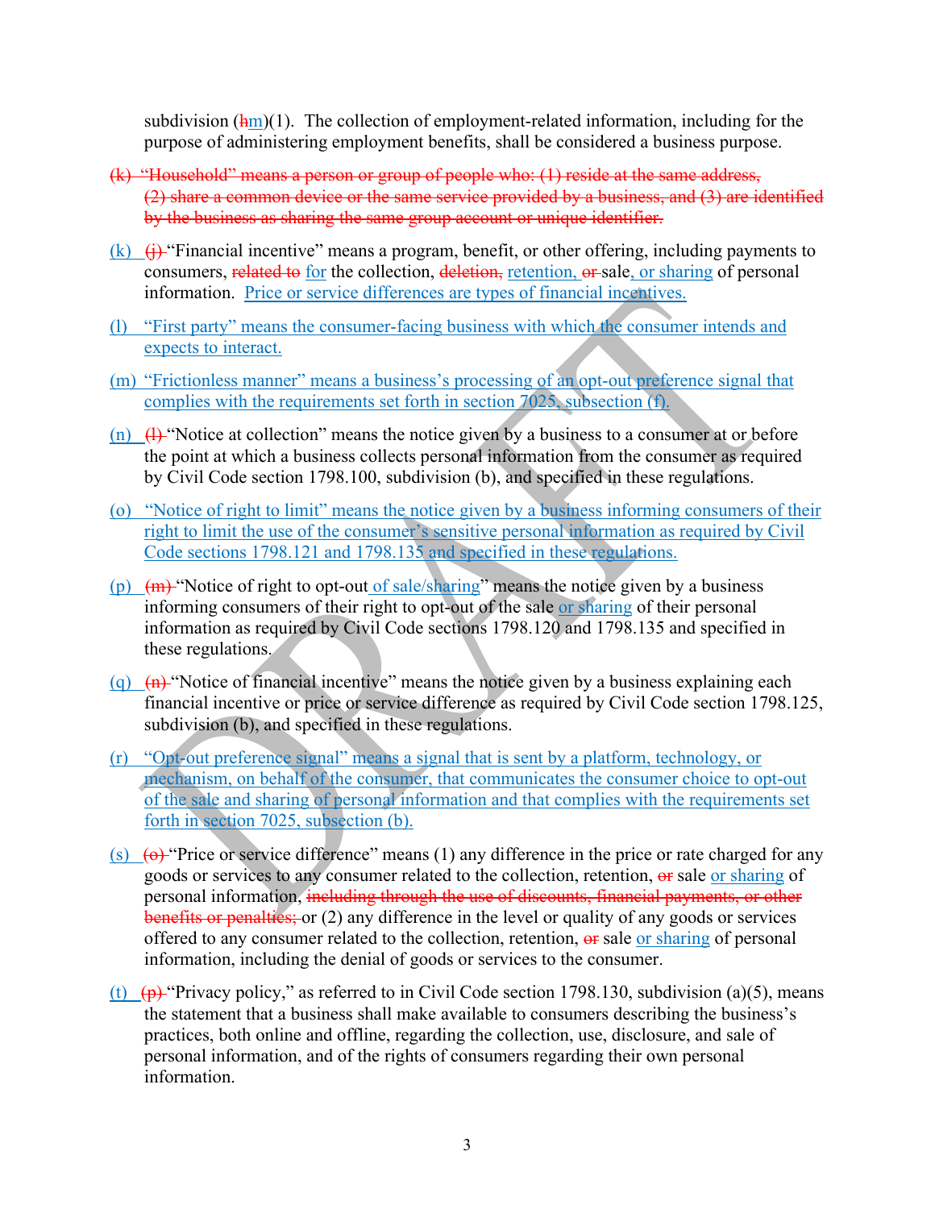subdivision (hm)(1). The collection of employment-related information, including for the purpose of administering employment benefits, shall be considered a business purpose.

~~(k) "Household" means a person or group of people who: (1) reside at the same address, (2) share a common device or the same service provided by a business, and (3) are identified by the business as sharing the same group account or unique identifier.~~

(k) ~~(j)~~ "Financial incentive" means a program, benefit, or other offering, including payments to consumers, ~~related to~~ for the collection, ~~deletion,~~ retention, ~~or~~ sale, or sharing of personal information. Price or service differences are types of financial incentives.

(l) "First party" means the consumer-facing business with which the consumer intends and expects to interact.

(m) "Frictionless manner" means a business's processing of an opt-out preference signal that complies with the requirements set forth in section 7025, subsection (f).

(n) ~~(l)~~ "Notice at collection" means the notice given by a business to a consumer at or before the point at which a business collects personal information from the consumer as required by Civil Code section 1798.100, subdivision (b), and specified in these regulations.

(o) "Notice of right to limit" means the notice given by a business informing consumers of their right to limit the use of the consumer's sensitive personal information as required by Civil Code sections 1798.121 and 1798.135 and specified in these regulations.

(p) ~~(m)~~ "Notice of right to opt-out of sale/sharing" means the notice given by a business informing consumers of their right to opt-out of the sale or sharing of their personal information as required by Civil Code sections 1798.120 and 1798.135 and specified in these regulations.

(q) ~~(n)~~ "Notice of financial incentive" means the notice given by a business explaining each financial incentive or price or service difference as required by Civil Code section 1798.125, subdivision (b), and specified in these regulations.

(r) "Opt-out preference signal" means a signal that is sent by a platform, technology, or mechanism, on behalf of the consumer, that communicates the consumer choice to opt-out of the sale and sharing of personal information and that complies with the requirements set forth in section 7025, subsection (b).

(s) ~~(o)~~ "Price or service difference" means (1) any difference in the price or rate charged for any goods or services to any consumer related to the collection, retention, ~~or~~ sale or sharing of personal information, ~~including through the use of discounts, financial payments, or other benefits or penalties;~~ or (2) any difference in the level or quality of any goods or services offered to any consumer related to the collection, retention, ~~or~~ sale or sharing of personal information, including the denial of goods or services to the consumer.

(t) ~~(p)~~ "Privacy policy," as referred to in Civil Code section 1798.130, subdivision (a)(5), means the statement that a business shall make available to consumers describing the business's practices, both online and offline, regarding the collection, use, disclosure, and sale of personal information, and of the rights of consumers regarding their own personal information.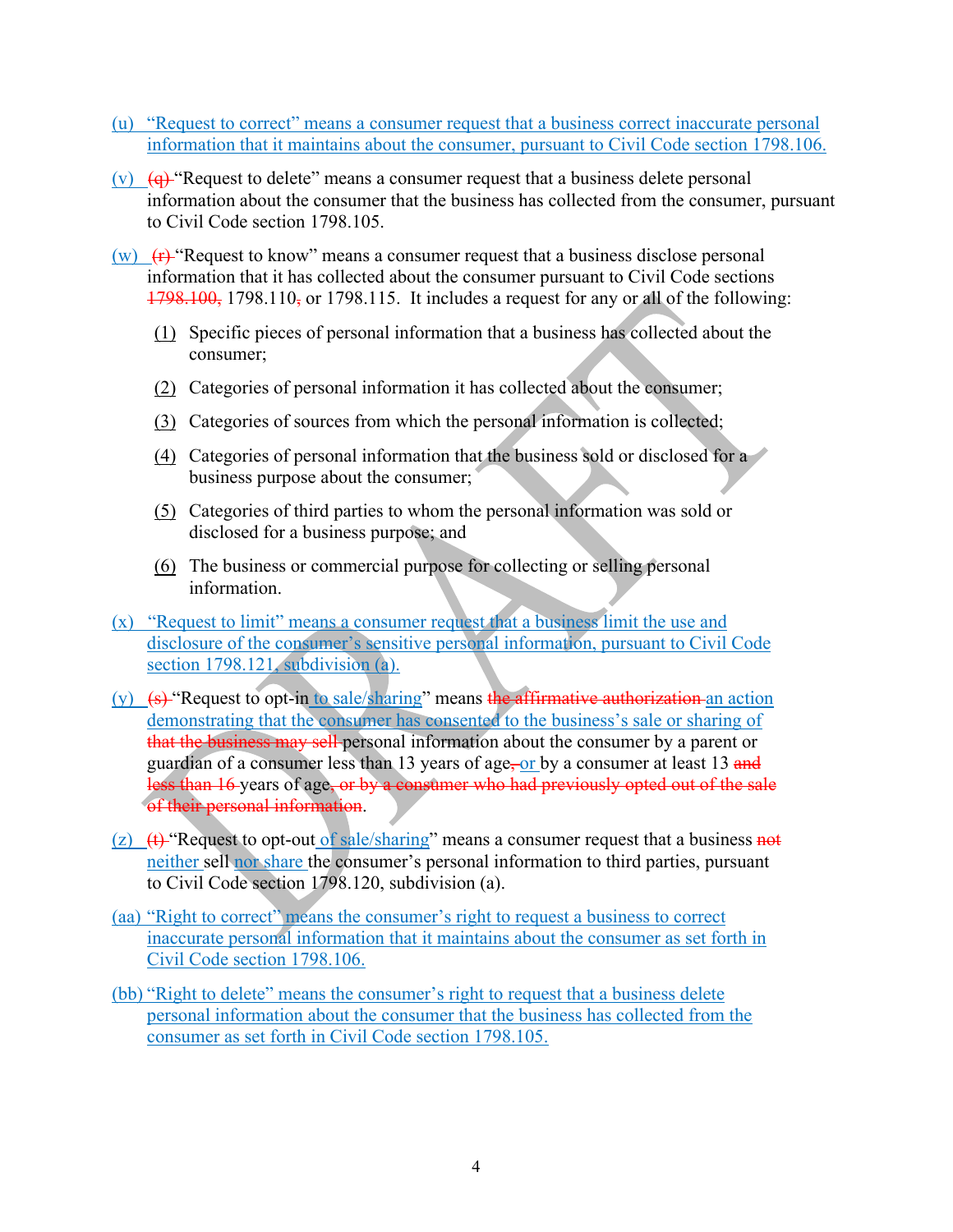(u) "Request to correct" means a consumer request that a business correct inaccurate personal information that it maintains about the consumer, pursuant to Civil Code section 1798.106.

(v) ~~(q)~~ "Request to delete" means a consumer request that a business delete personal information about the consumer that the business has collected from the consumer, pursuant to Civil Code section 1798.105.

(w) ~~(r)~~ "Request to know" means a consumer request that a business disclose personal information that it has collected about the consumer pursuant to Civil Code sections ~~1798.100,~~ 1798.110~~,~~ or 1798.115. It includes a request for any or all of the following:

(1) Specific pieces of personal information that a business has collected about the consumer;

(2) Categories of personal information it has collected about the consumer;

(3) Categories of sources from which the personal information is collected;

(4) Categories of personal information that the business sold or disclosed for a business purpose about the consumer;

(5) Categories of third parties to whom the personal information was sold or disclosed for a business purpose; and

(6) The business or commercial purpose for collecting or selling personal information.

(x) "Request to limit" means a consumer request that a business limit the use and disclosure of the consumer's sensitive personal information, pursuant to Civil Code section 1798.121, subdivision (a).

(y) ~~(s)~~ "Request to opt-in to sale/sharing" means ~~the affirmative authorization~~ an action demonstrating that the consumer has consented to the business's sale or sharing of ~~that the business may sell~~ personal information about the consumer by a parent or guardian of a consumer less than 13 years of age~~,~~ or by a consumer at least 13 ~~and less than 16~~ years of age~~, or by a consumer who had previously opted out of the sale of their personal information~~.

(z) ~~(t)~~ "Request to opt-out of sale/sharing" means a consumer request that a business ~~not~~ neither sell nor share the consumer's personal information to third parties, pursuant to Civil Code section 1798.120, subdivision (a).

(aa) "Right to correct" means the consumer's right to request a business to correct inaccurate personal information that it maintains about the consumer as set forth in Civil Code section 1798.106.

(bb) "Right to delete" means the consumer's right to request that a business delete personal information about the consumer that the business has collected from the consumer as set forth in Civil Code section 1798.105.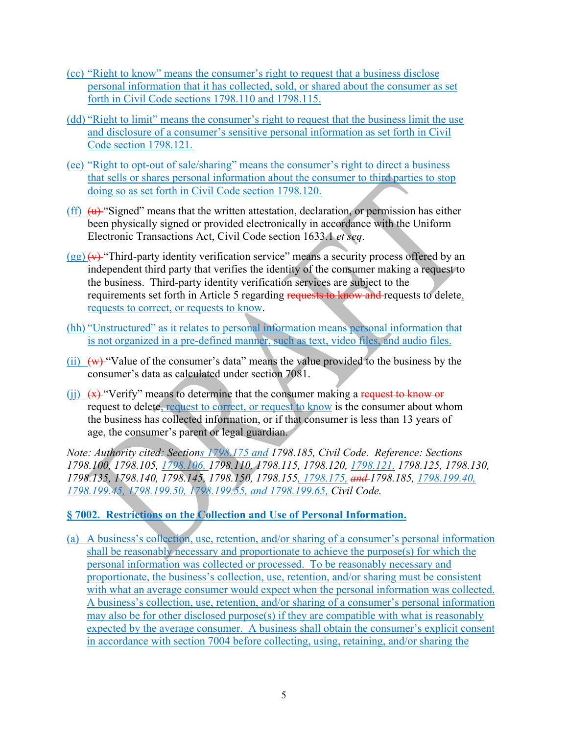(cc) "Right to know" means the consumer's right to request that a business disclose personal information that it has collected, sold, or shared about the consumer as set forth in Civil Code sections 1798.110 and 1798.115.

(dd) "Right to limit" means the consumer's right to request that the business limit the use and disclosure of a consumer's sensitive personal information as set forth in Civil Code section 1798.121.

(ee) "Right to opt-out of sale/sharing" means the consumer's right to direct a business that sells or shares personal information about the consumer to third parties to stop doing so as set forth in Civil Code section 1798.120.

(ff) ~~(u)~~ "Signed" means that the written attestation, declaration, or permission has either been physically signed or provided electronically in accordance with the Uniform Electronic Transactions Act, Civil Code section 1633.1 *et seq*.

(gg) ~~(v)~~ "Third-party identity verification service" means a security process offered by an independent third party that verifies the identity of the consumer making a request to the business. Third-party identity verification services are subject to the requirements set forth in Article 5 regarding ~~requests to know and~~ requests to delete, requests to correct, or requests to know.

(hh) "Unstructured" as it relates to personal information means personal information that is not organized in a pre-defined manner, such as text, video files, and audio files.

(ii) ~~(w)~~ "Value of the consumer's data" means the value provided to the business by the consumer's data as calculated under section 7081.

(jj) ~~(x)~~ "Verify" means to determine that the consumer making a ~~request to know or~~ request to delete, request to correct, or request to know is the consumer about whom the business has collected information, or if that consumer is less than 13 years of age, the consumer's parent or legal guardian.

*Note: Authority cited: Sections 1798.175 and 1798.185, Civil Code. Reference: Sections 1798.100, 1798.105, 1798.106, 1798.110, 1798.115, 1798.120, 1798.121, 1798.125, 1798.130, 1798.135, 1798.140, 1798.145, 1798.150, 1798.155, 1798.175, ~~and~~ 1798.185, 1798.199.40, 1798.199.45, 1798.199.50, 1798.199.55, and 1798.199.65, Civil Code.*

**§ 7002. Restrictions on the Collection and Use of Personal Information.**

(a) A business's collection, use, retention, and/or sharing of a consumer's personal information shall be reasonably necessary and proportionate to achieve the purpose(s) for which the personal information was collected or processed. To be reasonably necessary and proportionate, the business's collection, use, retention, and/or sharing must be consistent with what an average consumer would expect when the personal information was collected. A business's collection, use, retention, and/or sharing of a consumer's personal information may also be for other disclosed purpose(s) if they are compatible with what is reasonably expected by the average consumer. A business shall obtain the consumer's explicit consent in accordance with section 7004 before collecting, using, retaining, and/or sharing the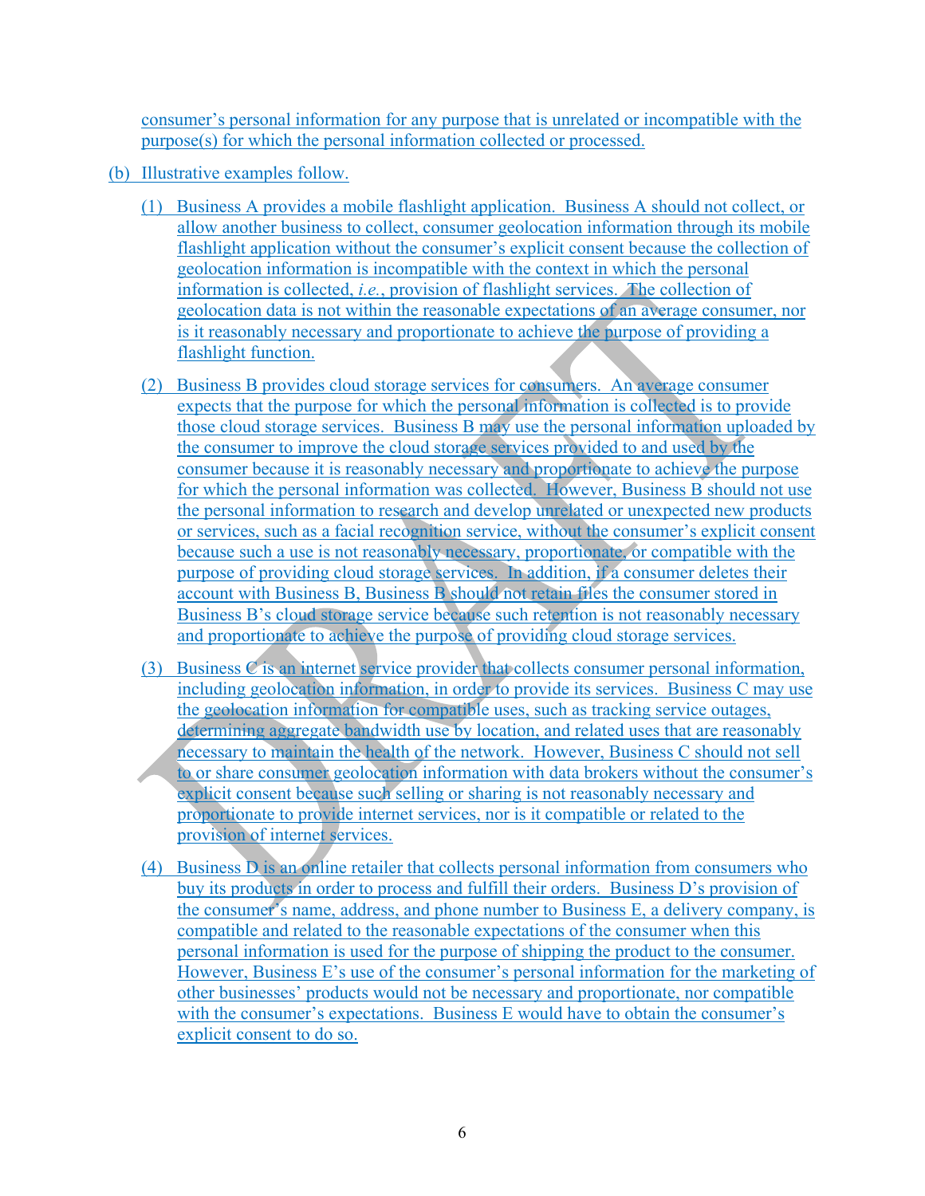consumer's personal information for any purpose that is unrelated or incompatible with the purpose(s) for which the personal information collected or processed.

(b) Illustrative examples follow.

(1) Business A provides a mobile flashlight application. Business A should not collect, or allow another business to collect, consumer geolocation information through its mobile flashlight application without the consumer's explicit consent because the collection of geolocation information is incompatible with the context in which the personal information is collected, *i.e.*, provision of flashlight services. The collection of geolocation data is not within the reasonable expectations of an average consumer, nor is it reasonably necessary and proportionate to achieve the purpose of providing a flashlight function.

(2) Business B provides cloud storage services for consumers. An average consumer expects that the purpose for which the personal information is collected is to provide those cloud storage services. Business B may use the personal information uploaded by the consumer to improve the cloud storage services provided to and used by the consumer because it is reasonably necessary and proportionate to achieve the purpose for which the personal information was collected. However, Business B should not use the personal information to research and develop unrelated or unexpected new products or services, such as a facial recognition service, without the consumer's explicit consent because such a use is not reasonably necessary, proportionate, or compatible with the purpose of providing cloud storage services. In addition, if a consumer deletes their account with Business B, Business B should not retain files the consumer stored in Business B's cloud storage service because such retention is not reasonably necessary and proportionate to achieve the purpose of providing cloud storage services.

(3) Business C is an internet service provider that collects consumer personal information, including geolocation information, in order to provide its services. Business C may use the geolocation information for compatible uses, such as tracking service outages, determining aggregate bandwidth use by location, and related uses that are reasonably necessary to maintain the health of the network. However, Business C should not sell to or share consumer geolocation information with data brokers without the consumer's explicit consent because such selling or sharing is not reasonably necessary and proportionate to provide internet services, nor is it compatible or related to the provision of internet services.

(4) Business D is an online retailer that collects personal information from consumers who buy its products in order to process and fulfill their orders. Business D's provision of the consumer's name, address, and phone number to Business E, a delivery company, is compatible and related to the reasonable expectations of the consumer when this personal information is used for the purpose of shipping the product to the consumer. However, Business E's use of the consumer's personal information for the marketing of other businesses' products would not be necessary and proportionate, nor compatible with the consumer's expectations. Business E would have to obtain the consumer's explicit consent to do so.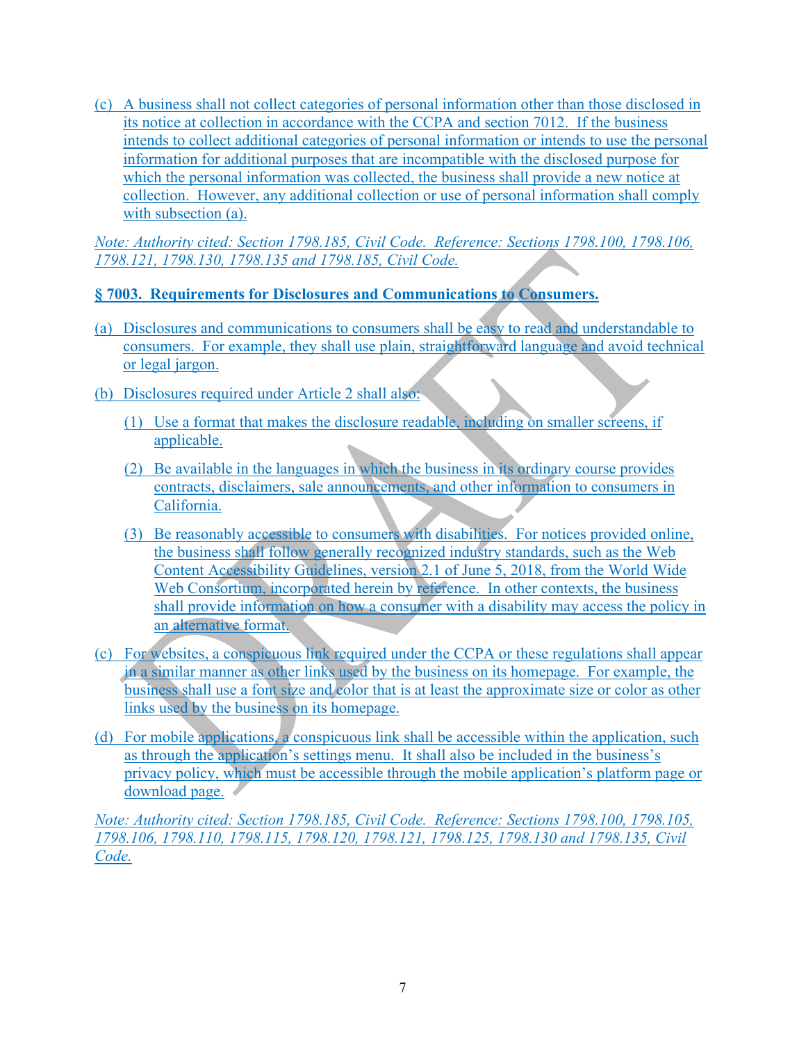(c) A business shall not collect categories of personal information other than those disclosed in its notice at collection in accordance with the CCPA and section 7012. If the business intends to collect additional categories of personal information or intends to use the personal information for additional purposes that are incompatible with the disclosed purpose for which the personal information was collected, the business shall provide a new notice at collection. However, any additional collection or use of personal information shall comply with subsection (a).

*Note: Authority cited: Section 1798.185, Civil Code. Reference: Sections 1798.100, 1798.106, 1798.121, 1798.130, 1798.135 and 1798.185, Civil Code.*

**§ 7003. Requirements for Disclosures and Communications to Consumers.**

(a) Disclosures and communications to consumers shall be easy to read and understandable to consumers. For example, they shall use plain, straightforward language and avoid technical or legal jargon.

(b) Disclosures required under Article 2 shall also:

(1) Use a format that makes the disclosure readable, including on smaller screens, if applicable.

(2) Be available in the languages in which the business in its ordinary course provides contracts, disclaimers, sale announcements, and other information to consumers in California.

(3) Be reasonably accessible to consumers with disabilities. For notices provided online, the business shall follow generally recognized industry standards, such as the Web Content Accessibility Guidelines, version 2.1 of June 5, 2018, from the World Wide Web Consortium, incorporated herein by reference. In other contexts, the business shall provide information on how a consumer with a disability may access the policy in an alternative format.

(c) For websites, a conspicuous link required under the CCPA or these regulations shall appear in a similar manner as other links used by the business on its homepage. For example, the business shall use a font size and color that is at least the approximate size or color as other links used by the business on its homepage.

(d) For mobile applications, a conspicuous link shall be accessible within the application, such as through the application's settings menu. It shall also be included in the business's privacy policy, which must be accessible through the mobile application's platform page or download page.

*Note: Authority cited: Section 1798.185, Civil Code. Reference: Sections 1798.100, 1798.105, 1798.106, 1798.110, 1798.115, 1798.120, 1798.121, 1798.125, 1798.130 and 1798.135, Civil Code.*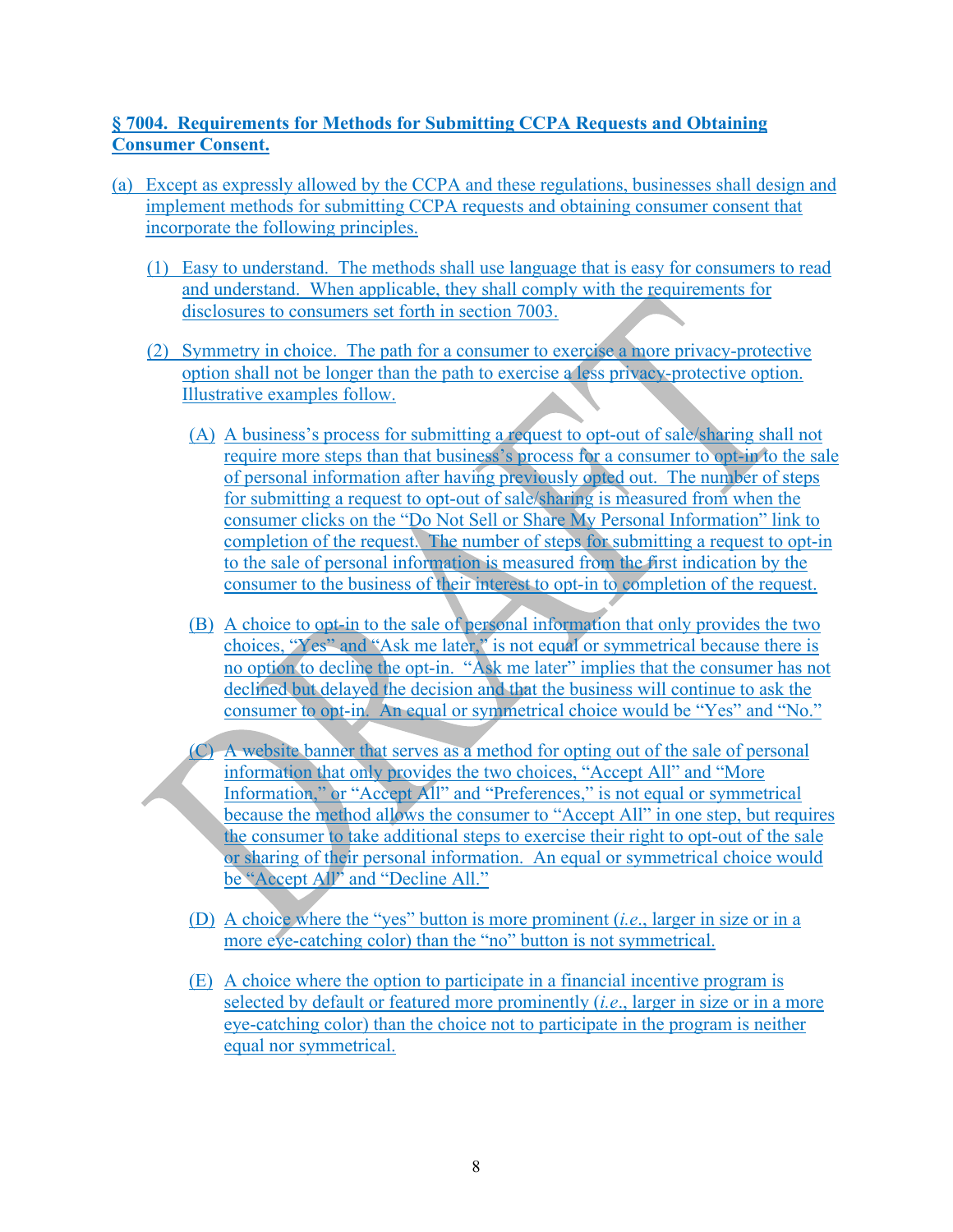**§ 7004. Requirements for Methods for Submitting CCPA Requests and Obtaining Consumer Consent.**

(a) Except as expressly allowed by the CCPA and these regulations, businesses shall design and implement methods for submitting CCPA requests and obtaining consumer consent that incorporate the following principles.

(1) Easy to understand. The methods shall use language that is easy for consumers to read and understand. When applicable, they shall comply with the requirements for disclosures to consumers set forth in section 7003.

(2) Symmetry in choice. The path for a consumer to exercise a more privacy-protective option shall not be longer than the path to exercise a less privacy-protective option. Illustrative examples follow.

(A) A business's process for submitting a request to opt-out of sale/sharing shall not require more steps than that business's process for a consumer to opt-in to the sale of personal information after having previously opted out. The number of steps for submitting a request to opt-out of sale/sharing is measured from when the consumer clicks on the "Do Not Sell or Share My Personal Information" link to completion of the request. The number of steps for submitting a request to opt-in to the sale of personal information is measured from the first indication by the consumer to the business of their interest to opt-in to completion of the request.

(B) A choice to opt-in to the sale of personal information that only provides the two choices, "Yes" and "Ask me later," is not equal or symmetrical because there is no option to decline the opt-in. "Ask me later" implies that the consumer has not declined but delayed the decision and that the business will continue to ask the consumer to opt-in. An equal or symmetrical choice would be "Yes" and "No."

(C) A website banner that serves as a method for opting out of the sale of personal information that only provides the two choices, "Accept All" and "More Information," or "Accept All" and "Preferences," is not equal or symmetrical because the method allows the consumer to "Accept All" in one step, but requires the consumer to take additional steps to exercise their right to opt-out of the sale or sharing of their personal information. An equal or symmetrical choice would be "Accept All" and "Decline All."

(D) A choice where the "yes" button is more prominent (*i.e*., larger in size or in a more eye-catching color) than the "no" button is not symmetrical.

(E) A choice where the option to participate in a financial incentive program is selected by default or featured more prominently (*i.e*., larger in size or in a more eye-catching color) than the choice not to participate in the program is neither equal nor symmetrical.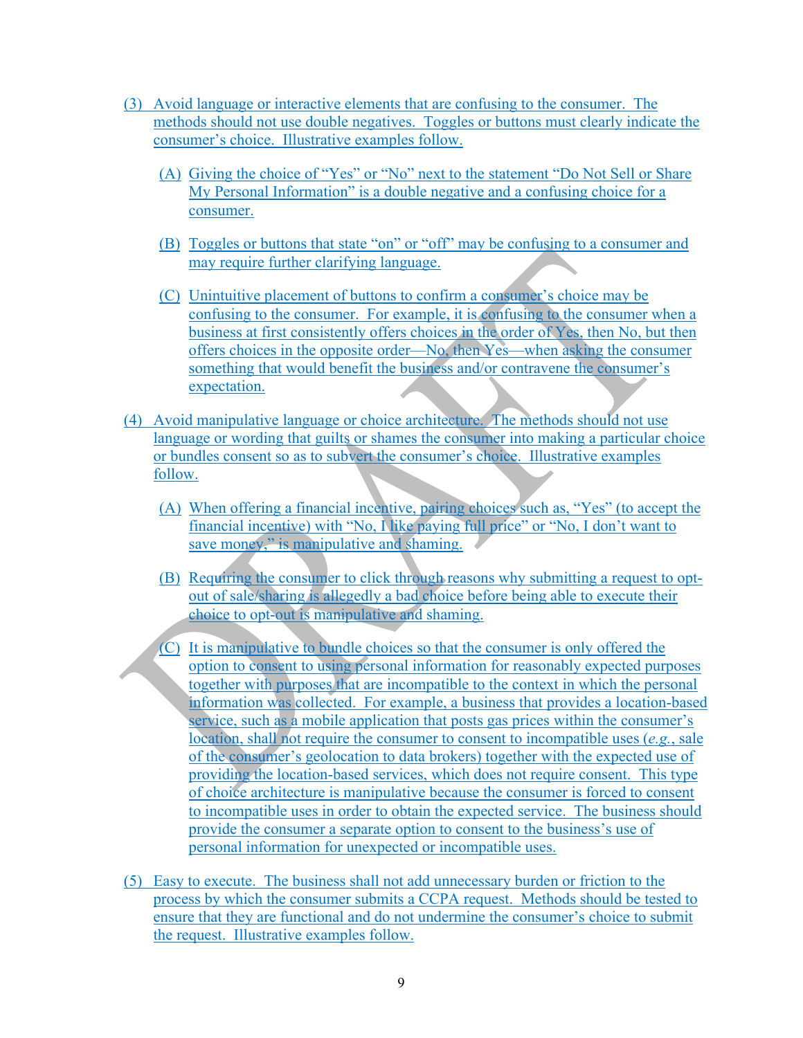(3) Avoid language or interactive elements that are confusing to the consumer. The methods should not use double negatives. Toggles or buttons must clearly indicate the consumer's choice. Illustrative examples follow.

   (A) Giving the choice of "Yes" or "No" next to the statement "Do Not Sell or Share My Personal Information" is a double negative and a confusing choice for a consumer.

   (B) Toggles or buttons that state "on" or "off" may be confusing to a consumer and may require further clarifying language.

   (C) Unintuitive placement of buttons to confirm a consumer's choice may be confusing to the consumer. For example, it is confusing to the consumer when a business at first consistently offers choices in the order of Yes, then No, but then offers choices in the opposite order—No, then Yes—when asking the consumer something that would benefit the business and/or contravene the consumer's expectation.

(4) Avoid manipulative language or choice architecture. The methods should not use language or wording that guilts or shames the consumer into making a particular choice or bundles consent so as to subvert the consumer's choice. Illustrative examples follow.

   (A) When offering a financial incentive, pairing choices such as, "Yes" (to accept the financial incentive) with "No, I like paying full price" or "No, I don't want to save money," is manipulative and shaming.

   (B) Requiring the consumer to click through reasons why submitting a request to opt-out of sale/sharing is allegedly a bad choice before being able to execute their choice to opt-out is manipulative and shaming.

   (C) It is manipulative to bundle choices so that the consumer is only offered the option to consent to using personal information for reasonably expected purposes together with purposes that are incompatible to the context in which the personal information was collected. For example, a business that provides a location-based service, such as a mobile application that posts gas prices within the consumer's location, shall not require the consumer to consent to incompatible uses (*e.g.*, sale of the consumer's geolocation to data brokers) together with the expected use of providing the location-based services, which does not require consent. This type of choice architecture is manipulative because the consumer is forced to consent to incompatible uses in order to obtain the expected service. The business should provide the consumer a separate option to consent to the business's use of personal information for unexpected or incompatible uses.

(5) Easy to execute. The business shall not add unnecessary burden or friction to the process by which the consumer submits a CCPA request. Methods should be tested to ensure that they are functional and do not undermine the consumer's choice to submit the request. Illustrative examples follow.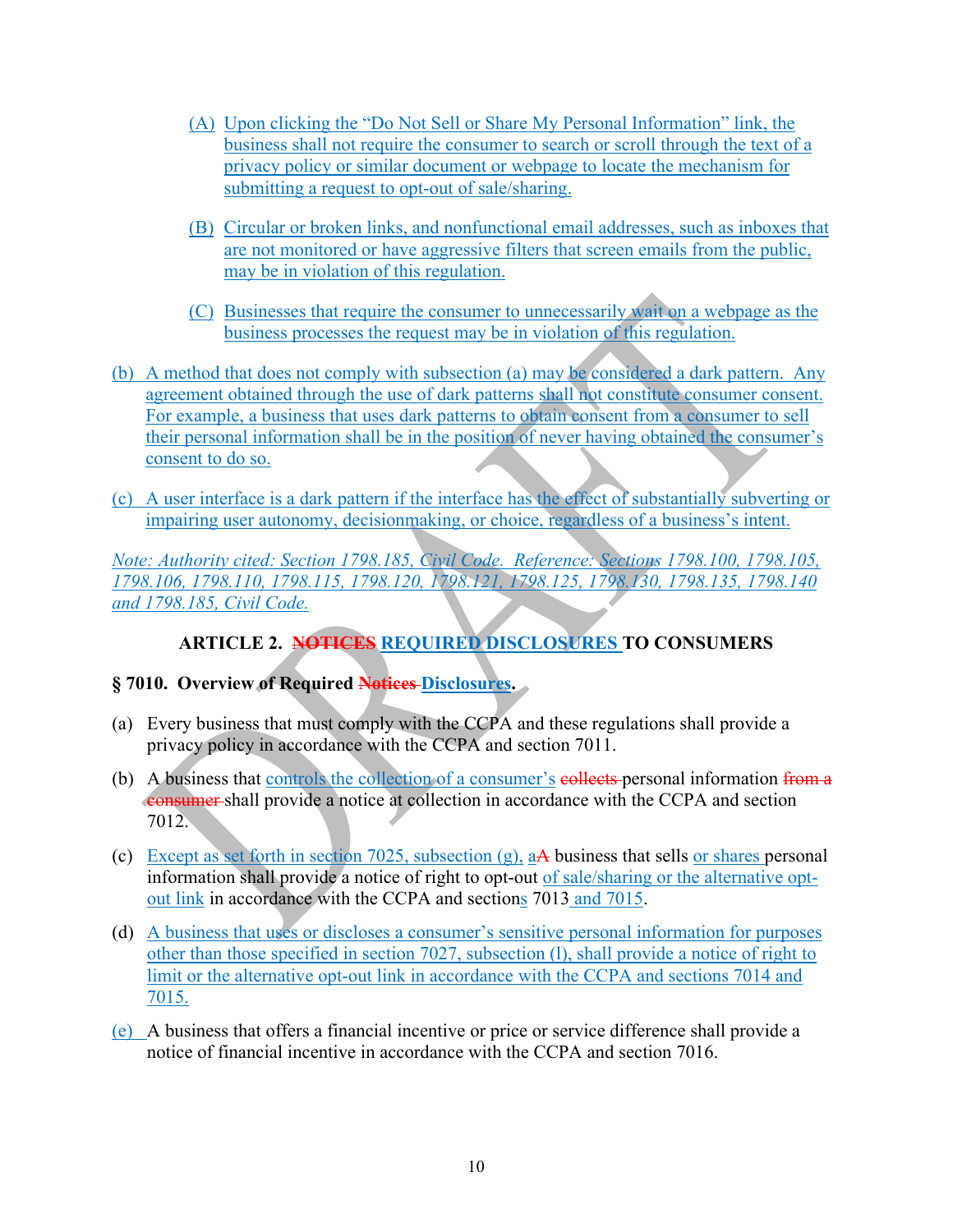(A) Upon clicking the "Do Not Sell or Share My Personal Information" link, the business shall not require the consumer to search or scroll through the text of a privacy policy or similar document or webpage to locate the mechanism for submitting a request to opt-out of sale/sharing.

(B) Circular or broken links, and nonfunctional email addresses, such as inboxes that are not monitored or have aggressive filters that screen emails from the public, may be in violation of this regulation.

(C) Businesses that require the consumer to unnecessarily wait on a webpage as the business processes the request may be in violation of this regulation.

(b) A method that does not comply with subsection (a) may be considered a dark pattern. Any agreement obtained through the use of dark patterns shall not constitute consumer consent. For example, a business that uses dark patterns to obtain consent from a consumer to sell their personal information shall be in the position of never having obtained the consumer's consent to do so.

(c) A user interface is a dark pattern if the interface has the effect of substantially subverting or impairing user autonomy, decisionmaking, or choice, regardless of a business's intent.

*Note: Authority cited: Section 1798.185, Civil Code. Reference: Sections 1798.100, 1798.105, 1798.106, 1798.110, 1798.115, 1798.120, 1798.121, 1798.125, 1798.130, 1798.135, 1798.140 and 1798.185, Civil Code.*

## ARTICLE 2. ~~NOTICES~~ REQUIRED DISCLOSURES TO CONSUMERS

### § 7010. Overview of Required ~~Notices~~ Disclosures.

(a) Every business that must comply with the CCPA and these regulations shall provide a privacy policy in accordance with the CCPA and section 7011.

(b) A business that controls the collection of a consumer's ~~collects~~ personal information ~~from a consumer~~ shall provide a notice at collection in accordance with the CCPA and section 7012.

(c) Except as set forth in section 7025, subsection (g), a~~A~~ business that sells or shares personal information shall provide a notice of right to opt-out of sale/sharing or the alternative opt-out link in accordance with the CCPA and sections 7013 and 7015.

(d) A business that uses or discloses a consumer's sensitive personal information for purposes other than those specified in section 7027, subsection (l), shall provide a notice of right to limit or the alternative opt-out link in accordance with the CCPA and sections 7014 and 7015.

(e) A business that offers a financial incentive or price or service difference shall provide a notice of financial incentive in accordance with the CCPA and section 7016.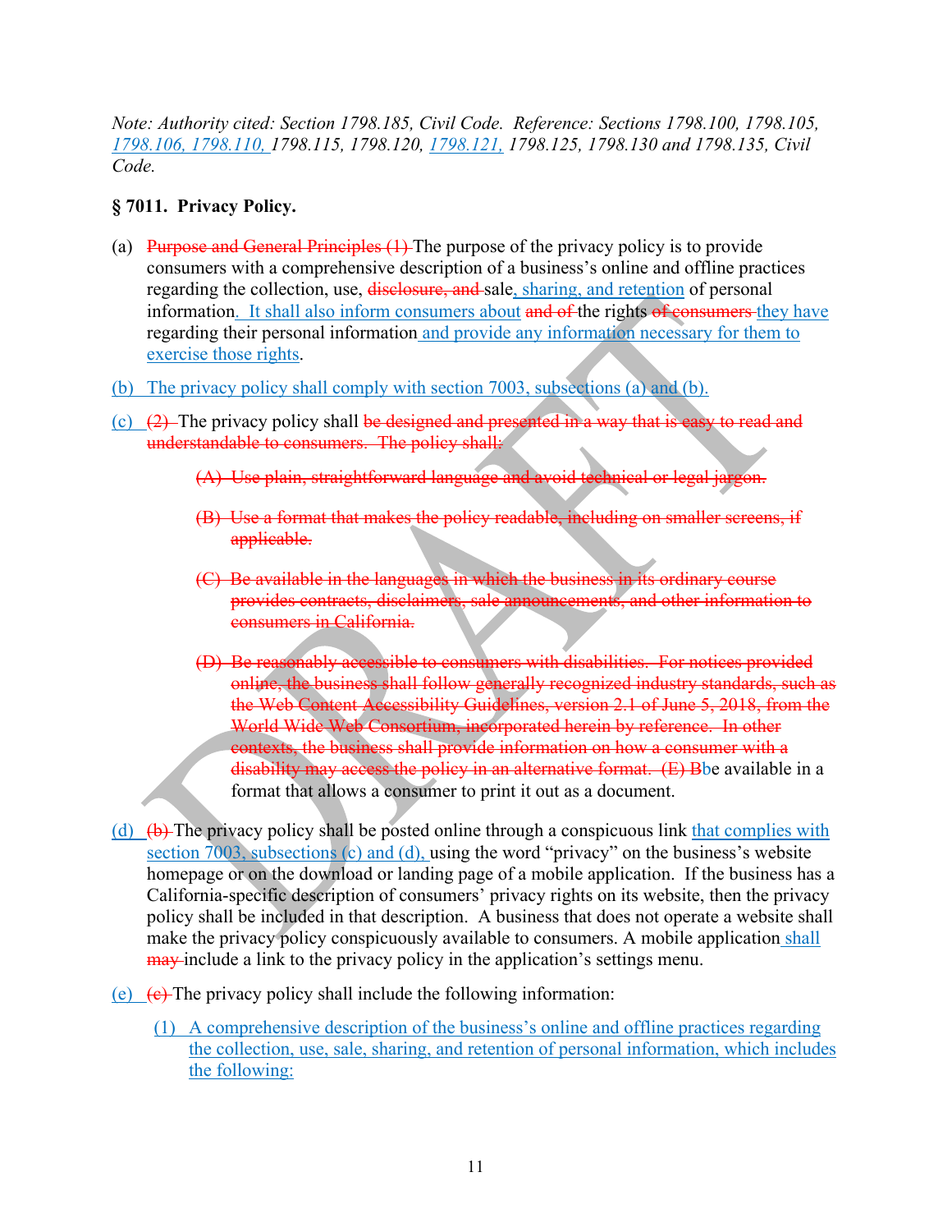*Note: Authority cited: Section 1798.185, Civil Code. Reference: Sections 1798.100, 1798.105, 1798.106, 1798.110, 1798.115, 1798.120, 1798.121, 1798.125, 1798.130 and 1798.135, Civil Code.*

**§ 7011. Privacy Policy.**

(a) ~~Purpose and General Principles (1)~~ The purpose of the privacy policy is to provide consumers with a comprehensive description of a business's online and offline practices regarding the collection, use, ~~disclosure, and~~ sale, sharing, and retention of personal information. It shall also inform consumers about ~~and of~~ the rights ~~of consumers~~ they have regarding their personal information and provide any information necessary for them to exercise those rights.

(b) The privacy policy shall comply with section 7003, subsections (a) and (b).

(c) ~~(2)~~ The privacy policy shall ~~be designed and presented in a way that is easy to read and understandable to consumers. The policy shall:~~

> ~~(A) Use plain, straightforward language and avoid technical or legal jargon.~~
>
> ~~(B) Use a format that makes the policy readable, including on smaller screens, if applicable.~~
>
> ~~(C) Be available in the languages in which the business in its ordinary course provides contracts, disclaimers, sale announcements, and other information to consumers in California.~~
>
> ~~(D) Be reasonably accessible to consumers with disabilities. For notices provided online, the business shall follow generally recognized industry standards, such as the Web Content Accessibility Guidelines, version 2.1 of June 5, 2018, from the World Wide Web Consortium, incorporated herein by reference. In other contexts, the business shall provide information on how a consumer with a disability may access the policy in an alternative format. (E) B~~be available in a format that allows a consumer to print it out as a document.

(d) ~~(b)~~ The privacy policy shall be posted online through a conspicuous link that complies with section 7003, subsections (c) and (d), using the word "privacy" on the business's website homepage or on the download or landing page of a mobile application. If the business has a California-specific description of consumers' privacy rights on its website, then the privacy policy shall be included in that description. A business that does not operate a website shall make the privacy policy conspicuously available to consumers. A mobile application shall ~~may~~ include a link to the privacy policy in the application's settings menu.

(e) ~~(c)~~ The privacy policy shall include the following information:

> (1) A comprehensive description of the business's online and offline practices regarding the collection, use, sale, sharing, and retention of personal information, which includes the following: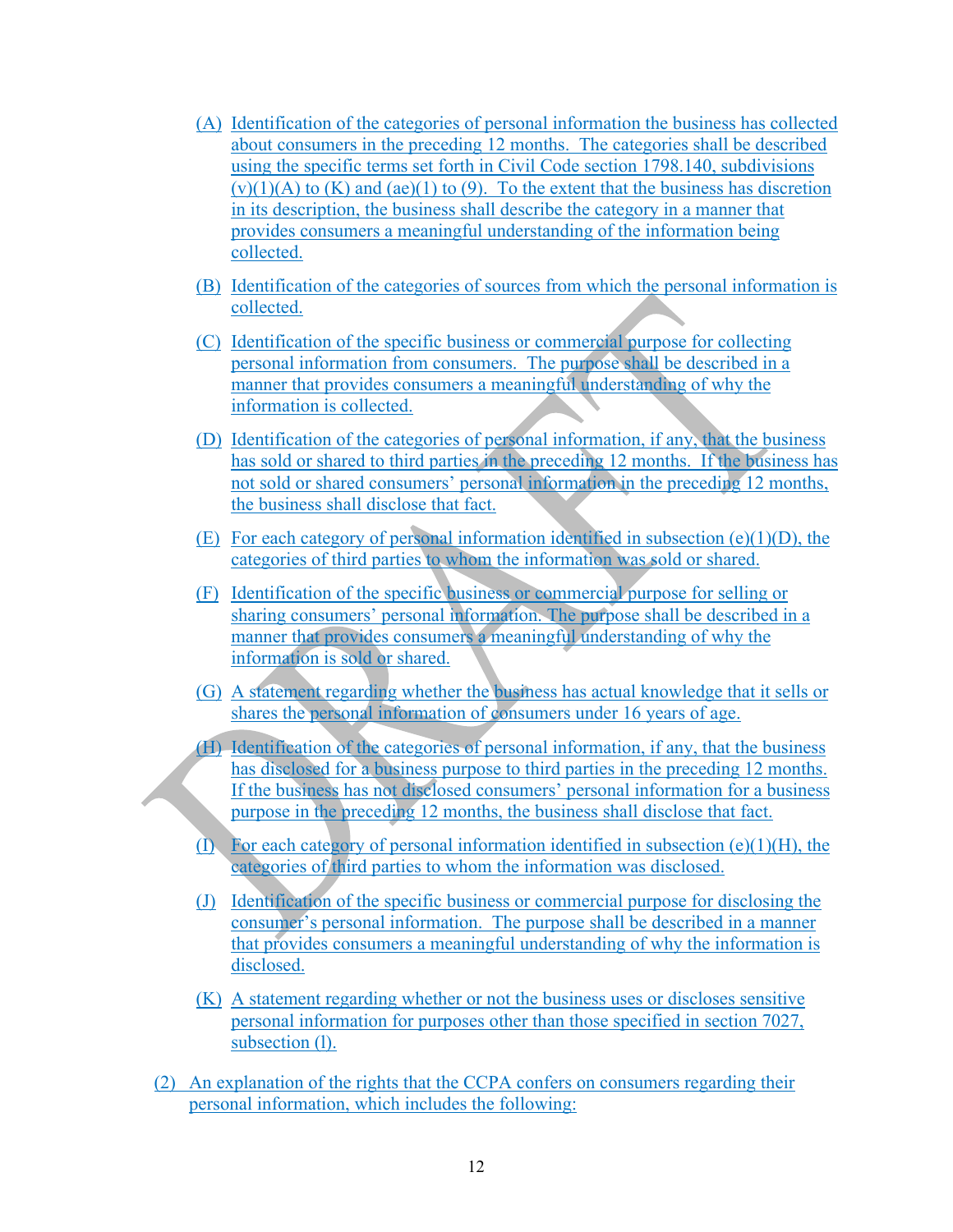(A) Identification of the categories of personal information the business has collected about consumers in the preceding 12 months. The categories shall be described using the specific terms set forth in Civil Code section 1798.140, subdivisions (v)(1)(A) to (K) and (ae)(1) to (9). To the extent that the business has discretion in its description, the business shall describe the category in a manner that provides consumers a meaningful understanding of the information being collected.

(B) Identification of the categories of sources from which the personal information is collected.

(C) Identification of the specific business or commercial purpose for collecting personal information from consumers. The purpose shall be described in a manner that provides consumers a meaningful understanding of why the information is collected.

(D) Identification of the categories of personal information, if any, that the business has sold or shared to third parties in the preceding 12 months. If the business has not sold or shared consumers' personal information in the preceding 12 months, the business shall disclose that fact.

(E) For each category of personal information identified in subsection (e)(1)(D), the categories of third parties to whom the information was sold or shared.

(F) Identification of the specific business or commercial purpose for selling or sharing consumers' personal information. The purpose shall be described in a manner that provides consumers a meaningful understanding of why the information is sold or shared.

(G) A statement regarding whether the business has actual knowledge that it sells or shares the personal information of consumers under 16 years of age.

(H) Identification of the categories of personal information, if any, that the business has disclosed for a business purpose to third parties in the preceding 12 months. If the business has not disclosed consumers' personal information for a business purpose in the preceding 12 months, the business shall disclose that fact.

(I) For each category of personal information identified in subsection (e)(1)(H), the categories of third parties to whom the information was disclosed.

(J) Identification of the specific business or commercial purpose for disclosing the consumer's personal information. The purpose shall be described in a manner that provides consumers a meaningful understanding of why the information is disclosed.

(K) A statement regarding whether or not the business uses or discloses sensitive personal information for purposes other than those specified in section 7027, subsection (l).

(2) An explanation of the rights that the CCPA confers on consumers regarding their personal information, which includes the following: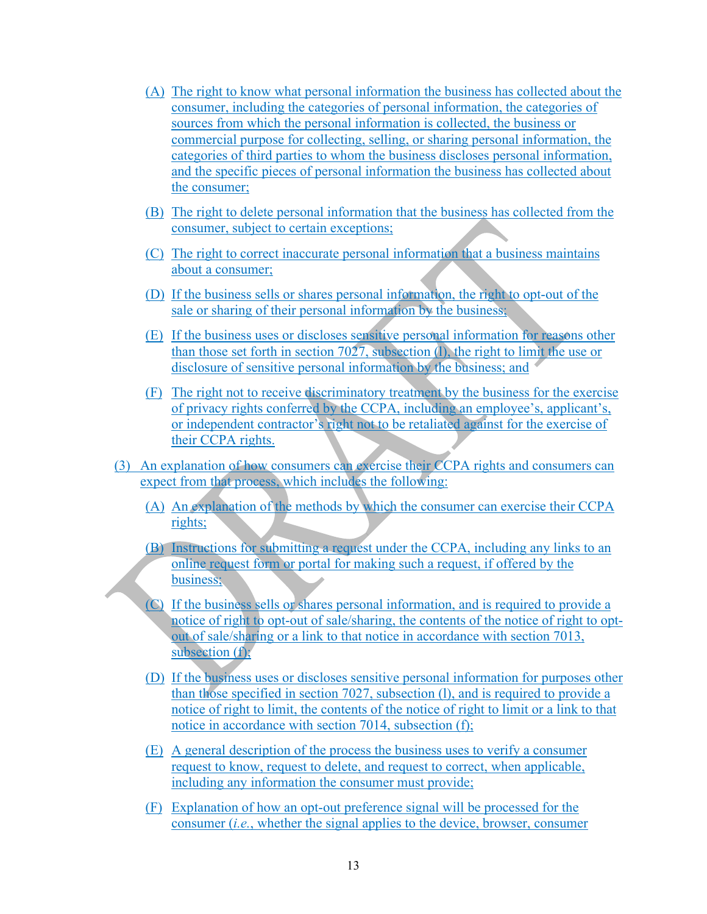(A) The right to know what personal information the business has collected about the consumer, including the categories of personal information, the categories of sources from which the personal information is collected, the business or commercial purpose for collecting, selling, or sharing personal information, the categories of third parties to whom the business discloses personal information, and the specific pieces of personal information the business has collected about the consumer;

(B) The right to delete personal information that the business has collected from the consumer, subject to certain exceptions;

(C) The right to correct inaccurate personal information that a business maintains about a consumer;

(D) If the business sells or shares personal information, the right to opt-out of the sale or sharing of their personal information by the business;

(E) If the business uses or discloses sensitive personal information for reasons other than those set forth in section 7027, subsection (l), the right to limit the use or disclosure of sensitive personal information by the business; and

(F) The right not to receive discriminatory treatment by the business for the exercise of privacy rights conferred by the CCPA, including an employee's, applicant's, or independent contractor's right not to be retaliated against for the exercise of their CCPA rights.

(3) An explanation of how consumers can exercise their CCPA rights and consumers can expect from that process, which includes the following:

(A) An explanation of the methods by which the consumer can exercise their CCPA rights;

(B) Instructions for submitting a request under the CCPA, including any links to an online request form or portal for making such a request, if offered by the business;

(C) If the business sells or shares personal information, and is required to provide a notice of right to opt-out of sale/sharing, the contents of the notice of right to opt-out of sale/sharing or a link to that notice in accordance with section 7013, subsection (f);

(D) If the business uses or discloses sensitive personal information for purposes other than those specified in section 7027, subsection (l), and is required to provide a notice of right to limit, the contents of the notice of right to limit or a link to that notice in accordance with section 7014, subsection (f);

(E) A general description of the process the business uses to verify a consumer request to know, request to delete, and request to correct, when applicable, including any information the consumer must provide;

(F) Explanation of how an opt-out preference signal will be processed for the consumer (*i.e.*, whether the signal applies to the device, browser, consumer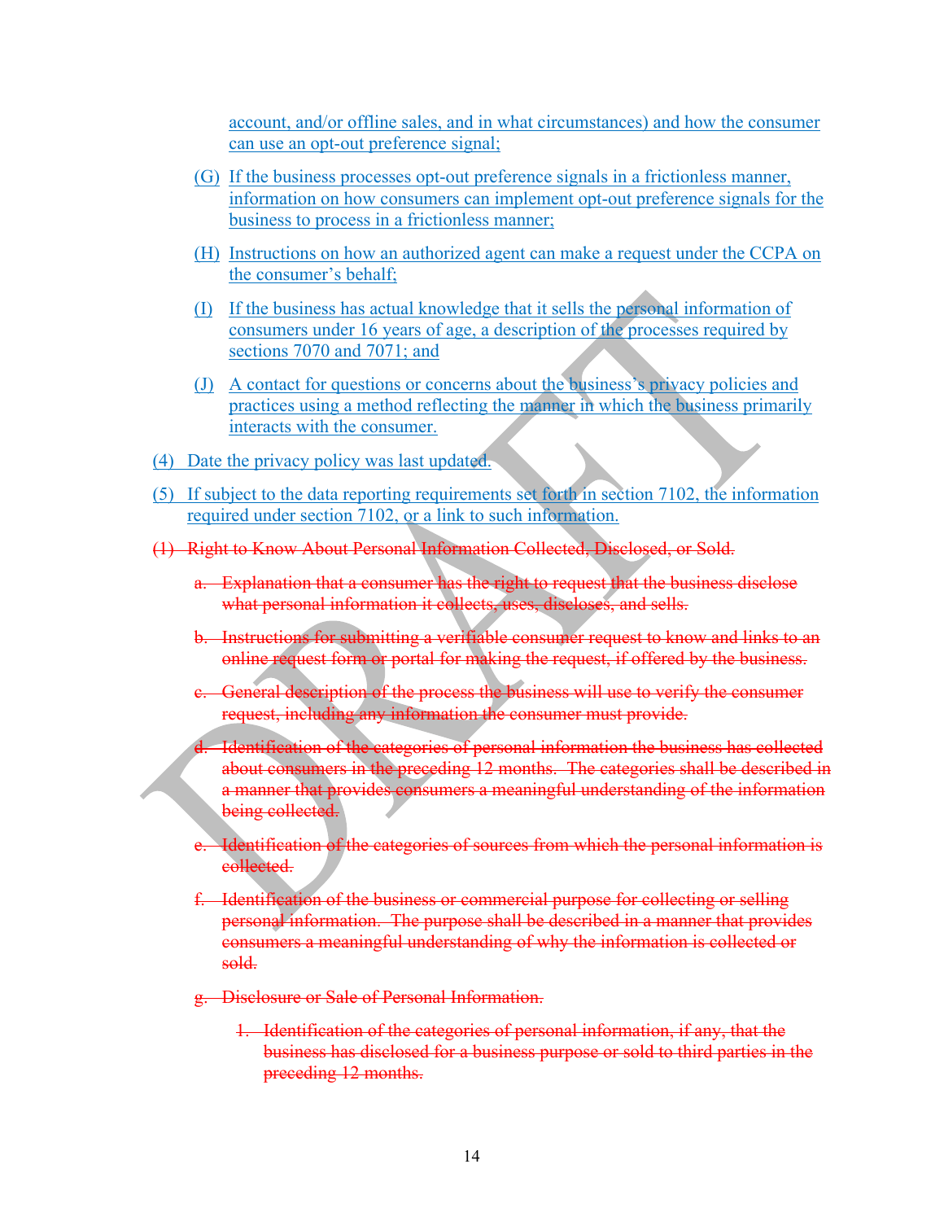account, and/or offline sales, and in what circumstances) and how the consumer can use an opt-out preference signal;

(G) If the business processes opt-out preference signals in a frictionless manner, information on how consumers can implement opt-out preference signals for the business to process in a frictionless manner;

(H) Instructions on how an authorized agent can make a request under the CCPA on the consumer's behalf;

(I) If the business has actual knowledge that it sells the personal information of consumers under 16 years of age, a description of the processes required by sections 7070 and 7071; and

(J) A contact for questions or concerns about the business's privacy policies and practices using a method reflecting the manner in which the business primarily interacts with the consumer.

(4) Date the privacy policy was last updated.

(5) If subject to the data reporting requirements set forth in section 7102, the information required under section 7102, or a link to such information.

~~(1) Right to Know About Personal Information Collected, Disclosed, or Sold.~~

~~a. Explanation that a consumer has the right to request that the business disclose what personal information it collects, uses, discloses, and sells.~~

~~b. Instructions for submitting a verifiable consumer request to know and links to an online request form or portal for making the request, if offered by the business.~~

~~c. General description of the process the business will use to verify the consumer request, including any information the consumer must provide.~~

~~d. Identification of the categories of personal information the business has collected about consumers in the preceding 12 months. The categories shall be described in a manner that provides consumers a meaningful understanding of the information being collected.~~

~~e. Identification of the categories of sources from which the personal information is collected.~~

~~f. Identification of the business or commercial purpose for collecting or selling personal information. The purpose shall be described in a manner that provides consumers a meaningful understanding of why the information is collected or sold.~~

~~g. Disclosure or Sale of Personal Information.~~

~~1. Identification of the categories of personal information, if any, that the business has disclosed for a business purpose or sold to third parties in the preceding 12 months.~~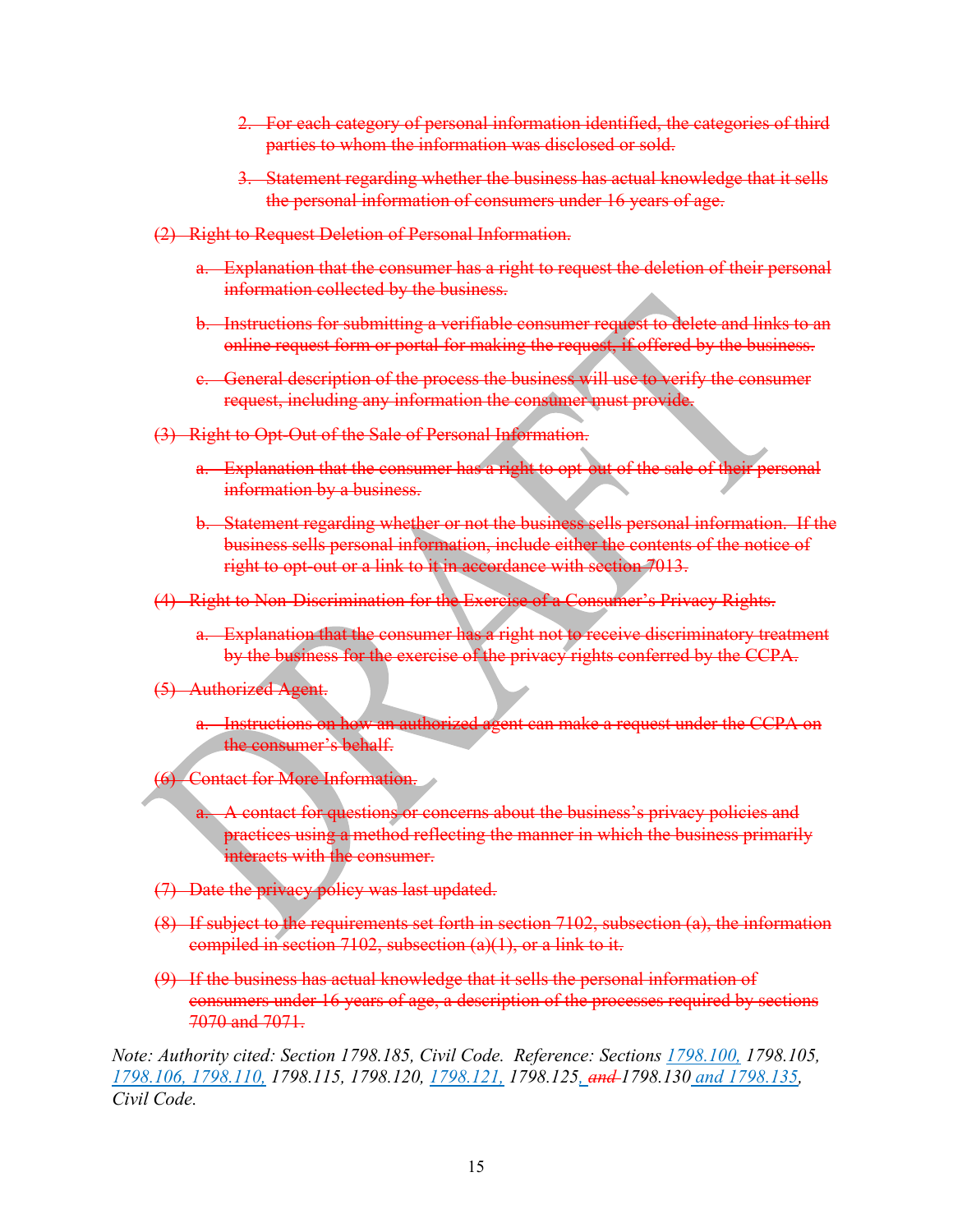~~2. For each category of personal information identified, the categories of third parties to whom the information was disclosed or sold.~~

~~3. Statement regarding whether the business has actual knowledge that it sells the personal information of consumers under 16 years of age.~~

~~(2) Right to Request Deletion of Personal Information.~~

~~a. Explanation that the consumer has a right to request the deletion of their personal information collected by the business.~~

~~b. Instructions for submitting a verifiable consumer request to delete and links to an online request form or portal for making the request, if offered by the business.~~

~~c. General description of the process the business will use to verify the consumer request, including any information the consumer must provide.~~

~~(3) Right to Opt-Out of the Sale of Personal Information.~~

~~a. Explanation that the consumer has a right to opt-out of the sale of their personal information by a business.~~

~~b. Statement regarding whether or not the business sells personal information. If the business sells personal information, include either the contents of the notice of right to opt-out or a link to it in accordance with section 7013.~~

~~(4) Right to Non-Discrimination for the Exercise of a Consumer's Privacy Rights.~~

~~a. Explanation that the consumer has a right not to receive discriminatory treatment by the business for the exercise of the privacy rights conferred by the CCPA.~~

~~(5) Authorized Agent.~~

~~a. Instructions on how an authorized agent can make a request under the CCPA on the consumer's behalf.~~

~~(6) Contact for More Information.~~

~~a. A contact for questions or concerns about the business's privacy policies and practices using a method reflecting the manner in which the business primarily interacts with the consumer.~~

~~(7) Date the privacy policy was last updated.~~

~~(8) If subject to the requirements set forth in section 7102, subsection (a), the information compiled in section 7102, subsection (a)(1), or a link to it.~~

~~(9) If the business has actual knowledge that it sells the personal information of consumers under 16 years of age, a description of the processes required by sections 7070 and 7071.~~

*Note: Authority cited: Section 1798.185, Civil Code. Reference: Sections <u>1798.100,</u> 1798.105, <u>1798.106, 1798.110,</u> 1798.115, 1798.120, <u>1798.121,</u> 1798.125<u>,</u> ~~and~~ 1798.130 <u>and 1798.135</u>, Civil Code.*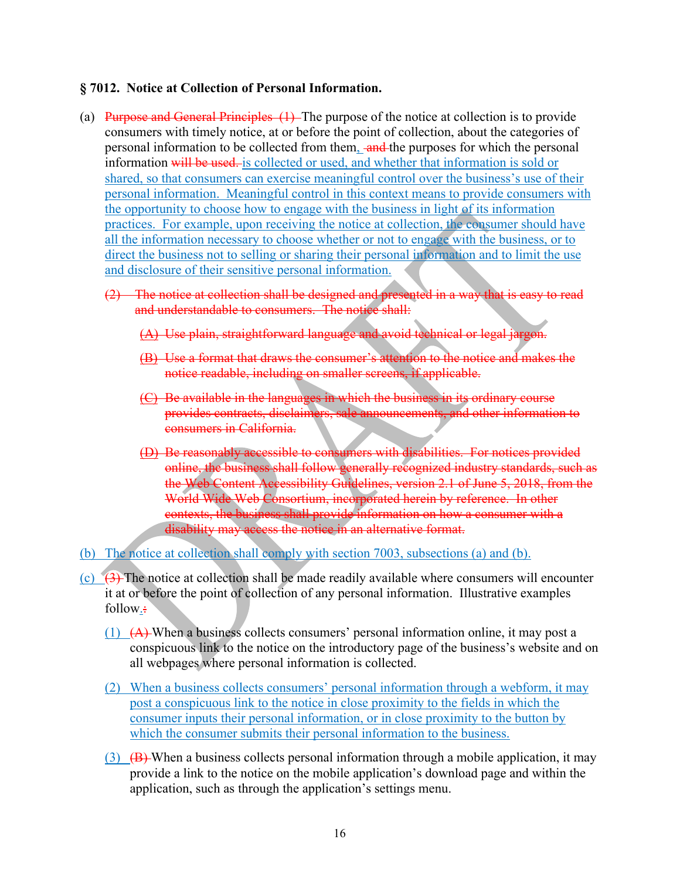## § 7012. Notice at Collection of Personal Information.

(a) ~~Purpose and General Principles (1)~~ The purpose of the notice at collection is to provide consumers with timely notice, at or before the point of collection, about the categories of personal information to be collected from them, ~~and~~ the purposes for which the personal information ~~will be used.~~ <u>is collected or used, and whether that information is sold or shared, so that consumers can exercise meaningful control over the business's use of their personal information. Meaningful control in this context means to provide consumers with the opportunity to choose how to engage with the business in light of its information practices. For example, upon receiving the notice at collection, the consumer should have all the information necessary to choose whether or not to engage with the business, or to direct the business not to selling or sharing their personal information and to limit the use and disclosure of their sensitive personal information.</u>

~~(2) The notice at collection shall be designed and presented in a way that is easy to read and understandable to consumers. The notice shall:~~

~~(A) Use plain, straightforward language and avoid technical or legal jargon.~~

~~(B) Use a format that draws the consumer's attention to the notice and makes the notice readable, including on smaller screens, if applicable.~~

~~(C) Be available in the languages in which the business in its ordinary course provides contracts, disclaimers, sale announcements, and other information to consumers in California.~~

~~(D) Be reasonably accessible to consumers with disabilities. For notices provided online, the business shall follow generally recognized industry standards, such as the Web Content Accessibility Guidelines, version 2.1 of June 5, 2018, from the World Wide Web Consortium, incorporated herein by reference. In other contexts, the business shall provide information on how a consumer with a disability may access the notice in an alternative format.~~

<u>(b) The notice at collection shall comply with section 7003, subsections (a) and (b).</u>

<u>(c)</u> ~~(3)~~ The notice at collection shall be made readily available where consumers will encounter it at or before the point of collection of any personal information. Illustrative examples follow<u>.</u>~~:~~

<u>(1)</u> ~~(A)~~ When a business collects consumers' personal information online, it may post a conspicuous link to the notice on the introductory page of the business's website and on all webpages where personal information is collected.

<u>(2) When a business collects consumers' personal information through a webform, it may post a conspicuous link to the notice in close proximity to the fields in which the consumer inputs their personal information, or in close proximity to the button by which the consumer submits their personal information to the business.</u>

<u>(3)</u> ~~(B)~~ When a business collects personal information through a mobile application, it may provide a link to the notice on the mobile application's download page and within the application, such as through the application's settings menu.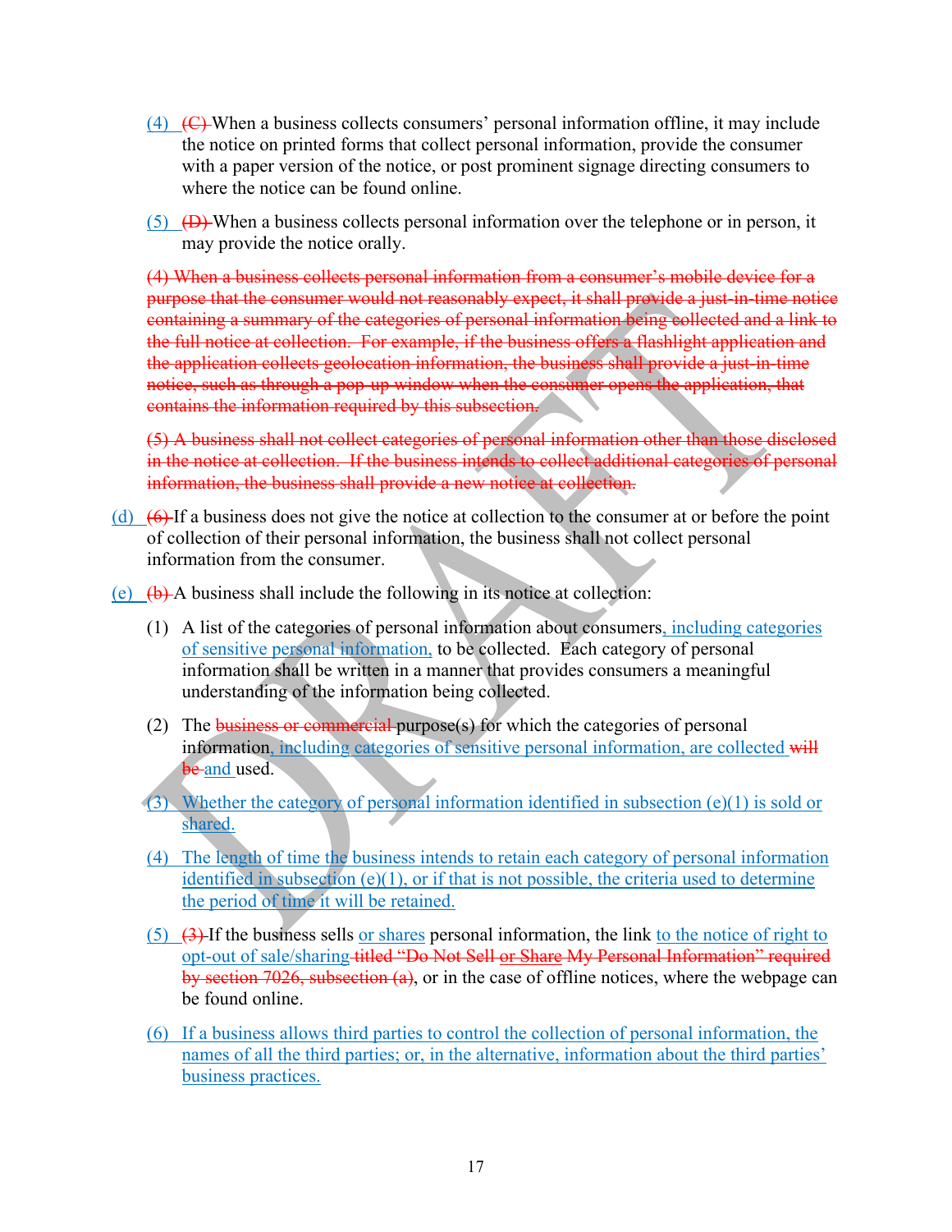(4) ~~(C)~~ When a business collects consumers' personal information offline, it may include the notice on printed forms that collect personal information, provide the consumer with a paper version of the notice, or post prominent signage directing consumers to where the notice can be found online.

(5) ~~(D)~~ When a business collects personal information over the telephone or in person, it may provide the notice orally.

~~(4) When a business collects personal information from a consumer's mobile device for a purpose that the consumer would not reasonably expect, it shall provide a just-in-time notice containing a summary of the categories of personal information being collected and a link to the full notice at collection. For example, if the business offers a flashlight application and the application collects geolocation information, the business shall provide a just-in-time notice, such as through a pop-up window when the consumer opens the application, that contains the information required by this subsection.~~

~~(5) A business shall not collect categories of personal information other than those disclosed in the notice at collection. If the business intends to collect additional categories of personal information, the business shall provide a new notice at collection.~~

(d) ~~(6)~~ If a business does not give the notice at collection to the consumer at or before the point of collection of their personal information, the business shall not collect personal information from the consumer.

(e) ~~(b)~~ A business shall include the following in its notice at collection:

(1) A list of the categories of personal information about consumers, including categories of sensitive personal information, to be collected. Each category of personal information shall be written in a manner that provides consumers a meaningful understanding of the information being collected.

(2) The ~~business or commercial~~ purpose(s) for which the categories of personal information, including categories of sensitive personal information, are collected ~~will be~~ and used.

(3) Whether the category of personal information identified in subsection (e)(1) is sold or shared.

(4) The length of time the business intends to retain each category of personal information identified in subsection (e)(1), or if that is not possible, the criteria used to determine the period of time it will be retained.

(5) ~~(3)~~ If the business sells or shares personal information, the link to the notice of right to opt-out of sale/sharing ~~titled "Do Not Sell or Share My Personal Information" required by section 7026, subsection (a)~~, or in the case of offline notices, where the webpage can be found online.

(6) If a business allows third parties to control the collection of personal information, the names of all the third parties; or, in the alternative, information about the third parties' business practices.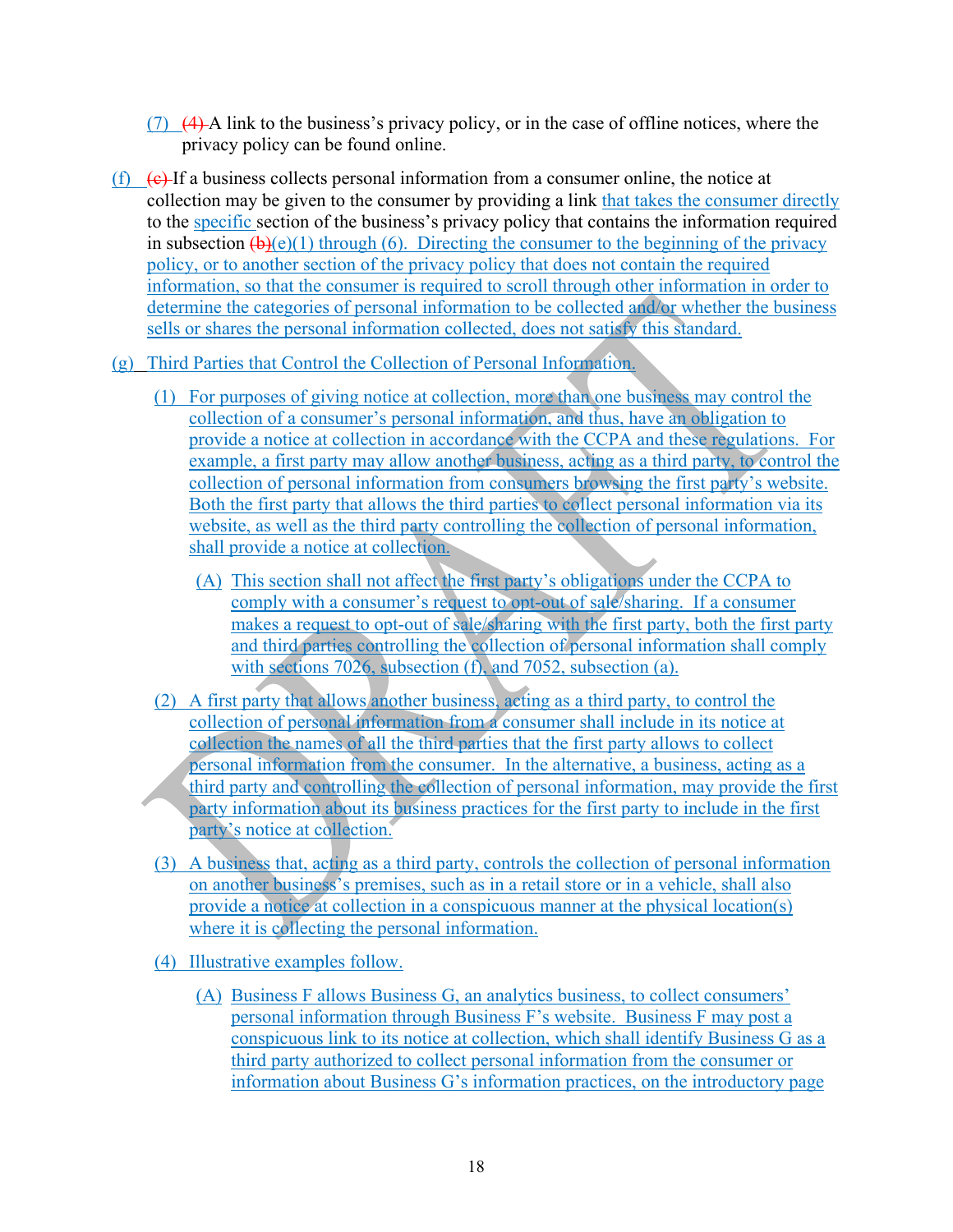(7) ~~(4)~~ A link to the business's privacy policy, or in the case of offline notices, where the privacy policy can be found online.

(f) ~~(c)~~ If a business collects personal information from a consumer online, the notice at collection may be given to the consumer by providing a link that takes the consumer directly to the specific section of the business's privacy policy that contains the information required in subsection ~~(b)~~(e)(1) through (6). Directing the consumer to the beginning of the privacy policy, or to another section of the privacy policy that does not contain the required information, so that the consumer is required to scroll through other information in order to determine the categories of personal information to be collected and/or whether the business sells or shares the personal information collected, does not satisfy this standard.

(g) Third Parties that Control the Collection of Personal Information.

(1) For purposes of giving notice at collection, more than one business may control the collection of a consumer's personal information, and thus, have an obligation to provide a notice at collection in accordance with the CCPA and these regulations. For example, a first party may allow another business, acting as a third party, to control the collection of personal information from consumers browsing the first party's website. Both the first party that allows the third parties to collect personal information via its website, as well as the third party controlling the collection of personal information, shall provide a notice at collection.

(A) This section shall not affect the first party's obligations under the CCPA to comply with a consumer's request to opt-out of sale/sharing. If a consumer makes a request to opt-out of sale/sharing with the first party, both the first party and third parties controlling the collection of personal information shall comply with sections 7026, subsection (f), and 7052, subsection (a).

(2) A first party that allows another business, acting as a third party, to control the collection of personal information from a consumer shall include in its notice at collection the names of all the third parties that the first party allows to collect personal information from the consumer. In the alternative, a business, acting as a third party and controlling the collection of personal information, may provide the first party information about its business practices for the first party to include in the first party's notice at collection.

(3) A business that, acting as a third party, controls the collection of personal information on another business's premises, such as in a retail store or in a vehicle, shall also provide a notice at collection in a conspicuous manner at the physical location(s) where it is collecting the personal information.

(4) Illustrative examples follow.

(A) Business F allows Business G, an analytics business, to collect consumers' personal information through Business F's website. Business F may post a conspicuous link to its notice at collection, which shall identify Business G as a third party authorized to collect personal information from the consumer or information about Business G's information practices, on the introductory page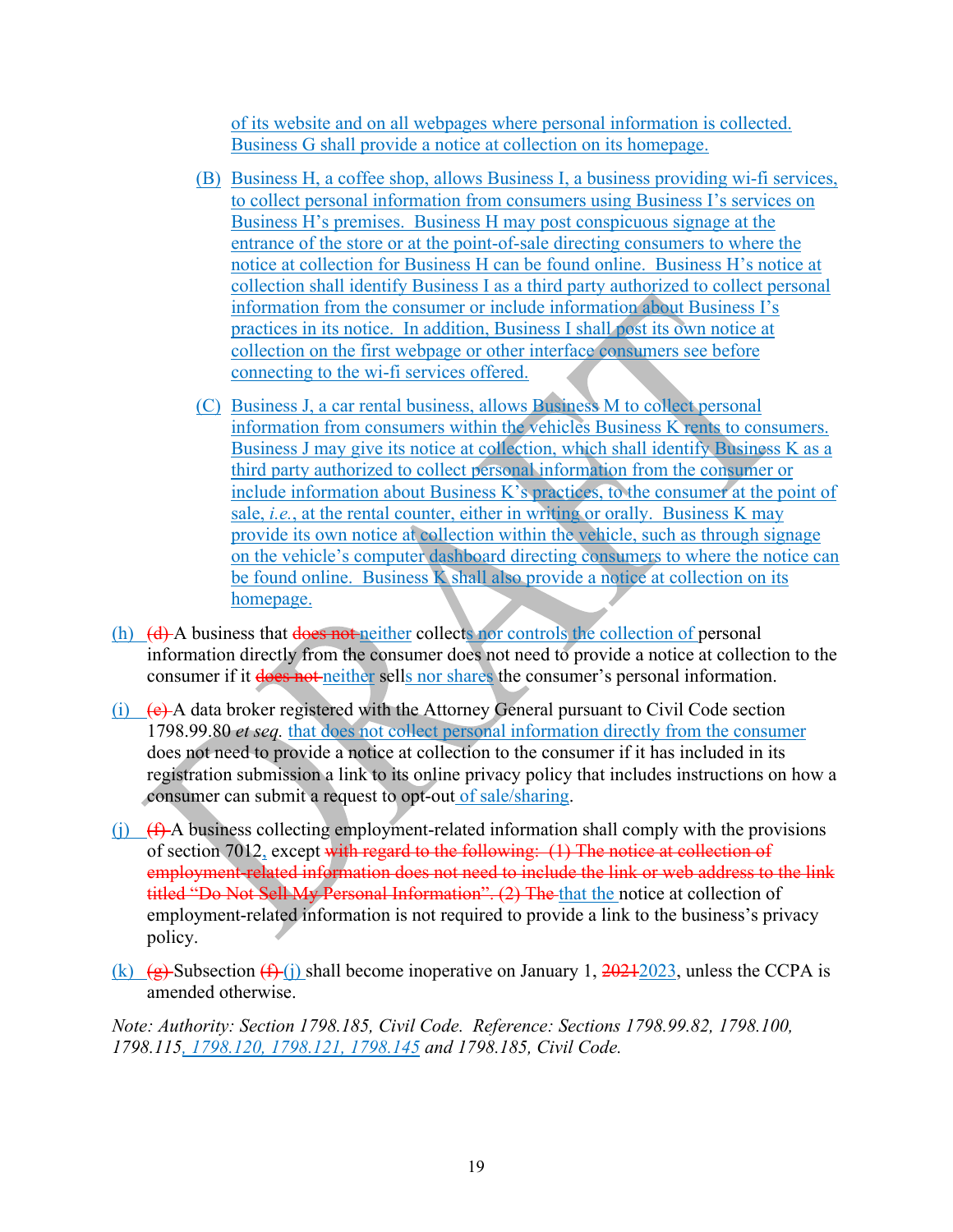of its website and on all webpages where personal information is collected. Business G shall provide a notice at collection on its homepage.

(B) Business H, a coffee shop, allows Business I, a business providing wi-fi services, to collect personal information from consumers using Business I's services on Business H's premises. Business H may post conspicuous signage at the entrance of the store or at the point-of-sale directing consumers to where the notice at collection for Business H can be found online. Business H's notice at collection shall identify Business I as a third party authorized to collect personal information from the consumer or include information about Business I's practices in its notice. In addition, Business I shall post its own notice at collection on the first webpage or other interface consumers see before connecting to the wi-fi services offered.

(C) Business J, a car rental business, allows Business M to collect personal information from consumers within the vehicles Business K rents to consumers. Business J may give its notice at collection, which shall identify Business K as a third party authorized to collect personal information from the consumer or include information about Business K's practices, to the consumer at the point of sale, *i.e.*, at the rental counter, either in writing or orally. Business K may provide its own notice at collection within the vehicle, such as through signage on the vehicle's computer dashboard directing consumers to where the notice can be found online. Business K shall also provide a notice at collection on its homepage.

(h) ~~(d)~~ A business that ~~does not~~ neither collects nor controls the collection of personal information directly from the consumer does not need to provide a notice at collection to the consumer if it ~~does not~~ neither sells nor shares the consumer's personal information.

(i) ~~(e)~~ A data broker registered with the Attorney General pursuant to Civil Code section 1798.99.80 *et seq.* that does not collect personal information directly from the consumer does not need to provide a notice at collection to the consumer if it has included in its registration submission a link to its online privacy policy that includes instructions on how a consumer can submit a request to opt-out of sale/sharing.

(j) ~~(f)~~ A business collecting employment-related information shall comply with the provisions of section 7012, except ~~with regard to the following: (1) The notice at collection of employment-related information does not need to include the link or web address to the link titled "Do Not Sell My Personal Information". (2) The~~ that the notice at collection of employment-related information is not required to provide a link to the business's privacy policy.

(k) ~~(g)~~ Subsection ~~(f)~~ (j) shall become inoperative on January 1, ~~2021~~2023, unless the CCPA is amended otherwise.

*Note: Authority: Section 1798.185, Civil Code. Reference: Sections 1798.99.82, 1798.100, 1798.115, 1798.120, 1798.121, 1798.145 and 1798.185, Civil Code.*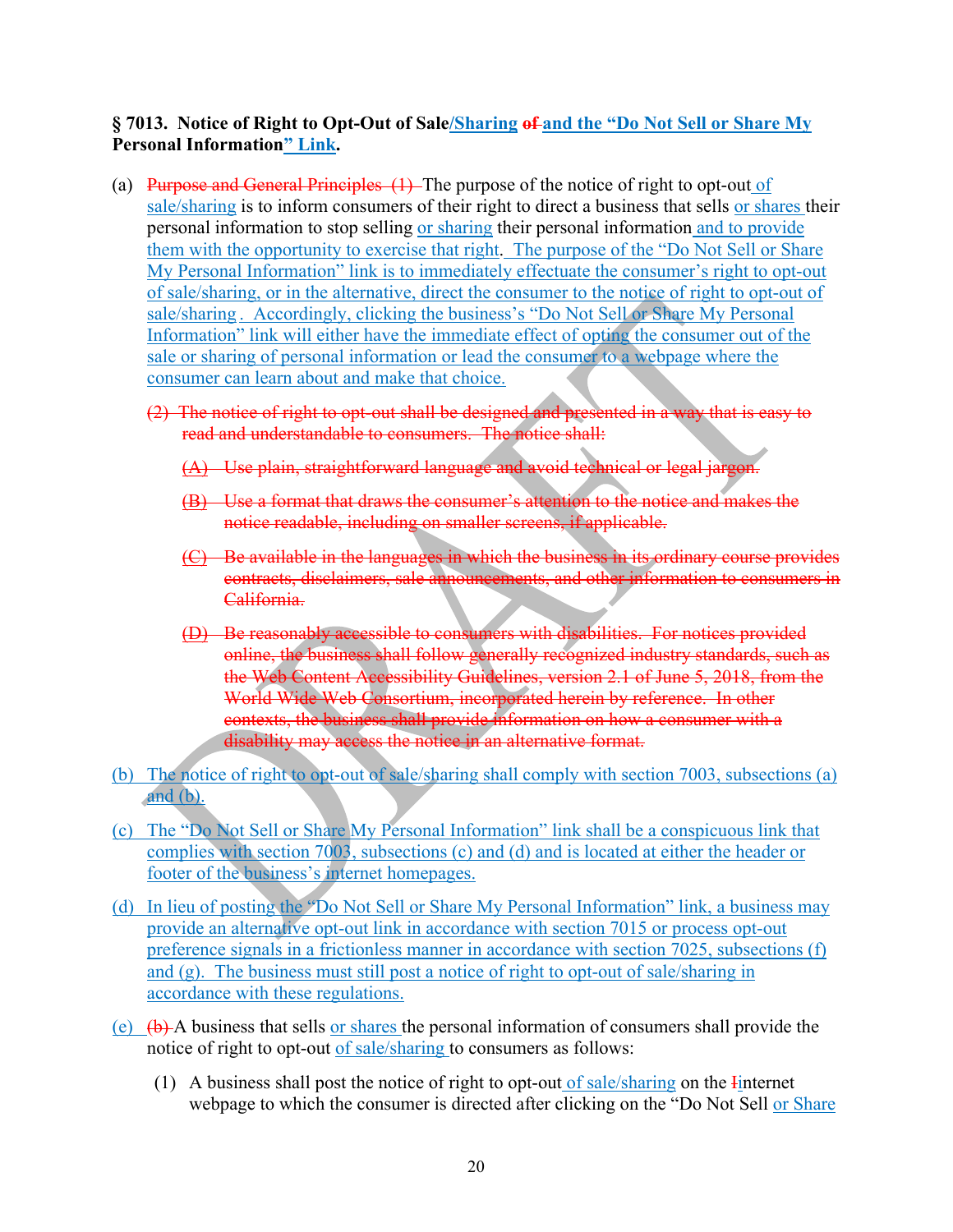**§ 7013. Notice of Right to Opt-Out of Sale/Sharing ~~of~~ and the "Do Not Sell or Share My Personal Information" Link.**

(a) ~~Purpose and General Principles (1)~~ The purpose of the notice of right to opt-out of sale/sharing is to inform consumers of their right to direct a business that sells or shares their personal information to stop selling or sharing their personal information and to provide them with the opportunity to exercise that right. The purpose of the "Do Not Sell or Share My Personal Information" link is to immediately effectuate the consumer's right to opt-out of sale/sharing, or in the alternative, direct the consumer to the notice of right to opt-out of sale/sharing. Accordingly, clicking the business's "Do Not Sell or Share My Personal Information" link will either have the immediate effect of opting the consumer out of the sale or sharing of personal information or lead the consumer to a webpage where the consumer can learn about and make that choice.

~~(2) The notice of right to opt-out shall be designed and presented in a way that is easy to read and understandable to consumers. The notice shall:~~

~~(A) Use plain, straightforward language and avoid technical or legal jargon.~~

~~(B) Use a format that draws the consumer's attention to the notice and makes the notice readable, including on smaller screens, if applicable.~~

~~(C) Be available in the languages in which the business in its ordinary course provides contracts, disclaimers, sale announcements, and other information to consumers in California.~~

~~(D) Be reasonably accessible to consumers with disabilities. For notices provided online, the business shall follow generally recognized industry standards, such as the Web Content Accessibility Guidelines, version 2.1 of June 5, 2018, from the World Wide Web Consortium, incorporated herein by reference. In other contexts, the business shall provide information on how a consumer with a disability may access the notice in an alternative format.~~

(b) The notice of right to opt-out of sale/sharing shall comply with section 7003, subsections (a) and (b).

(c) The "Do Not Sell or Share My Personal Information" link shall be a conspicuous link that complies with section 7003, subsections (c) and (d) and is located at either the header or footer of the business's internet homepages.

(d) In lieu of posting the "Do Not Sell or Share My Personal Information" link, a business may provide an alternative opt-out link in accordance with section 7015 or process opt-out preference signals in a frictionless manner in accordance with section 7025, subsections (f) and (g). The business must still post a notice of right to opt-out of sale/sharing in accordance with these regulations.

(e) ~~(b)~~ A business that sells or shares the personal information of consumers shall provide the notice of right to opt-out of sale/sharing to consumers as follows:

(1) A business shall post the notice of right to opt-out of sale/sharing on the ~~I~~internet webpage to which the consumer is directed after clicking on the "Do Not Sell or Share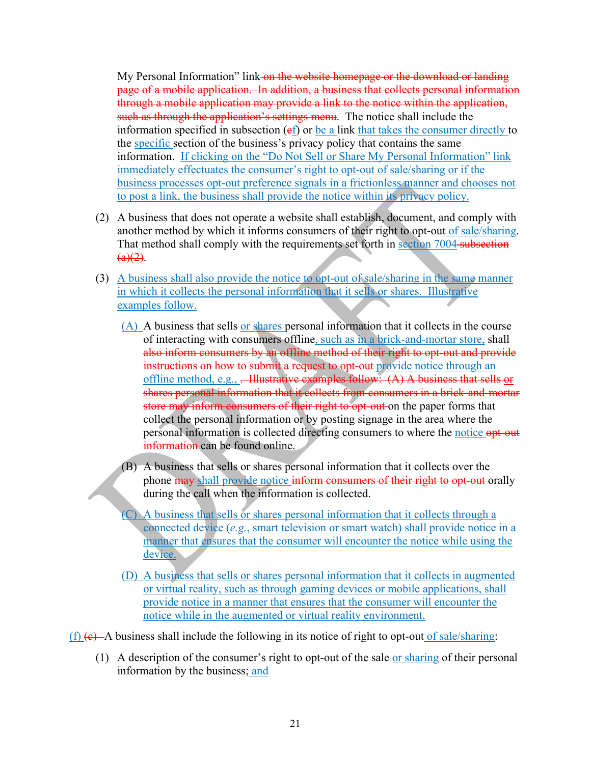My Personal Information" link ~~on the website homepage or the download or landing page of a mobile application. In addition, a business that collects personal information through a mobile application may provide a link to the notice within the application, such as through the application's settings menu~~. The notice shall include the information specified in subsection (~~e~~f) or be a link that takes the consumer directly to the specific section of the business's privacy policy that contains the same information. If clicking on the "Do Not Sell or Share My Personal Information" link immediately effectuates the consumer's right to opt-out of sale/sharing or if the business processes opt-out preference signals in a frictionless manner and chooses not to post a link, the business shall provide the notice within its privacy policy.

(2) A business that does not operate a website shall establish, document, and comply with another method by which it informs consumers of their right to opt-out of sale/sharing. That method shall comply with the requirements set forth in section 7004 ~~subsection (a)(2)~~.

(3) A business shall also provide the notice to opt-out of sale/sharing in the same manner in which it collects the personal information that it sells or shares. Illustrative examples follow.

(A) A business that sells or shares personal information that it collects in the course of interacting with consumers offline, such as in a brick-and-mortar store, shall ~~also inform consumers by an offline method of their right to opt-out and provide instructions on how to submit a request to opt-out~~ provide notice through an offline method, e.g., ~~. Illustrative examples follow: (A) A business that sells or shares personal information that it collects from consumers in a brick-and-mortar store may inform consumers of their right to opt-out~~ on the paper forms that collect the personal information or by posting signage in the area where the personal information is collected directing consumers to where the notice ~~opt-out information~~ can be found online.

(B) A business that sells or shares personal information that it collects over the phone ~~may~~ shall provide notice ~~inform consumers of their right to opt-out~~ orally during the call when the information is collected.

(C) A business that sells or shares personal information that it collects through a connected device (*e.g.*, smart television or smart watch) shall provide notice in a manner that ensures that the consumer will encounter the notice while using the device.

(D) A business that sells or shares personal information that it collects in augmented or virtual reality, such as through gaming devices or mobile applications, shall provide notice in a manner that ensures that the consumer will encounter the notice while in the augmented or virtual reality environment.

(f) ~~(e)~~ A business shall include the following in its notice of right to opt-out of sale/sharing:

(1) A description of the consumer's right to opt-out of the sale or sharing of their personal information by the business; and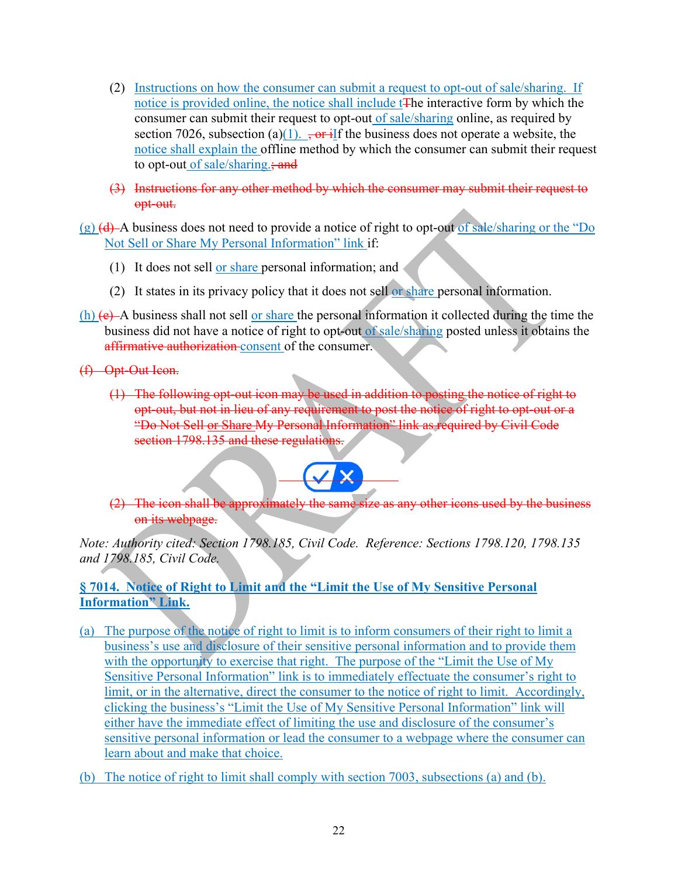(2) Instructions on how the consumer can submit a request to opt-out of sale/sharing. If notice is provided online, the notice shall include tThe interactive form by which the consumer can submit their request to opt-out of sale/sharing online, as required by section 7026, subsection (a)(1). , or iIf the business does not operate a website, the notice shall explain the offline method by which the consumer can submit their request to opt-out of sale/sharing.; and

~~(3) Instructions for any other method by which the consumer may submit their request to opt-out.~~

(g) ~~(d)~~ A business does not need to provide a notice of right to opt-out of sale/sharing or the "Do Not Sell or Share My Personal Information" link if:

(1) It does not sell or share personal information; and

(2) It states in its privacy policy that it does not sell or share personal information.

(h) ~~(e)~~ A business shall not sell or share the personal information it collected during the time the business did not have a notice of right to opt-out of sale/sharing posted unless it obtains the ~~affirmative authorization~~ consent of the consumer.

~~(f) Opt-Out Icon.~~

~~(1) The following opt-out icon may be used in addition to posting the notice of right to opt-out, but not in lieu of any requirement to post the notice of right to opt-out or a "Do Not Sell or Share My Personal Information" link as required by Civil Code section 1798.135 and these regulations.~~

~~(2) The icon shall be approximately the same size as any other icons used by the business on its webpage.~~

*Note: Authority cited: Section 1798.185, Civil Code. Reference: Sections 1798.120, 1798.135 and 1798.185, Civil Code.*

**§ 7014. Notice of Right to Limit and the "Limit the Use of My Sensitive Personal Information" Link.**

(a) The purpose of the notice of right to limit is to inform consumers of their right to limit a business's use and disclosure of their sensitive personal information and to provide them with the opportunity to exercise that right. The purpose of the "Limit the Use of My Sensitive Personal Information" link is to immediately effectuate the consumer's right to limit, or in the alternative, direct the consumer to the notice of right to limit. Accordingly, clicking the business's "Limit the Use of My Sensitive Personal Information" link will either have the immediate effect of limiting the use and disclosure of the consumer's sensitive personal information or lead the consumer to a webpage where the consumer can learn about and make that choice.

(b) The notice of right to limit shall comply with section 7003, subsections (a) and (b).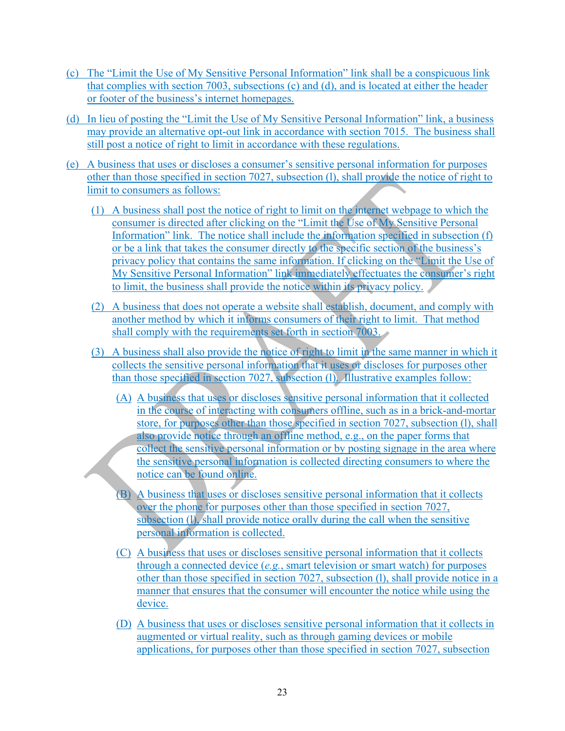(c) The "Limit the Use of My Sensitive Personal Information" link shall be a conspicuous link that complies with section 7003, subsections (c) and (d), and is located at either the header or footer of the business's internet homepages.

(d) In lieu of posting the "Limit the Use of My Sensitive Personal Information" link, a business may provide an alternative opt-out link in accordance with section 7015. The business shall still post a notice of right to limit in accordance with these regulations.

(e) A business that uses or discloses a consumer's sensitive personal information for purposes other than those specified in section 7027, subsection (l), shall provide the notice of right to limit to consumers as follows:

   (1) A business shall post the notice of right to limit on the internet webpage to which the consumer is directed after clicking on the "Limit the Use of My Sensitive Personal Information" link. The notice shall include the information specified in subsection (f) or be a link that takes the consumer directly to the specific section of the business's privacy policy that contains the same information. If clicking on the "Limit the Use of My Sensitive Personal Information" link immediately effectuates the consumer's right to limit, the business shall provide the notice within its privacy policy.

   (2) A business that does not operate a website shall establish, document, and comply with another method by which it informs consumers of their right to limit. That method shall comply with the requirements set forth in section 7003.

   (3) A business shall also provide the notice of right to limit in the same manner in which it collects the sensitive personal information that it uses or discloses for purposes other than those specified in section 7027, subsection (l). Illustrative examples follow:

      (A) A business that uses or discloses sensitive personal information that it collected in the course of interacting with consumers offline, such as in a brick-and-mortar store, for purposes other than those specified in section 7027, subsection (l), shall also provide notice through an offline method, e.g., on the paper forms that collect the sensitive personal information or by posting signage in the area where the sensitive personal information is collected directing consumers to where the notice can be found online.

      (B) A business that uses or discloses sensitive personal information that it collects over the phone for purposes other than those specified in section 7027, subsection (l), shall provide notice orally during the call when the sensitive personal information is collected.

      (C) A business that uses or discloses sensitive personal information that it collects through a connected device (*e.g.*, smart television or smart watch) for purposes other than those specified in section 7027, subsection (l), shall provide notice in a manner that ensures that the consumer will encounter the notice while using the device.

      (D) A business that uses or discloses sensitive personal information that it collects in augmented or virtual reality, such as through gaming devices or mobile applications, for purposes other than those specified in section 7027, subsection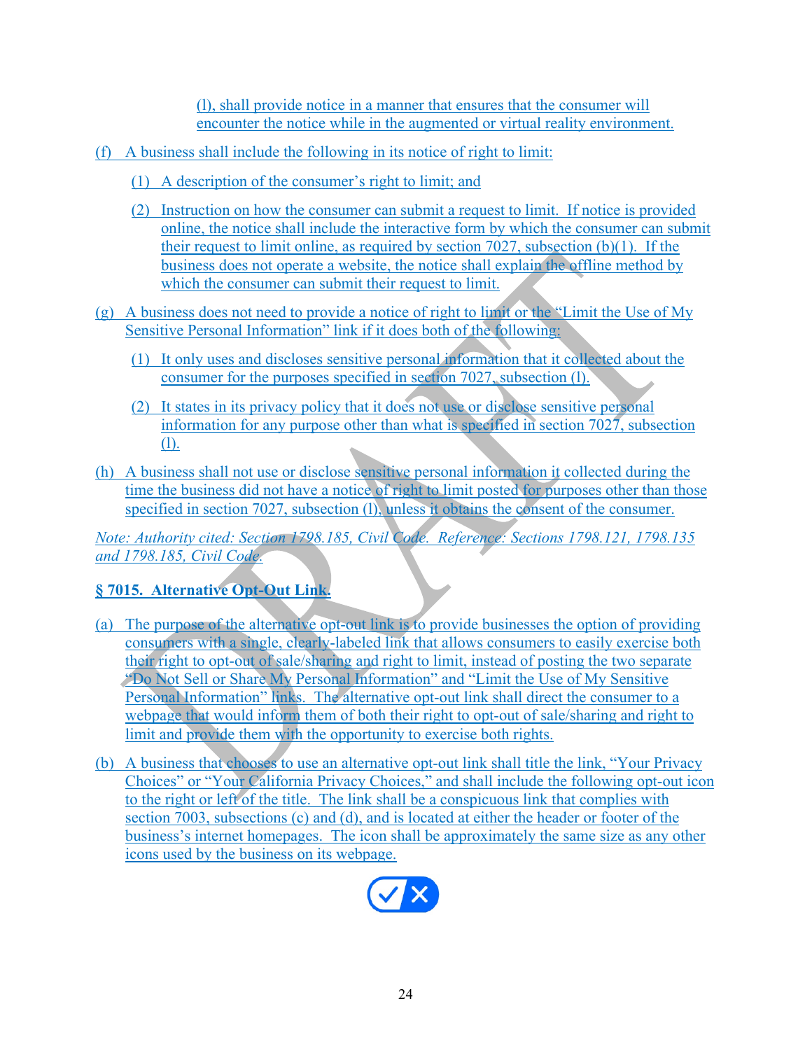(l), shall provide notice in a manner that ensures that the consumer will encounter the notice while in the augmented or virtual reality environment.

(f) A business shall include the following in its notice of right to limit:

(1) A description of the consumer's right to limit; and

(2) Instruction on how the consumer can submit a request to limit. If notice is provided online, the notice shall include the interactive form by which the consumer can submit their request to limit online, as required by section 7027, subsection (b)(1). If the business does not operate a website, the notice shall explain the offline method by which the consumer can submit their request to limit.

(g) A business does not need to provide a notice of right to limit or the "Limit the Use of My Sensitive Personal Information" link if it does both of the following:

(1) It only uses and discloses sensitive personal information that it collected about the consumer for the purposes specified in section 7027, subsection (l).

(2) It states in its privacy policy that it does not use or disclose sensitive personal information for any purpose other than what is specified in section 7027, subsection (l).

(h) A business shall not use or disclose sensitive personal information it collected during the time the business did not have a notice of right to limit posted for purposes other than those specified in section 7027, subsection (l), unless it obtains the consent of the consumer.

*Note: Authority cited: Section 1798.185, Civil Code. Reference: Sections 1798.121, 1798.135 and 1798.185, Civil Code.*

**§ 7015. Alternative Opt-Out Link.**

(a) The purpose of the alternative opt-out link is to provide businesses the option of providing consumers with a single, clearly-labeled link that allows consumers to easily exercise both their right to opt-out of sale/sharing and right to limit, instead of posting the two separate "Do Not Sell or Share My Personal Information" and "Limit the Use of My Sensitive Personal Information" links. The alternative opt-out link shall direct the consumer to a webpage that would inform them of both their right to opt-out of sale/sharing and right to limit and provide them with the opportunity to exercise both rights.

(b) A business that chooses to use an alternative opt-out link shall title the link, "Your Privacy Choices" or "Your California Privacy Choices," and shall include the following opt-out icon to the right or left of the title. The link shall be a conspicuous link that complies with section 7003, subsections (c) and (d), and is located at either the header or footer of the business's internet homepages. The icon shall be approximately the same size as any other icons used by the business on its webpage.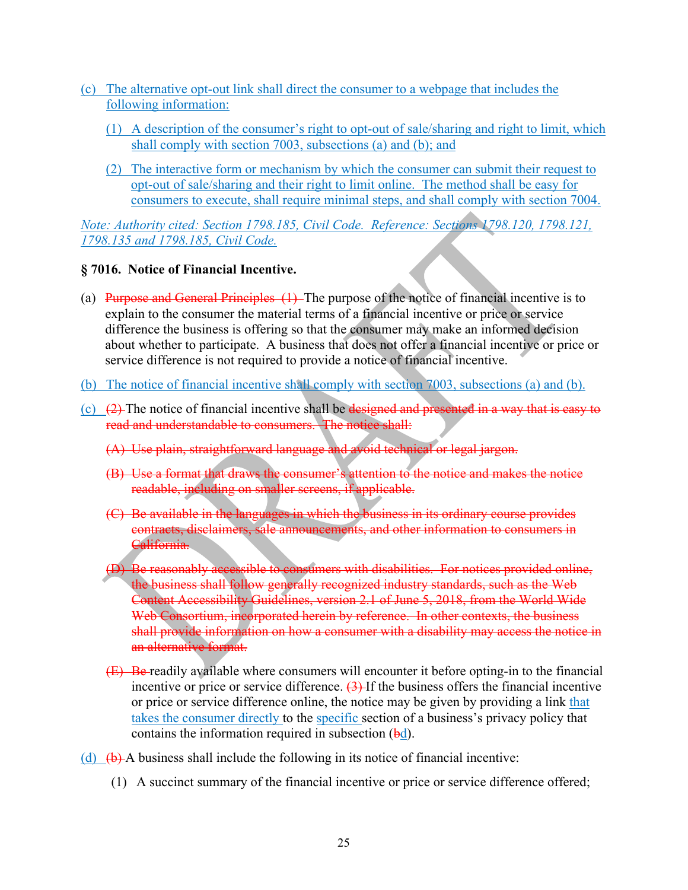(c) The alternative opt-out link shall direct the consumer to a webpage that includes the following information:

(1) A description of the consumer's right to opt-out of sale/sharing and right to limit, which shall comply with section 7003, subsections (a) and (b); and

(2) The interactive form or mechanism by which the consumer can submit their request to opt-out of sale/sharing and their right to limit online. The method shall be easy for consumers to execute, shall require minimal steps, and shall comply with section 7004.

*Note: Authority cited: Section 1798.185, Civil Code. Reference: Sections 1798.120, 1798.121, 1798.135 and 1798.185, Civil Code.*

**§ 7016. Notice of Financial Incentive.**

(a) ~~Purpose and General Principles (1)~~ The purpose of the notice of financial incentive is to explain to the consumer the material terms of a financial incentive or price or service difference the business is offering so that the consumer may make an informed decision about whether to participate. A business that does not offer a financial incentive or price or service difference is not required to provide a notice of financial incentive.

(b) The notice of financial incentive shall comply with section 7003, subsections (a) and (b).

(c) ~~(2)~~ The notice of financial incentive shall be ~~designed and presented in a way that is easy to read and understandable to consumers. The notice shall:~~

~~(A) Use plain, straightforward language and avoid technical or legal jargon.~~

~~(B) Use a format that draws the consumer's attention to the notice and makes the notice readable, including on smaller screens, if applicable.~~

~~(C) Be available in the languages in which the business in its ordinary course provides contracts, disclaimers, sale announcements, and other information to consumers in California.~~

~~(D) Be reasonably accessible to consumers with disabilities. For notices provided online, the business shall follow generally recognized industry standards, such as the Web Content Accessibility Guidelines, version 2.1 of June 5, 2018, from the World Wide Web Consortium, incorporated herein by reference. In other contexts, the business shall provide information on how a consumer with a disability may access the notice in an alternative format.~~

~~(E) Be~~ readily available where consumers will encounter it before opting-in to the financial incentive or price or service difference. ~~(3)~~ If the business offers the financial incentive or price or service difference online, the notice may be given by providing a link that takes the consumer directly to the specific section of a business's privacy policy that contains the information required in subsection (~~b~~d).

(d) ~~(b)~~ A business shall include the following in its notice of financial incentive:

(1) A succinct summary of the financial incentive or price or service difference offered;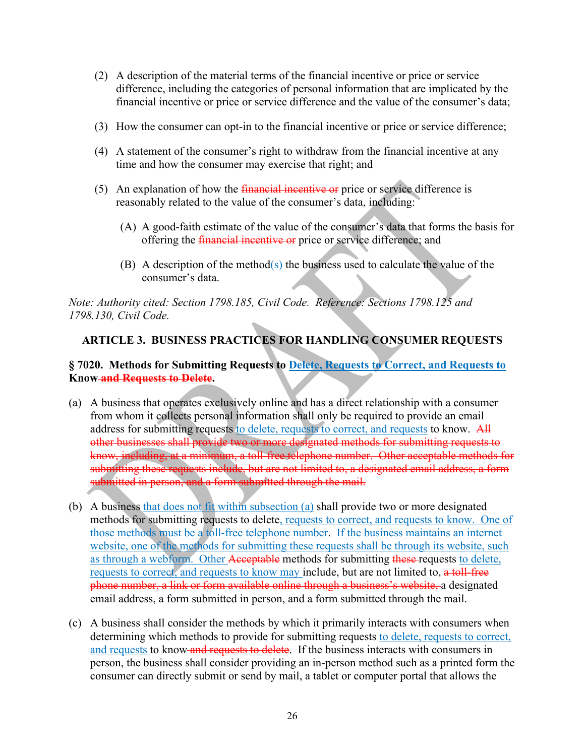(2) A description of the material terms of the financial incentive or price or service difference, including the categories of personal information that are implicated by the financial incentive or price or service difference and the value of the consumer's data;

(3) How the consumer can opt-in to the financial incentive or price or service difference;

(4) A statement of the consumer's right to withdraw from the financial incentive at any time and how the consumer may exercise that right; and

(5) An explanation of how the ~~financial incentive or~~ price or service difference is reasonably related to the value of the consumer's data, including:

  (A) A good-faith estimate of the value of the consumer's data that forms the basis for offering the ~~financial incentive or~~ price or service difference; and

  (B) A description of the method(s) the business used to calculate the value of the consumer's data.

*Note: Authority cited: Section 1798.185, Civil Code. Reference: Sections 1798.125 and 1798.130, Civil Code.*

## ARTICLE 3. BUSINESS PRACTICES FOR HANDLING CONSUMER REQUESTS

### § 7020. Methods for Submitting Requests to Delete, Requests to Correct, and Requests to Know ~~and Requests to Delete~~.

(a) A business that operates exclusively online and has a direct relationship with a consumer from whom it collects personal information shall only be required to provide an email address for submitting requests to delete, requests to correct, and requests to know. ~~All other businesses shall provide two or more designated methods for submitting requests to know, including, at a minimum, a toll-free telephone number. Other acceptable methods for submitting these requests include, but are not limited to, a designated email address, a form submitted in person, and a form submitted through the mail.~~

(b) A business that does not fit within subsection (a) shall provide two or more designated methods for submitting requests to delete, requests to correct, and requests to know. One of those methods must be a toll-free telephone number. If the business maintains an internet website, one of the methods for submitting these requests shall be through its website, such as through a webform. Other ~~Acceptable~~ methods for submitting ~~these~~ requests to delete, requests to correct, and requests to know may include, but are not limited to, ~~a toll-free phone number, a link or form available online through a business's website,~~ a designated email address, a form submitted in person, and a form submitted through the mail.

(c) A business shall consider the methods by which it primarily interacts with consumers when determining which methods to provide for submitting requests to delete, requests to correct, and requests to know ~~and requests to delete~~. If the business interacts with consumers in person, the business shall consider providing an in-person method such as a printed form the consumer can directly submit or send by mail, a tablet or computer portal that allows the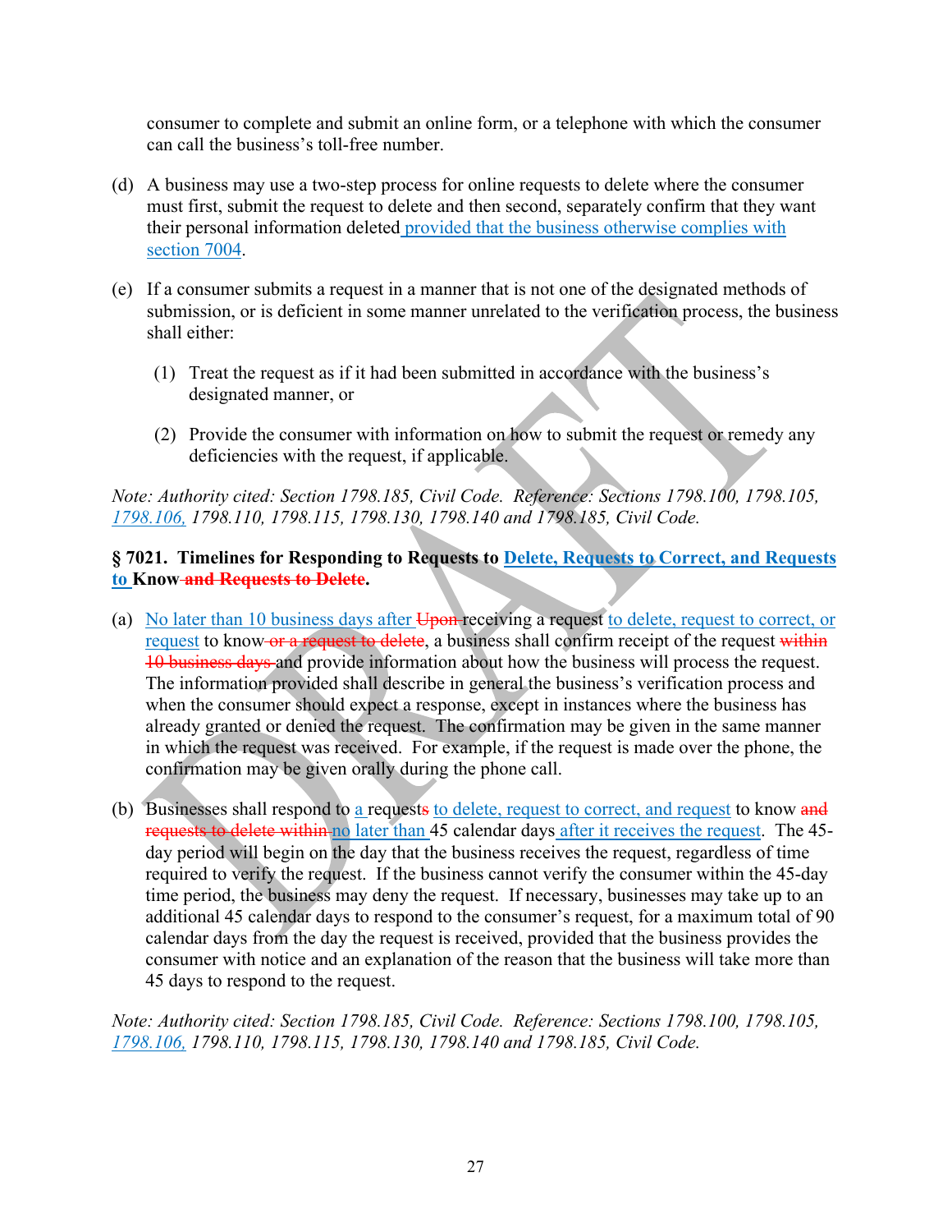consumer to complete and submit an online form, or a telephone with which the consumer can call the business's toll-free number.

(d) A business may use a two-step process for online requests to delete where the consumer must first, submit the request to delete and then second, separately confirm that they want their personal information deleted<u> provided that the business otherwise complies with section 7004</u>.

(e) If a consumer submits a request in a manner that is not one of the designated methods of submission, or is deficient in some manner unrelated to the verification process, the business shall either:

(1) Treat the request as if it had been submitted in accordance with the business's designated manner, or

(2) Provide the consumer with information on how to submit the request or remedy any deficiencies with the request, if applicable.

*Note: Authority cited: Section 1798.185, Civil Code. Reference: Sections 1798.100, 1798.105, <u>1798.106,</u> 1798.110, 1798.115, 1798.130, 1798.140 and 1798.185, Civil Code.*

### § 7021. Timelines for Responding to Requests to <u>Delete, Requests to Correct, and Requests to </u>Know~~ and Requests to Delete~~.

(a) <u>No later than 10 business days after </u>~~Upon~~ receiving a request <u>to delete, request to correct, or request</u> to know~~ or a request to delete~~, a business shall confirm receipt of the request ~~within 10 business days~~ and provide information about how the business will process the request. The information provided shall describe in general the business's verification process and when the consumer should expect a response, except in instances where the business has already granted or denied the request. The confirmation may be given in the same manner in which the request was received. For example, if the request is made over the phone, the confirmation may be given orally during the phone call.

(b) Businesses shall respond to <u>a</u> request~~s~~ <u>to delete, request to correct, and request</u> to know ~~and requests to delete within~~ <u>no later than </u>45 calendar days<u> after it receives the request</u>. The 45-day period will begin on the day that the business receives the request, regardless of time required to verify the request. If the business cannot verify the consumer within the 45-day time period, the business may deny the request. If necessary, businesses may take up to an additional 45 calendar days to respond to the consumer's request, for a maximum total of 90 calendar days from the day the request is received, provided that the business provides the consumer with notice and an explanation of the reason that the business will take more than 45 days to respond to the request.

*Note: Authority cited: Section 1798.185, Civil Code. Reference: Sections 1798.100, 1798.105, <u>1798.106,</u> 1798.110, 1798.115, 1798.130, 1798.140 and 1798.185, Civil Code.*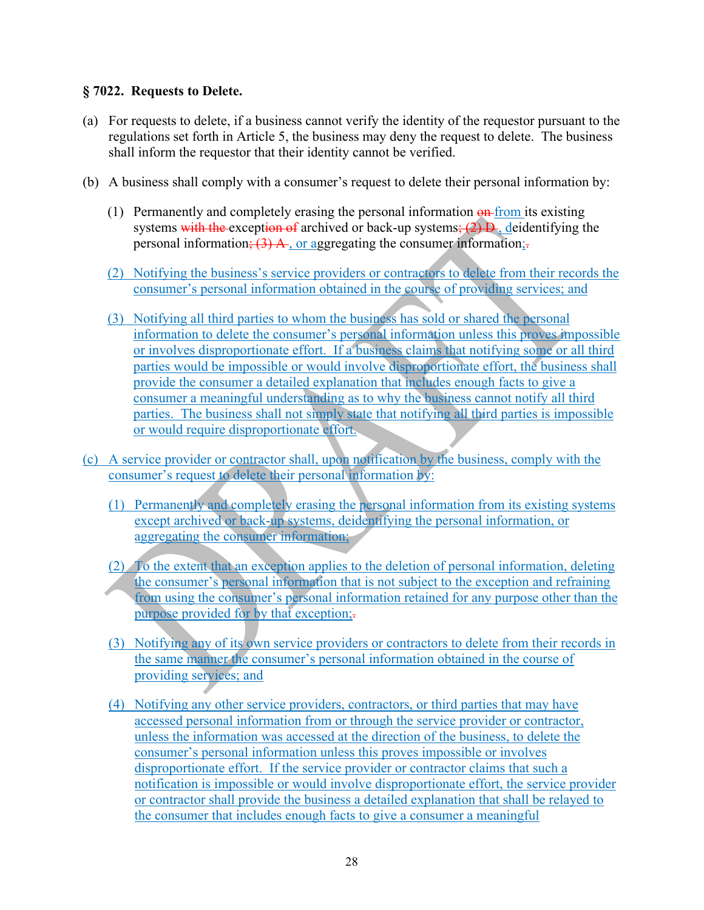**§ 7022. Requests to Delete.**

(a) For requests to delete, if a business cannot verify the identity of the requestor pursuant to the regulations set forth in Article 5, the business may deny the request to delete. The business shall inform the requestor that their identity cannot be verified.

(b) A business shall comply with a consumer's request to delete their personal information by:

(1) Permanently and completely erasing the personal information ~~on~~ <u>from</u> its existing systems ~~with the~~ except~~ion of~~ archived or back-up systems~~; (2) D~~<u>, d</u>eidentifying the personal information~~; (3) A~~<u>, or a</u>ggregating the consumer information<u>;</u>~~.~~

<u>(2) Notifying the business's service providers or contractors to delete from their records the consumer's personal information obtained in the course of providing services; and</u>

<u>(3) Notifying all third parties to whom the business has sold or shared the personal information to delete the consumer's personal information unless this proves impossible or involves disproportionate effort. If a business claims that notifying some or all third parties would be impossible or would involve disproportionate effort, the business shall provide the consumer a detailed explanation that includes enough facts to give a consumer a meaningful understanding as to why the business cannot notify all third parties. The business shall not simply state that notifying all third parties is impossible or would require disproportionate effort.</u>

<u>(c) A service provider or contractor shall, upon notification by the business, comply with the consumer's request to delete their personal information by:</u>

<u>(1) Permanently and completely erasing the personal information from its existing systems except archived or back-up systems, deidentifying the personal information, or aggregating the consumer information;</u>

<u>(2) To the extent that an exception applies to the deletion of personal information, deleting the consumer's personal information that is not subject to the exception and refraining from using the consumer's personal information retained for any purpose other than the purpose provided for by that exception;</u>~~.~~

<u>(3) Notifying any of its own service providers or contractors to delete from their records in the same manner the consumer's personal information obtained in the course of providing services; and</u>

<u>(4) Notifying any other service providers, contractors, or third parties that may have accessed personal information from or through the service provider or contractor, unless the information was accessed at the direction of the business, to delete the consumer's personal information unless this proves impossible or involves disproportionate effort. If the service provider or contractor claims that such a notification is impossible or would involve disproportionate effort, the service provider or contractor shall provide the business a detailed explanation that shall be relayed to the consumer that includes enough facts to give a consumer a meaningful</u>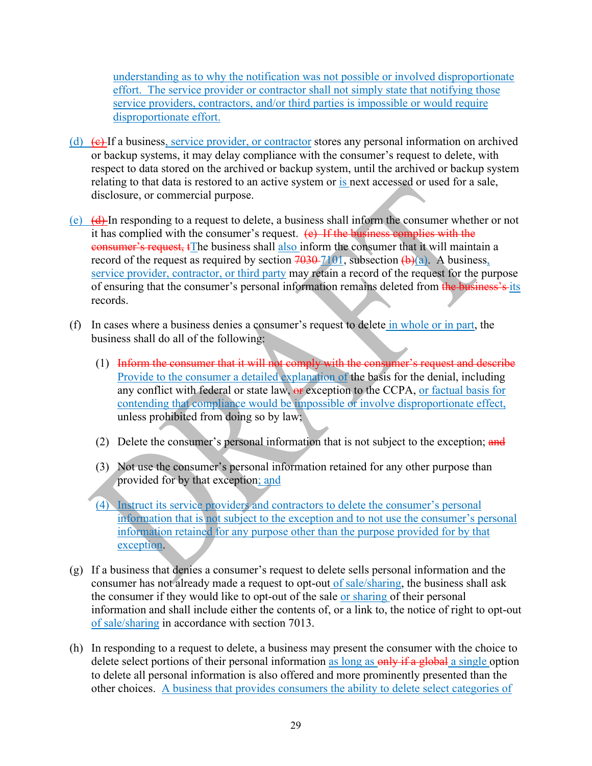understanding as to why the notification was not possible or involved disproportionate effort. The service provider or contractor shall not simply state that notifying those service providers, contractors, and/or third parties is impossible or would require disproportionate effort.

(d) ~~(c)~~ If a business, service provider, or contractor stores any personal information on archived or backup systems, it may delay compliance with the consumer's request to delete, with respect to data stored on the archived or backup system, until the archived or backup system relating to that data is restored to an active system or is next accessed or used for a sale, disclosure, or commercial purpose.

(e) ~~(d)~~ In responding to a request to delete, a business shall inform the consumer whether or not it has complied with the consumer's request. ~~(e) If the business complies with the consumer's request, t~~The business shall also inform the consumer that it will maintain a record of the request as required by section ~~7030~~ 7101, subsection ~~(b)~~(a). A business, service provider, contractor, or third party may retain a record of the request for the purpose of ensuring that the consumer's personal information remains deleted from ~~the business's~~ its records.

(f) In cases where a business denies a consumer's request to delete in whole or in part, the business shall do all of the following:

(1) ~~Inform the consumer that it will not comply with the consumer's request and describe~~ Provide to the consumer a detailed explanation of the basis for the denial, including any conflict with federal or state law, ~~or~~ exception to the CCPA, or factual basis for contending that compliance would be impossible or involve disproportionate effect, unless prohibited from doing so by law;

(2) Delete the consumer's personal information that is not subject to the exception; ~~and~~

(3) Not use the consumer's personal information retained for any other purpose than provided for by that exception; and

(4) Instruct its service providers and contractors to delete the consumer's personal information that is not subject to the exception and to not use the consumer's personal information retained for any purpose other than the purpose provided for by that exception.

(g) If a business that denies a consumer's request to delete sells personal information and the consumer has not already made a request to opt-out of sale/sharing, the business shall ask the consumer if they would like to opt-out of the sale or sharing of their personal information and shall include either the contents of, or a link to, the notice of right to opt-out of sale/sharing in accordance with section 7013.

(h) In responding to a request to delete, a business may present the consumer with the choice to delete select portions of their personal information as long as ~~only if a global~~ a single option to delete all personal information is also offered and more prominently presented than the other choices. A business that provides consumers the ability to delete select categories of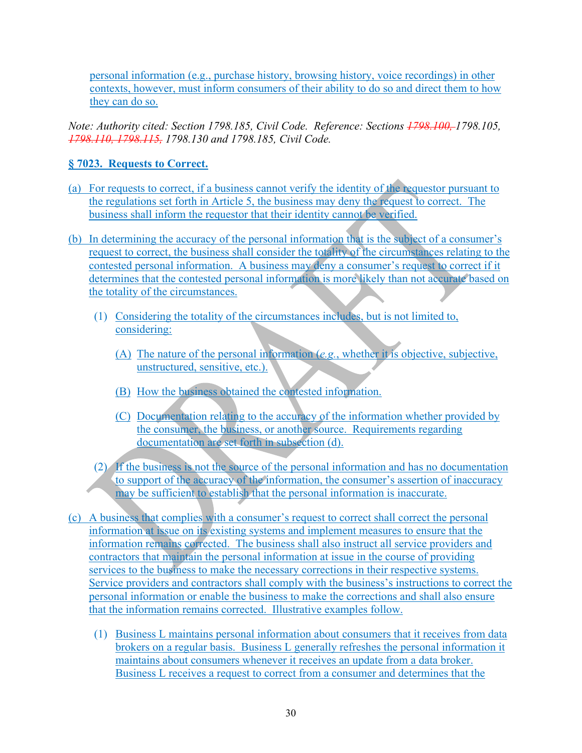personal information (e.g., purchase history, browsing history, voice recordings) in other contexts, however, must inform consumers of their ability to do so and direct them to how they can do so.

*Note: Authority cited: Section 1798.185, Civil Code. Reference: Sections ~~1798.100,~~ 1798.105, ~~1798.110, 1798.115,~~ 1798.130 and 1798.185, Civil Code.*

**§ 7023. Requests to Correct.**

(a) For requests to correct, if a business cannot verify the identity of the requestor pursuant to the regulations set forth in Article 5, the business may deny the request to correct. The business shall inform the requestor that their identity cannot be verified.

(b) In determining the accuracy of the personal information that is the subject of a consumer's request to correct, the business shall consider the totality of the circumstances relating to the contested personal information. A business may deny a consumer's request to correct if it determines that the contested personal information is more likely than not accurate based on the totality of the circumstances.

(1) Considering the totality of the circumstances includes, but is not limited to, considering:

(A) The nature of the personal information (*e.g.*, whether it is objective, subjective, unstructured, sensitive, etc.).

(B) How the business obtained the contested information.

(C) Documentation relating to the accuracy of the information whether provided by the consumer, the business, or another source. Requirements regarding documentation are set forth in subsection (d).

(2) If the business is not the source of the personal information and has no documentation to support of the accuracy of the information, the consumer's assertion of inaccuracy may be sufficient to establish that the personal information is inaccurate.

(c) A business that complies with a consumer's request to correct shall correct the personal information at issue on its existing systems and implement measures to ensure that the information remains corrected. The business shall also instruct all service providers and contractors that maintain the personal information at issue in the course of providing services to the business to make the necessary corrections in their respective systems. Service providers and contractors shall comply with the business's instructions to correct the personal information or enable the business to make the corrections and shall also ensure that the information remains corrected. Illustrative examples follow.

(1) Business L maintains personal information about consumers that it receives from data brokers on a regular basis. Business L generally refreshes the personal information it maintains about consumers whenever it receives an update from a data broker. Business L receives a request to correct from a consumer and determines that the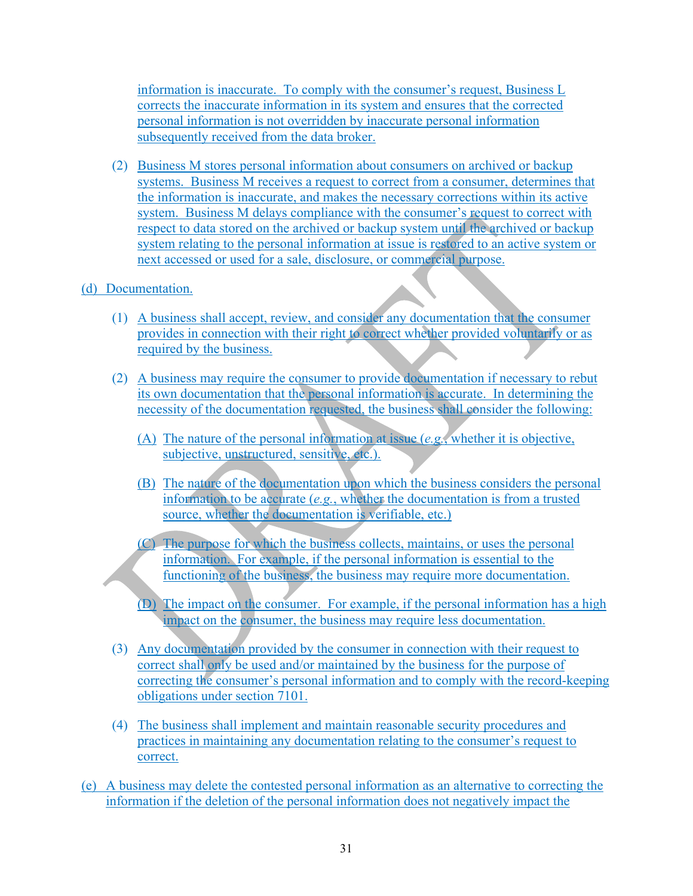information is inaccurate. To comply with the consumer's request, Business L corrects the inaccurate information in its system and ensures that the corrected personal information is not overridden by inaccurate personal information subsequently received from the data broker.

(2) Business M stores personal information about consumers on archived or backup systems. Business M receives a request to correct from a consumer, determines that the information is inaccurate, and makes the necessary corrections within its active system. Business M delays compliance with the consumer's request to correct with respect to data stored on the archived or backup system until the archived or backup system relating to the personal information at issue is restored to an active system or next accessed or used for a sale, disclosure, or commercial purpose.

(d) Documentation.

(1) A business shall accept, review, and consider any documentation that the consumer provides in connection with their right to correct whether provided voluntarily or as required by the business.

(2) A business may require the consumer to provide documentation if necessary to rebut its own documentation that the personal information is accurate. In determining the necessity of the documentation requested, the business shall consider the following:

(A) The nature of the personal information at issue (*e.g.*, whether it is objective, subjective, unstructured, sensitive, etc.).

(B) The nature of the documentation upon which the business considers the personal information to be accurate (*e.g.*, whether the documentation is from a trusted source, whether the documentation is verifiable, etc.)

(C) The purpose for which the business collects, maintains, or uses the personal information. For example, if the personal information is essential to the functioning of the business, the business may require more documentation.

(D) The impact on the consumer. For example, if the personal information has a high impact on the consumer, the business may require less documentation.

(3) Any documentation provided by the consumer in connection with their request to correct shall only be used and/or maintained by the business for the purpose of correcting the consumer's personal information and to comply with the record-keeping obligations under section 7101.

(4) The business shall implement and maintain reasonable security procedures and practices in maintaining any documentation relating to the consumer's request to correct.

(e) A business may delete the contested personal information as an alternative to correcting the information if the deletion of the personal information does not negatively impact the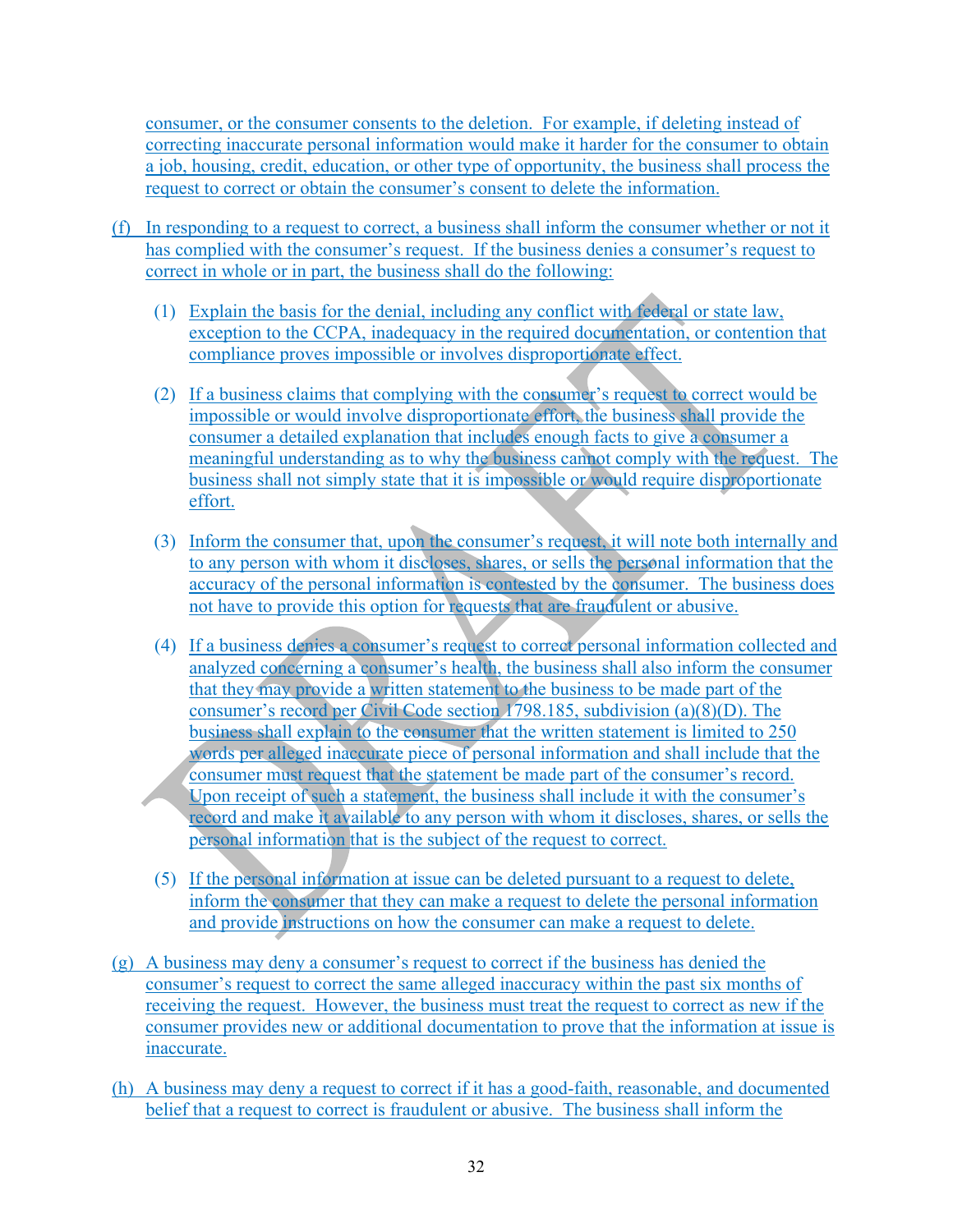consumer, or the consumer consents to the deletion. For example, if deleting instead of correcting inaccurate personal information would make it harder for the consumer to obtain a job, housing, credit, education, or other type of opportunity, the business shall process the request to correct or obtain the consumer's consent to delete the information.

(f) In responding to a request to correct, a business shall inform the consumer whether or not it has complied with the consumer's request. If the business denies a consumer's request to correct in whole or in part, the business shall do the following:

  (1) Explain the basis for the denial, including any conflict with federal or state law, exception to the CCPA, inadequacy in the required documentation, or contention that compliance proves impossible or involves disproportionate effect.

  (2) If a business claims that complying with the consumer's request to correct would be impossible or would involve disproportionate effort, the business shall provide the consumer a detailed explanation that includes enough facts to give a consumer a meaningful understanding as to why the business cannot comply with the request. The business shall not simply state that it is impossible or would require disproportionate effort.

  (3) Inform the consumer that, upon the consumer's request, it will note both internally and to any person with whom it discloses, shares, or sells the personal information that the accuracy of the personal information is contested by the consumer. The business does not have to provide this option for requests that are fraudulent or abusive.

  (4) If a business denies a consumer's request to correct personal information collected and analyzed concerning a consumer's health, the business shall also inform the consumer that they may provide a written statement to the business to be made part of the consumer's record per Civil Code section 1798.185, subdivision (a)(8)(D). The business shall explain to the consumer that the written statement is limited to 250 words per alleged inaccurate piece of personal information and shall include that the consumer must request that the statement be made part of the consumer's record. Upon receipt of such a statement, the business shall include it with the consumer's record and make it available to any person with whom it discloses, shares, or sells the personal information that is the subject of the request to correct.

  (5) If the personal information at issue can be deleted pursuant to a request to delete, inform the consumer that they can make a request to delete the personal information and provide instructions on how the consumer can make a request to delete.

(g) A business may deny a consumer's request to correct if the business has denied the consumer's request to correct the same alleged inaccuracy within the past six months of receiving the request. However, the business must treat the request to correct as new if the consumer provides new or additional documentation to prove that the information at issue is inaccurate.

(h) A business may deny a request to correct if it has a good-faith, reasonable, and documented belief that a request to correct is fraudulent or abusive. The business shall inform the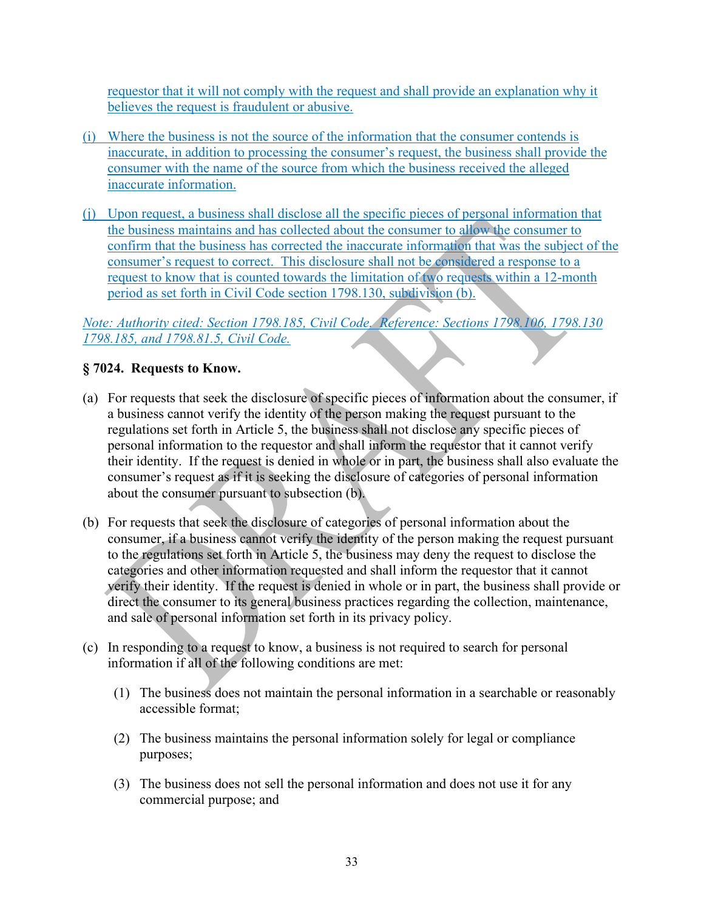requestor that it will not comply with the request and shall provide an explanation why it believes the request is fraudulent or abusive.

(i) Where the business is not the source of the information that the consumer contends is inaccurate, in addition to processing the consumer's request, the business shall provide the consumer with the name of the source from which the business received the alleged inaccurate information.

(j) Upon request, a business shall disclose all the specific pieces of personal information that the business maintains and has collected about the consumer to allow the consumer to confirm that the business has corrected the inaccurate information that was the subject of the consumer's request to correct. This disclosure shall not be considered a response to a request to know that is counted towards the limitation of two requests within a 12-month period as set forth in Civil Code section 1798.130, subdivision (b).

*Note: Authority cited: Section 1798.185, Civil Code. Reference: Sections 1798.106, 1798.130 1798.185, and 1798.81.5, Civil Code.*

**§ 7024. Requests to Know.**

(a) For requests that seek the disclosure of specific pieces of information about the consumer, if a business cannot verify the identity of the person making the request pursuant to the regulations set forth in Article 5, the business shall not disclose any specific pieces of personal information to the requestor and shall inform the requestor that it cannot verify their identity. If the request is denied in whole or in part, the business shall also evaluate the consumer's request as if it is seeking the disclosure of categories of personal information about the consumer pursuant to subsection (b).

(b) For requests that seek the disclosure of categories of personal information about the consumer, if a business cannot verify the identity of the person making the request pursuant to the regulations set forth in Article 5, the business may deny the request to disclose the categories and other information requested and shall inform the requestor that it cannot verify their identity. If the request is denied in whole or in part, the business shall provide or direct the consumer to its general business practices regarding the collection, maintenance, and sale of personal information set forth in its privacy policy.

(c) In responding to a request to know, a business is not required to search for personal information if all of the following conditions are met:

   (1) The business does not maintain the personal information in a searchable or reasonably accessible format;

   (2) The business maintains the personal information solely for legal or compliance purposes;

   (3) The business does not sell the personal information and does not use it for any commercial purpose; and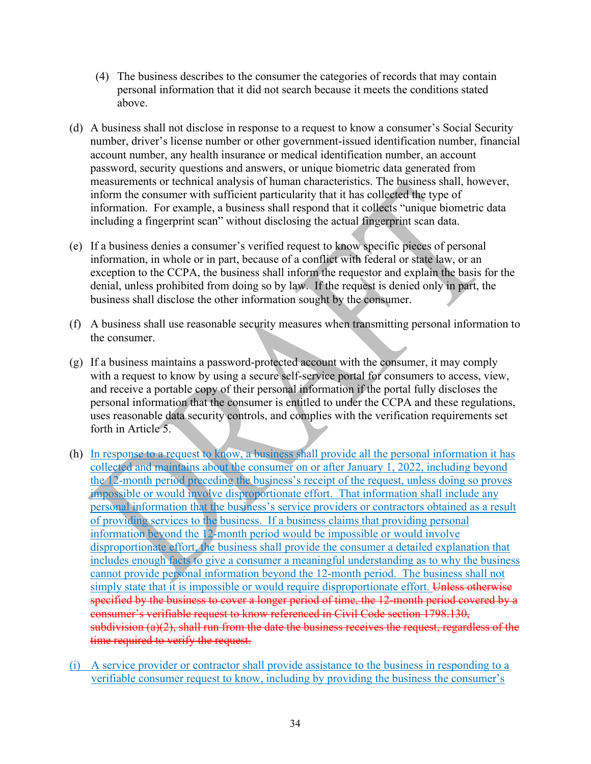(4) The business describes to the consumer the categories of records that may contain personal information that it did not search because it meets the conditions stated above.

(d) A business shall not disclose in response to a request to know a consumer's Social Security number, driver's license number or other government-issued identification number, financial account number, any health insurance or medical identification number, an account password, security questions and answers, or unique biometric data generated from measurements or technical analysis of human characteristics. The business shall, however, inform the consumer with sufficient particularity that it has collected the type of information. For example, a business shall respond that it collects "unique biometric data including a fingerprint scan" without disclosing the actual fingerprint scan data.

(e) If a business denies a consumer's verified request to know specific pieces of personal information, in whole or in part, because of a conflict with federal or state law, or an exception to the CCPA, the business shall inform the requestor and explain the basis for the denial, unless prohibited from doing so by law. If the request is denied only in part, the business shall disclose the other information sought by the consumer.

(f) A business shall use reasonable security measures when transmitting personal information to the consumer.

(g) If a business maintains a password-protected account with the consumer, it may comply with a request to know by using a secure self-service portal for consumers to access, view, and receive a portable copy of their personal information if the portal fully discloses the personal information that the consumer is entitled to under the CCPA and these regulations, uses reasonable data security controls, and complies with the verification requirements set forth in Article 5.

(h) In response to a request to know, a business shall provide all the personal information it has collected and maintains about the consumer on or after January 1, 2022, including beyond the 12-month period preceding the business's receipt of the request, unless doing so proves impossible or would involve disproportionate effort. That information shall include any personal information that the business's service providers or contractors obtained as a result of providing services to the business. If a business claims that providing personal information beyond the 12-month period would be impossible or would involve disproportionate effort, the business shall provide the consumer a detailed explanation that includes enough facts to give a consumer a meaningful understanding as to why the business cannot provide personal information beyond the 12-month period. The business shall not simply state that it is impossible or would require disproportionate effort. ~~Unless otherwise specified by the business to cover a longer period of time, the 12-month period covered by a consumer's verifiable request to know referenced in Civil Code section 1798.130, subdivision (a)(2), shall run from the date the business receives the request, regardless of the time required to verify the request.~~

(i) A service provider or contractor shall provide assistance to the business in responding to a verifiable consumer request to know, including by providing the business the consumer's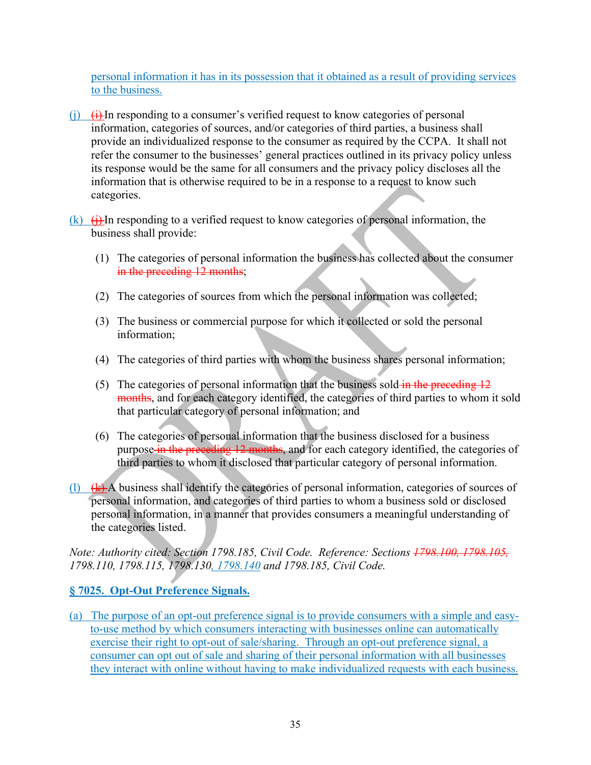personal information it has in its possession that it obtained as a result of providing services to the business.

(j) ~~(i)~~ In responding to a consumer's verified request to know categories of personal information, categories of sources, and/or categories of third parties, a business shall provide an individualized response to the consumer as required by the CCPA. It shall not refer the consumer to the businesses' general practices outlined in its privacy policy unless its response would be the same for all consumers and the privacy policy discloses all the information that is otherwise required to be in a response to a request to know such categories.

(k) ~~(j)~~ In responding to a verified request to know categories of personal information, the business shall provide:

(1) The categories of personal information the business has collected about the consumer ~~in the preceding 12 months~~;

(2) The categories of sources from which the personal information was collected;

(3) The business or commercial purpose for which it collected or sold the personal information;

(4) The categories of third parties with whom the business shares personal information;

(5) The categories of personal information that the business sold ~~in the preceding 12 months~~, and for each category identified, the categories of third parties to whom it sold that particular category of personal information; and

(6) The categories of personal information that the business disclosed for a business purpose ~~in the preceding 12 months~~, and for each category identified, the categories of third parties to whom it disclosed that particular category of personal information.

(l) ~~(k)~~ A business shall identify the categories of personal information, categories of sources of personal information, and categories of third parties to whom a business sold or disclosed personal information, in a manner that provides consumers a meaningful understanding of the categories listed.

*Note: Authority cited: Section 1798.185, Civil Code. Reference: Sections ~~1798.100, 1798.105,~~ 1798.110, 1798.115, 1798.130, 1798.140 and 1798.185, Civil Code.*

**§ 7025. Opt-Out Preference Signals.**

(a) The purpose of an opt-out preference signal is to provide consumers with a simple and easy-to-use method by which consumers interacting with businesses online can automatically exercise their right to opt-out of sale/sharing. Through an opt-out preference signal, a consumer can opt out of sale and sharing of their personal information with all businesses they interact with online without having to make individualized requests with each business.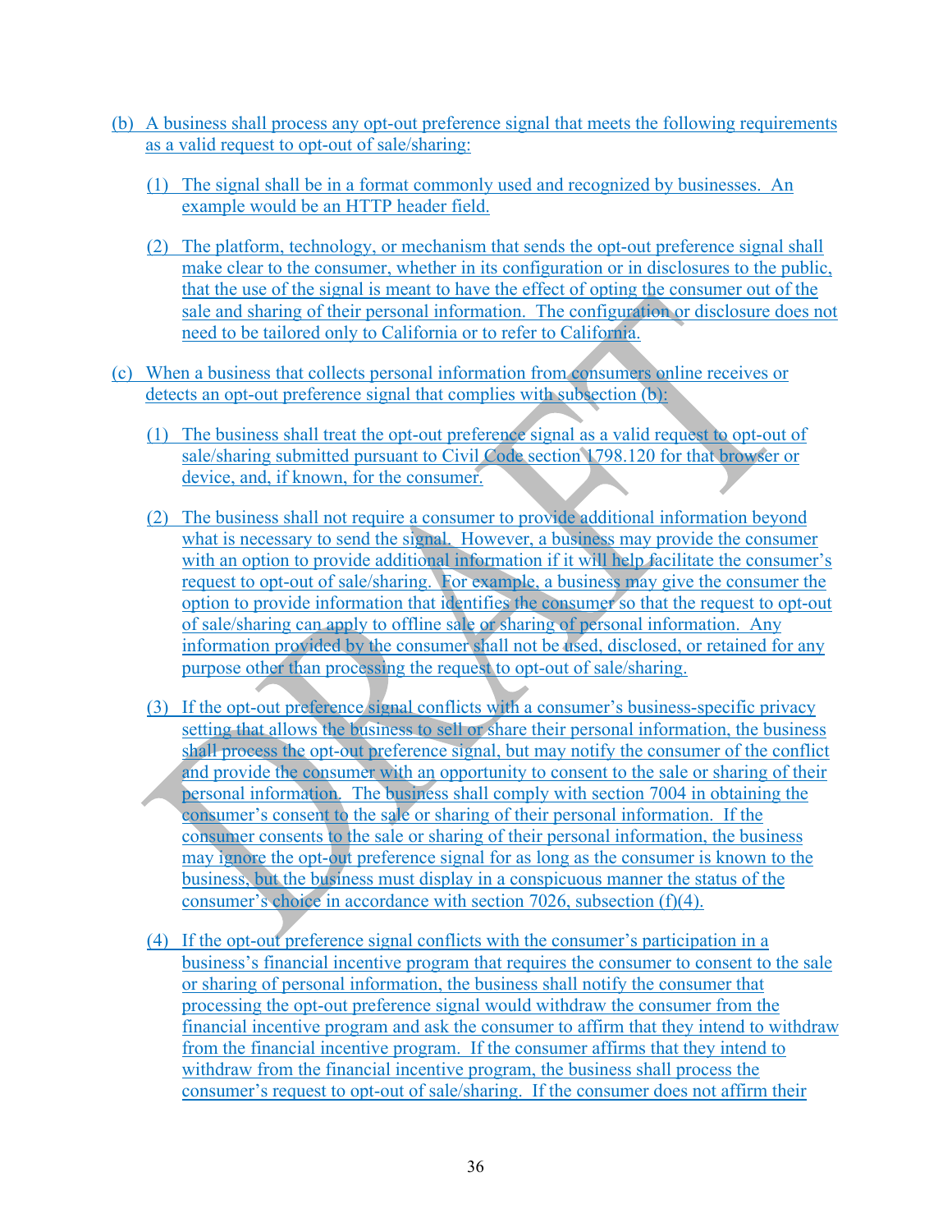(b) A business shall process any opt-out preference signal that meets the following requirements as a valid request to opt-out of sale/sharing:

(1) The signal shall be in a format commonly used and recognized by businesses. An example would be an HTTP header field.

(2) The platform, technology, or mechanism that sends the opt-out preference signal shall make clear to the consumer, whether in its configuration or in disclosures to the public, that the use of the signal is meant to have the effect of opting the consumer out of the sale and sharing of their personal information. The configuration or disclosure does not need to be tailored only to California or to refer to California.

(c) When a business that collects personal information from consumers online receives or detects an opt-out preference signal that complies with subsection (b):

(1) The business shall treat the opt-out preference signal as a valid request to opt-out of sale/sharing submitted pursuant to Civil Code section 1798.120 for that browser or device, and, if known, for the consumer.

(2) The business shall not require a consumer to provide additional information beyond what is necessary to send the signal. However, a business may provide the consumer with an option to provide additional information if it will help facilitate the consumer's request to opt-out of sale/sharing. For example, a business may give the consumer the option to provide information that identifies the consumer so that the request to opt-out of sale/sharing can apply to offline sale or sharing of personal information. Any information provided by the consumer shall not be used, disclosed, or retained for any purpose other than processing the request to opt-out of sale/sharing.

(3) If the opt-out preference signal conflicts with a consumer's business-specific privacy setting that allows the business to sell or share their personal information, the business shall process the opt-out preference signal, but may notify the consumer of the conflict and provide the consumer with an opportunity to consent to the sale or sharing of their personal information. The business shall comply with section 7004 in obtaining the consumer's consent to the sale or sharing of their personal information. If the consumer consents to the sale or sharing of their personal information, the business may ignore the opt-out preference signal for as long as the consumer is known to the business, but the business must display in a conspicuous manner the status of the consumer's choice in accordance with section 7026, subsection (f)(4).

(4) If the opt-out preference signal conflicts with the consumer's participation in a business's financial incentive program that requires the consumer to consent to the sale or sharing of personal information, the business shall notify the consumer that processing the opt-out preference signal would withdraw the consumer from the financial incentive program and ask the consumer to affirm that they intend to withdraw from the financial incentive program. If the consumer affirms that they intend to withdraw from the financial incentive program, the business shall process the consumer's request to opt-out of sale/sharing. If the consumer does not affirm their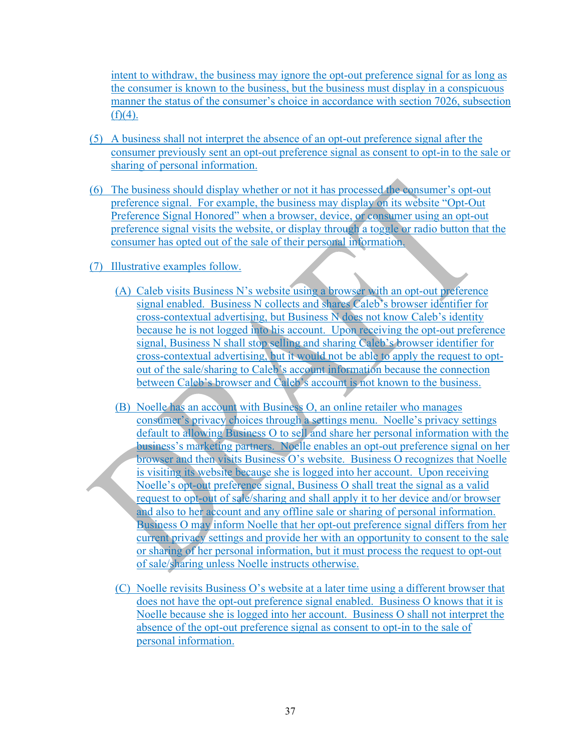intent to withdraw, the business may ignore the opt-out preference signal for as long as the consumer is known to the business, but the business must display in a conspicuous manner the status of the consumer's choice in accordance with section 7026, subsection (f)(4).

(5) A business shall not interpret the absence of an opt-out preference signal after the consumer previously sent an opt-out preference signal as consent to opt-in to the sale or sharing of personal information.

(6) The business should display whether or not it has processed the consumer's opt-out preference signal. For example, the business may display on its website "Opt-Out Preference Signal Honored" when a browser, device, or consumer using an opt-out preference signal visits the website, or display through a toggle or radio button that the consumer has opted out of the sale of their personal information.

(7) Illustrative examples follow.

(A) Caleb visits Business N's website using a browser with an opt-out preference signal enabled. Business N collects and shares Caleb's browser identifier for cross-contextual advertising, but Business N does not know Caleb's identity because he is not logged into his account. Upon receiving the opt-out preference signal, Business N shall stop selling and sharing Caleb's browser identifier for cross-contextual advertising, but it would not be able to apply the request to opt-out of the sale/sharing to Caleb's account information because the connection between Caleb's browser and Caleb's account is not known to the business.

(B) Noelle has an account with Business O, an online retailer who manages consumer's privacy choices through a settings menu. Noelle's privacy settings default to allowing Business O to sell and share her personal information with the business's marketing partners. Noelle enables an opt-out preference signal on her browser and then visits Business O's website. Business O recognizes that Noelle is visiting its website because she is logged into her account. Upon receiving Noelle's opt-out preference signal, Business O shall treat the signal as a valid request to opt-out of sale/sharing and shall apply it to her device and/or browser and also to her account and any offline sale or sharing of personal information. Business O may inform Noelle that her opt-out preference signal differs from her current privacy settings and provide her with an opportunity to consent to the sale or sharing of her personal information, but it must process the request to opt-out of sale/sharing unless Noelle instructs otherwise.

(C) Noelle revisits Business O's website at a later time using a different browser that does not have the opt-out preference signal enabled. Business O knows that it is Noelle because she is logged into her account. Business O shall not interpret the absence of the opt-out preference signal as consent to opt-in to the sale of personal information.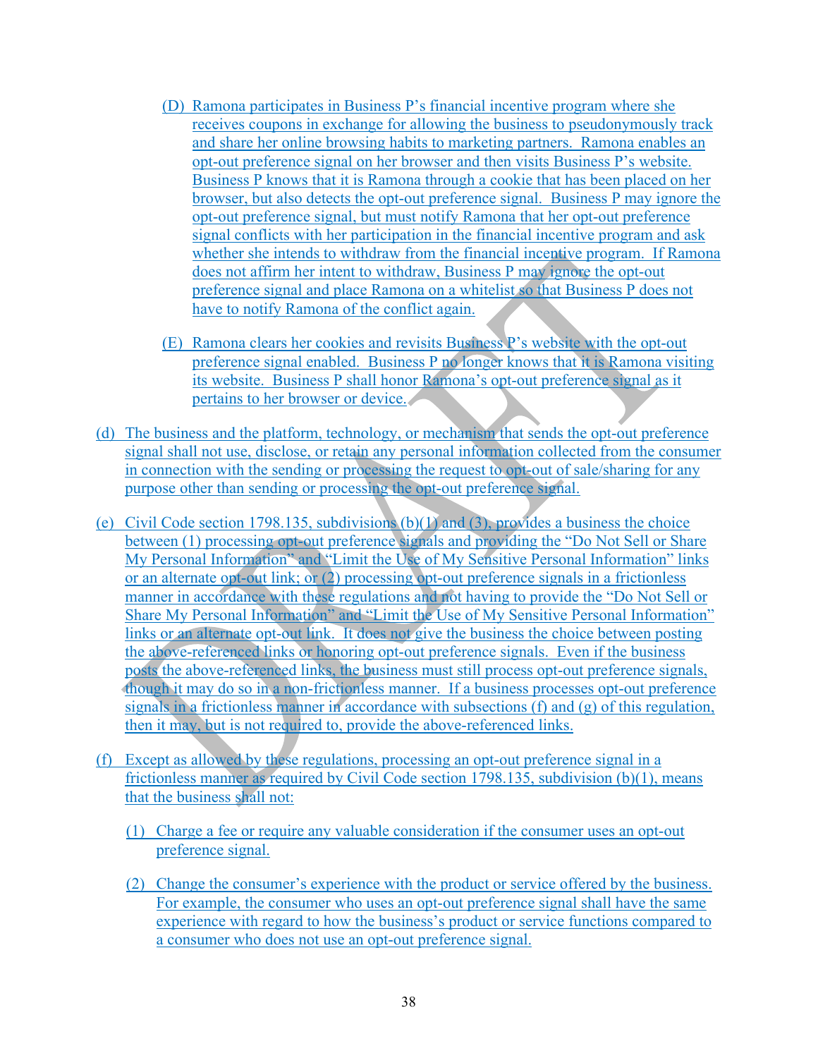(D) Ramona participates in Business P's financial incentive program where she receives coupons in exchange for allowing the business to pseudonymously track and share her online browsing habits to marketing partners. Ramona enables an opt-out preference signal on her browser and then visits Business P's website. Business P knows that it is Ramona through a cookie that has been placed on her browser, but also detects the opt-out preference signal. Business P may ignore the opt-out preference signal, but must notify Ramona that her opt-out preference signal conflicts with her participation in the financial incentive program and ask whether she intends to withdraw from the financial incentive program. If Ramona does not affirm her intent to withdraw, Business P may ignore the opt-out preference signal and place Ramona on a whitelist so that Business P does not have to notify Ramona of the conflict again.

(E) Ramona clears her cookies and revisits Business P's website with the opt-out preference signal enabled. Business P no longer knows that it is Ramona visiting its website. Business P shall honor Ramona's opt-out preference signal as it pertains to her browser or device.

(d) The business and the platform, technology, or mechanism that sends the opt-out preference signal shall not use, disclose, or retain any personal information collected from the consumer in connection with the sending or processing the request to opt-out of sale/sharing for any purpose other than sending or processing the opt-out preference signal.

(e) Civil Code section 1798.135, subdivisions (b)(1) and (3), provides a business the choice between (1) processing opt-out preference signals and providing the "Do Not Sell or Share My Personal Information" and "Limit the Use of My Sensitive Personal Information" links or an alternate opt-out link; or (2) processing opt-out preference signals in a frictionless manner in accordance with these regulations and not having to provide the "Do Not Sell or Share My Personal Information" and "Limit the Use of My Sensitive Personal Information" links or an alternate opt-out link. It does not give the business the choice between posting the above-referenced links or honoring opt-out preference signals. Even if the business posts the above-referenced links, the business must still process opt-out preference signals, though it may do so in a non-frictionless manner. If a business processes opt-out preference signals in a frictionless manner in accordance with subsections (f) and (g) of this regulation, then it may, but is not required to, provide the above-referenced links.

(f) Except as allowed by these regulations, processing an opt-out preference signal in a frictionless manner as required by Civil Code section 1798.135, subdivision (b)(1), means that the business shall not:

(1) Charge a fee or require any valuable consideration if the consumer uses an opt-out preference signal.

(2) Change the consumer's experience with the product or service offered by the business. For example, the consumer who uses an opt-out preference signal shall have the same experience with regard to how the business's product or service functions compared to a consumer who does not use an opt-out preference signal.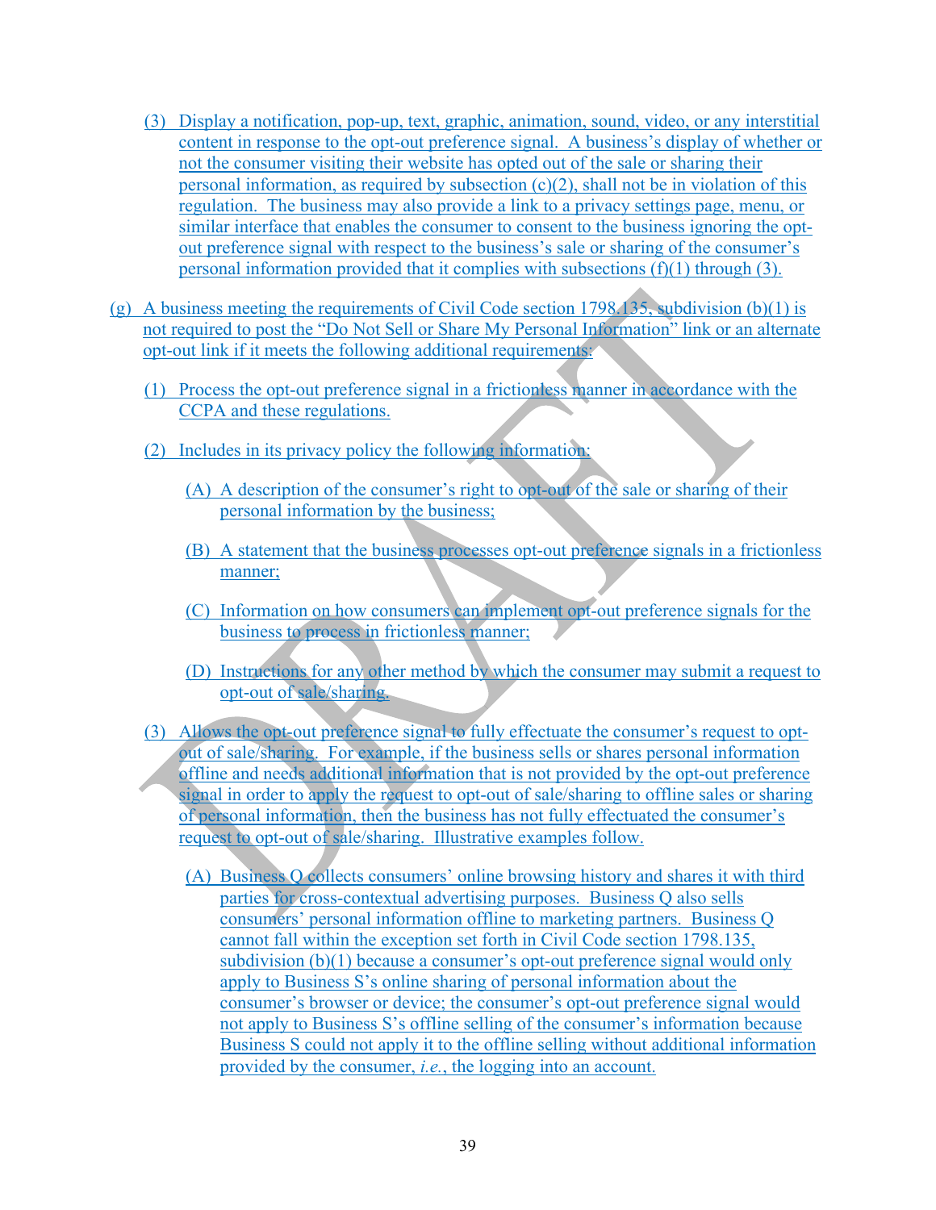(3) Display a notification, pop-up, text, graphic, animation, sound, video, or any interstitial content in response to the opt-out preference signal. A business's display of whether or not the consumer visiting their website has opted out of the sale or sharing their personal information, as required by subsection (c)(2), shall not be in violation of this regulation. The business may also provide a link to a privacy settings page, menu, or similar interface that enables the consumer to consent to the business ignoring the opt-out preference signal with respect to the business's sale or sharing of the consumer's personal information provided that it complies with subsections (f)(1) through (3).

(g) A business meeting the requirements of Civil Code section 1798.135, subdivision (b)(1) is not required to post the "Do Not Sell or Share My Personal Information" link or an alternate opt-out link if it meets the following additional requirements:

(1) Process the opt-out preference signal in a frictionless manner in accordance with the CCPA and these regulations.

(2) Includes in its privacy policy the following information:

(A) A description of the consumer's right to opt-out of the sale or sharing of their personal information by the business;

(B) A statement that the business processes opt-out preference signals in a frictionless manner;

(C) Information on how consumers can implement opt-out preference signals for the business to process in frictionless manner;

(D) Instructions for any other method by which the consumer may submit a request to opt-out of sale/sharing.

(3) Allows the opt-out preference signal to fully effectuate the consumer's request to opt-out of sale/sharing. For example, if the business sells or shares personal information offline and needs additional information that is not provided by the opt-out preference signal in order to apply the request to opt-out of sale/sharing to offline sales or sharing of personal information, then the business has not fully effectuated the consumer's request to opt-out of sale/sharing. Illustrative examples follow.

(A) Business Q collects consumers' online browsing history and shares it with third parties for cross-contextual advertising purposes. Business Q also sells consumers' personal information offline to marketing partners. Business Q cannot fall within the exception set forth in Civil Code section 1798.135, subdivision (b)(1) because a consumer's opt-out preference signal would only apply to Business S's online sharing of personal information about the consumer's browser or device; the consumer's opt-out preference signal would not apply to Business S's offline selling of the consumer's information because Business S could not apply it to the offline selling without additional information provided by the consumer, *i.e.*, the logging into an account.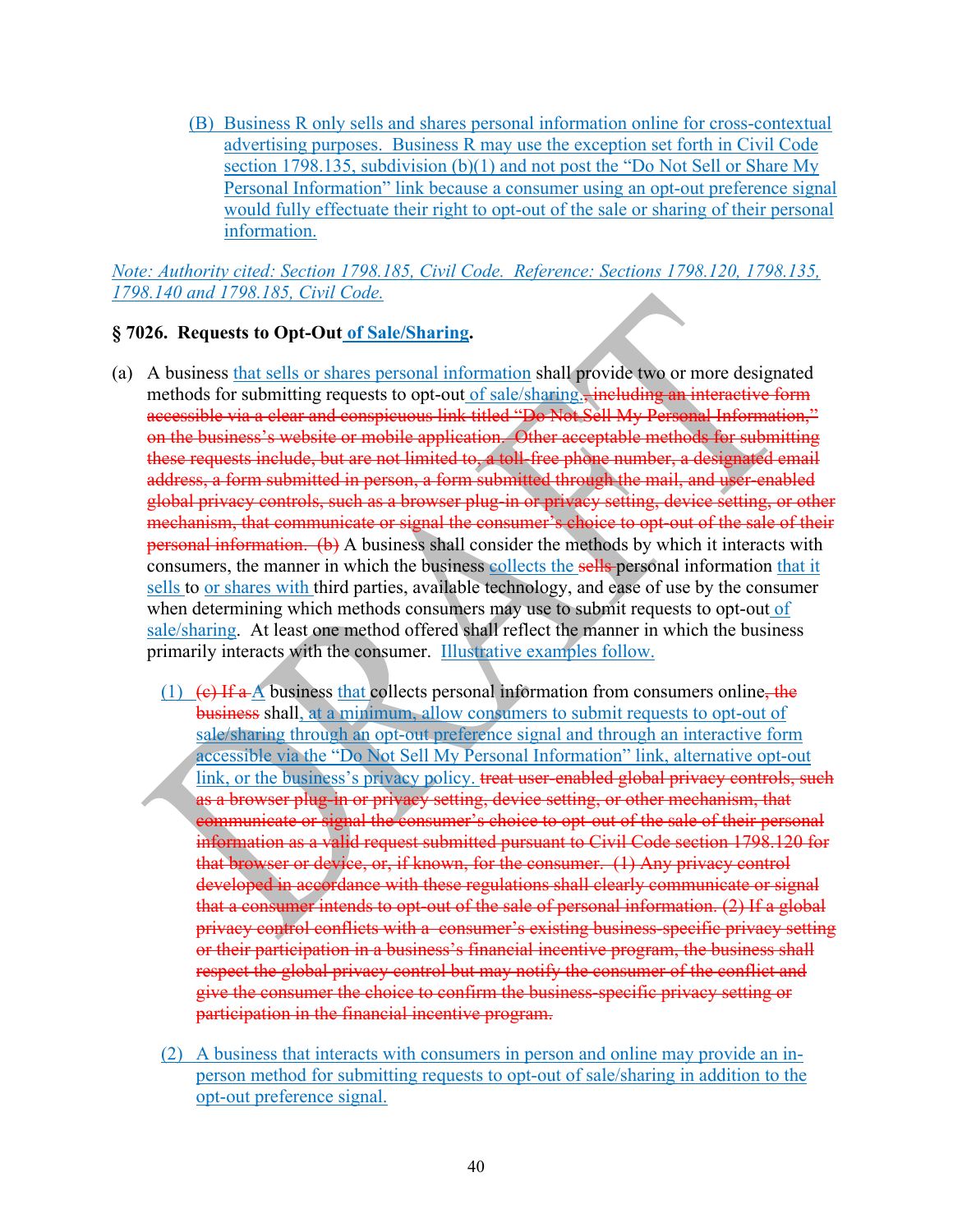(B) Business R only sells and shares personal information online for cross-contextual advertising purposes. Business R may use the exception set forth in Civil Code section 1798.135, subdivision (b)(1) and not post the "Do Not Sell or Share My Personal Information" link because a consumer using an opt-out preference signal would fully effectuate their right to opt-out of the sale or sharing of their personal information.

*Note: Authority cited: Section 1798.185, Civil Code. Reference: Sections 1798.120, 1798.135, 1798.140 and 1798.185, Civil Code.*

### § 7026. Requests to Opt-Out of Sale/Sharing.

(a) A business that sells or shares personal information shall provide two or more designated methods for submitting requests to opt-out of sale/sharing.~~, including an interactive form accessible via a clear and conspicuous link titled "Do Not Sell My Personal Information," on the business's website or mobile application. Other acceptable methods for submitting these requests include, but are not limited to, a toll-free phone number, a designated email address, a form submitted in person, a form submitted through the mail, and user-enabled global privacy controls, such as a browser plug-in or privacy setting, device setting, or other mechanism, that communicate or signal the consumer's choice to opt-out of the sale of their personal information. (b)~~ A business shall consider the methods by which it interacts with consumers, the manner in which the business collects the ~~sells~~ personal information that it sells to or shares with third parties, available technology, and ease of use by the consumer when determining which methods consumers may use to submit requests to opt-out of sale/sharing. At least one method offered shall reflect the manner in which the business primarily interacts with the consumer. Illustrative examples follow.

(1) ~~(c) If a~~ A business that collects personal information from consumers online~~, the business~~ shall, at a minimum, allow consumers to submit requests to opt-out of sale/sharing through an opt-out preference signal and through an interactive form accessible via the "Do Not Sell My Personal Information" link, alternative opt-out link, or the business's privacy policy. ~~treat user-enabled global privacy controls, such as a browser plug-in or privacy setting, device setting, or other mechanism, that communicate or signal the consumer's choice to opt-out of the sale of their personal information as a valid request submitted pursuant to Civil Code section 1798.120 for that browser or device, or, if known, for the consumer. (1) Any privacy control developed in accordance with these regulations shall clearly communicate or signal that a consumer intends to opt-out of the sale of personal information. (2) If a global privacy control conflicts with a consumer's existing business-specific privacy setting or their participation in a business's financial incentive program, the business shall respect the global privacy control but may notify the consumer of the conflict and give the consumer the choice to confirm the business-specific privacy setting or participation in the financial incentive program.~~

(2) A business that interacts with consumers in person and online may provide an in-person method for submitting requests to opt-out of sale/sharing in addition to the opt-out preference signal.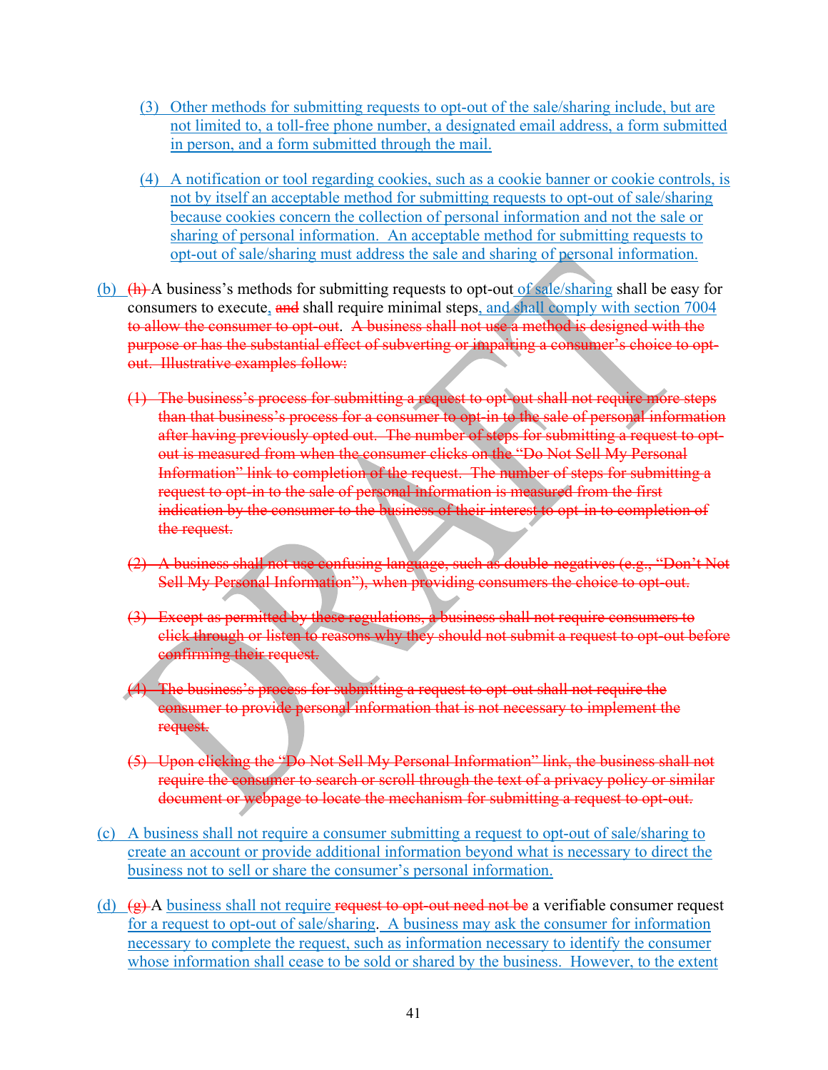(3) Other methods for submitting requests to opt-out of the sale/sharing include, but are not limited to, a toll-free phone number, a designated email address, a form submitted in person, and a form submitted through the mail.

(4) A notification or tool regarding cookies, such as a cookie banner or cookie controls, is not by itself an acceptable method for submitting requests to opt-out of sale/sharing because cookies concern the collection of personal information and not the sale or sharing of personal information. An acceptable method for submitting requests to opt-out of sale/sharing must address the sale and sharing of personal information.

(b) ~~(h)~~ A business's methods for submitting requests to opt-out of sale/sharing shall be easy for consumers to execute, ~~and~~ shall require minimal steps, and shall comply with section 7004 ~~to allow the consumer to opt-out. A business shall not use a method is designed with the purpose or has the substantial effect of subverting or impairing a consumer's choice to opt-out. Illustrative examples follow:~~

~~(1) The business's process for submitting a request to opt-out shall not require more steps than that business's process for a consumer to opt-in to the sale of personal information after having previously opted out. The number of steps for submitting a request to opt-out is measured from when the consumer clicks on the "Do Not Sell My Personal Information" link to completion of the request. The number of steps for submitting a request to opt-in to the sale of personal information is measured from the first indication by the consumer to the business of their interest to opt-in to completion of the request.~~

~~(2) A business shall not use confusing language, such as double-negatives (e.g., "Don't Not Sell My Personal Information"), when providing consumers the choice to opt-out.~~

~~(3) Except as permitted by these regulations, a business shall not require consumers to click through or listen to reasons why they should not submit a request to opt-out before confirming their request.~~

~~(4) The business's process for submitting a request to opt-out shall not require the consumer to provide personal information that is not necessary to implement the request.~~

~~(5) Upon clicking the "Do Not Sell My Personal Information" link, the business shall not require the consumer to search or scroll through the text of a privacy policy or similar document or webpage to locate the mechanism for submitting a request to opt-out.~~

(c) A business shall not require a consumer submitting a request to opt-out of sale/sharing to create an account or provide additional information beyond what is necessary to direct the business not to sell or share the consumer's personal information.

(d) ~~(g)~~ A business shall not require ~~request to opt-out need not be~~ a verifiable consumer request for a request to opt-out of sale/sharing. A business may ask the consumer for information necessary to complete the request, such as information necessary to identify the consumer whose information shall cease to be sold or shared by the business. However, to the extent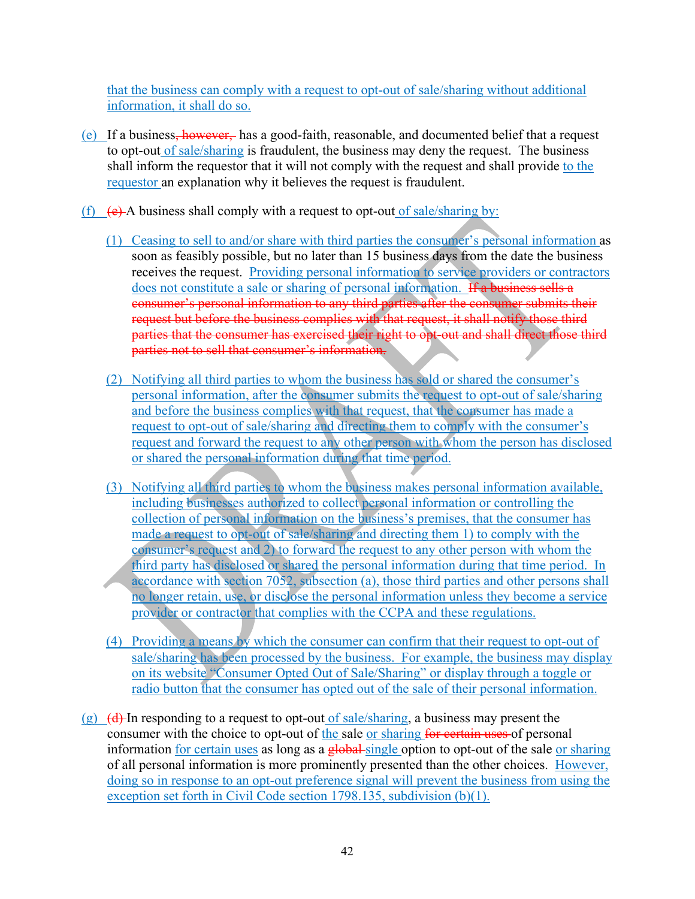that the business can comply with a request to opt-out of sale/sharing without additional information, it shall do so.

(e) If a business, however, has a good-faith, reasonable, and documented belief that a request to opt-out of sale/sharing is fraudulent, the business may deny the request. The business shall inform the requestor that it will not comply with the request and shall provide to the requestor an explanation why it believes the request is fraudulent.

(f) (e) A business shall comply with a request to opt-out of sale/sharing by:

(1) Ceasing to sell to and/or share with third parties the consumer's personal information as soon as feasibly possible, but no later than 15 business days from the date the business receives the request. Providing personal information to service providers or contractors does not constitute a sale or sharing of personal information. If a business sells a consumer's personal information to any third parties after the consumer submits their request but before the business complies with that request, it shall notify those third parties that the consumer has exercised their right to opt-out and shall direct those third parties not to sell that consumer's information.

(2) Notifying all third parties to whom the business has sold or shared the consumer's personal information, after the consumer submits the request to opt-out of sale/sharing and before the business complies with that request, that the consumer has made a request to opt-out of sale/sharing and directing them to comply with the consumer's request and forward the request to any other person with whom the person has disclosed or shared the personal information during that time period.

(3) Notifying all third parties to whom the business makes personal information available, including businesses authorized to collect personal information or controlling the collection of personal information on the business's premises, that the consumer has made a request to opt-out of sale/sharing and directing them 1) to comply with the consumer's request and 2) to forward the request to any other person with whom the third party has disclosed or shared the personal information during that time period. In accordance with section 7052, subsection (a), those third parties and other persons shall no longer retain, use, or disclose the personal information unless they become a service provider or contractor that complies with the CCPA and these regulations.

(4) Providing a means by which the consumer can confirm that their request to opt-out of sale/sharing has been processed by the business. For example, the business may display on its website "Consumer Opted Out of Sale/Sharing" or display through a toggle or radio button that the consumer has opted out of the sale of their personal information.

(g) (d) In responding to a request to opt-out of sale/sharing, a business may present the consumer with the choice to opt-out of the sale or sharing for certain uses of personal information for certain uses as long as a global single option to opt-out of the sale or sharing of all personal information is more prominently presented than the other choices. However, doing so in response to an opt-out preference signal will prevent the business from using the exception set forth in Civil Code section 1798.135, subdivision (b)(1).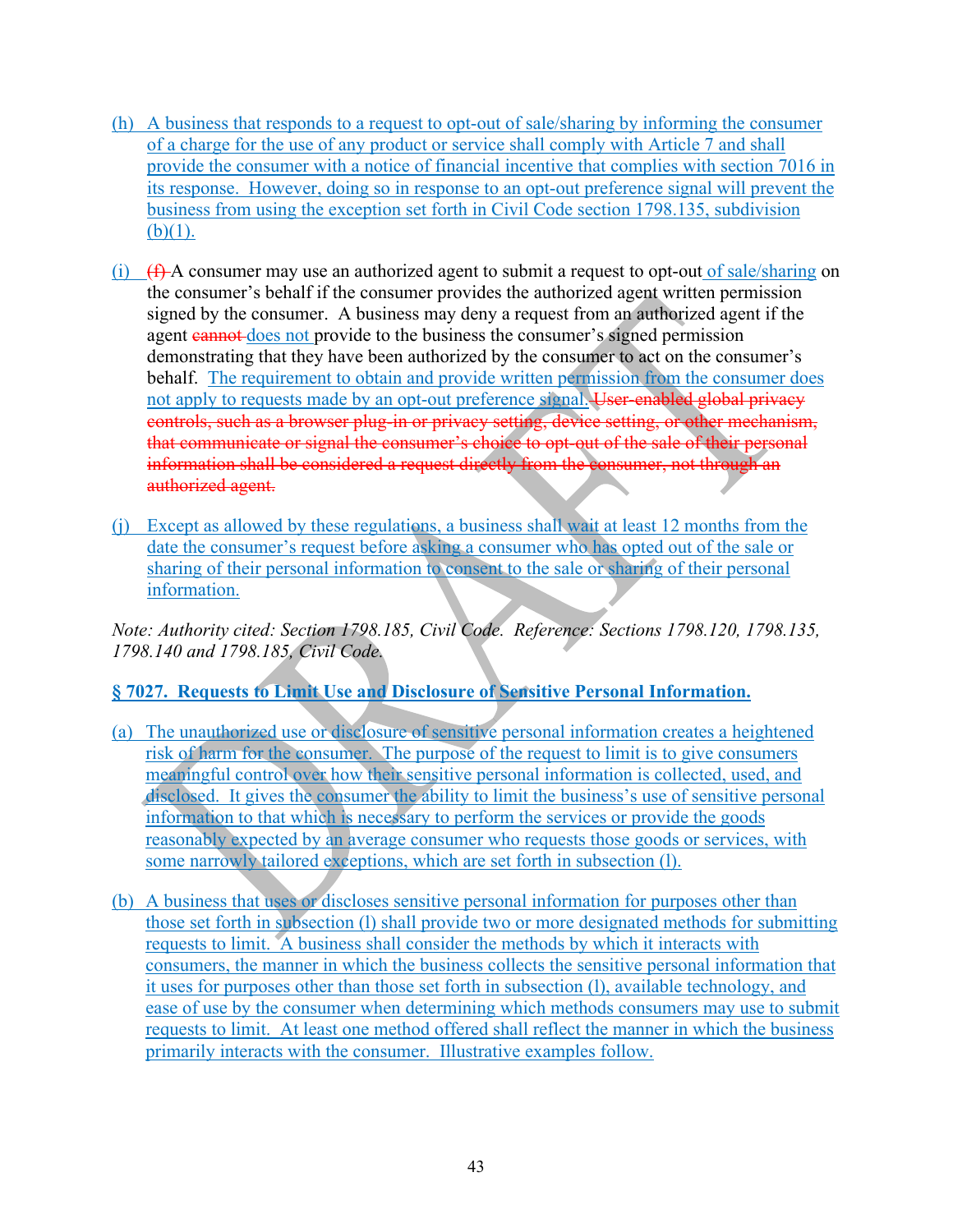(h) A business that responds to a request to opt-out of sale/sharing by informing the consumer of a charge for the use of any product or service shall comply with Article 7 and shall provide the consumer with a notice of financial incentive that complies with section 7016 in its response. However, doing so in response to an opt-out preference signal will prevent the business from using the exception set forth in Civil Code section 1798.135, subdivision (b)(1).

(i) ~~(f)~~ A consumer may use an authorized agent to submit a request to opt-out of sale/sharing on the consumer's behalf if the consumer provides the authorized agent written permission signed by the consumer. A business may deny a request from an authorized agent if the agent ~~cannot~~ does not provide to the business the consumer's signed permission demonstrating that they have been authorized by the consumer to act on the consumer's behalf. The requirement to obtain and provide written permission from the consumer does not apply to requests made by an opt-out preference signal. ~~User-enabled global privacy controls, such as a browser plug-in or privacy setting, device setting, or other mechanism, that communicate or signal the consumer's choice to opt-out of the sale of their personal information shall be considered a request directly from the consumer, not through an authorized agent.~~

(j) Except as allowed by these regulations, a business shall wait at least 12 months from the date the consumer's request before asking a consumer who has opted out of the sale or sharing of their personal information to consent to the sale or sharing of their personal information.

*Note: Authority cited: Section 1798.185, Civil Code. Reference: Sections 1798.120, 1798.135, 1798.140 and 1798.185, Civil Code.*

**§ 7027. Requests to Limit Use and Disclosure of Sensitive Personal Information.**

(a) The unauthorized use or disclosure of sensitive personal information creates a heightened risk of harm for the consumer. The purpose of the request to limit is to give consumers meaningful control over how their sensitive personal information is collected, used, and disclosed. It gives the consumer the ability to limit the business's use of sensitive personal information to that which is necessary to perform the services or provide the goods reasonably expected by an average consumer who requests those goods or services, with some narrowly tailored exceptions, which are set forth in subsection (l).

(b) A business that uses or discloses sensitive personal information for purposes other than those set forth in subsection (l) shall provide two or more designated methods for submitting requests to limit. A business shall consider the methods by which it interacts with consumers, the manner in which the business collects the sensitive personal information that it uses for purposes other than those set forth in subsection (l), available technology, and ease of use by the consumer when determining which methods consumers may use to submit requests to limit. At least one method offered shall reflect the manner in which the business primarily interacts with the consumer. Illustrative examples follow.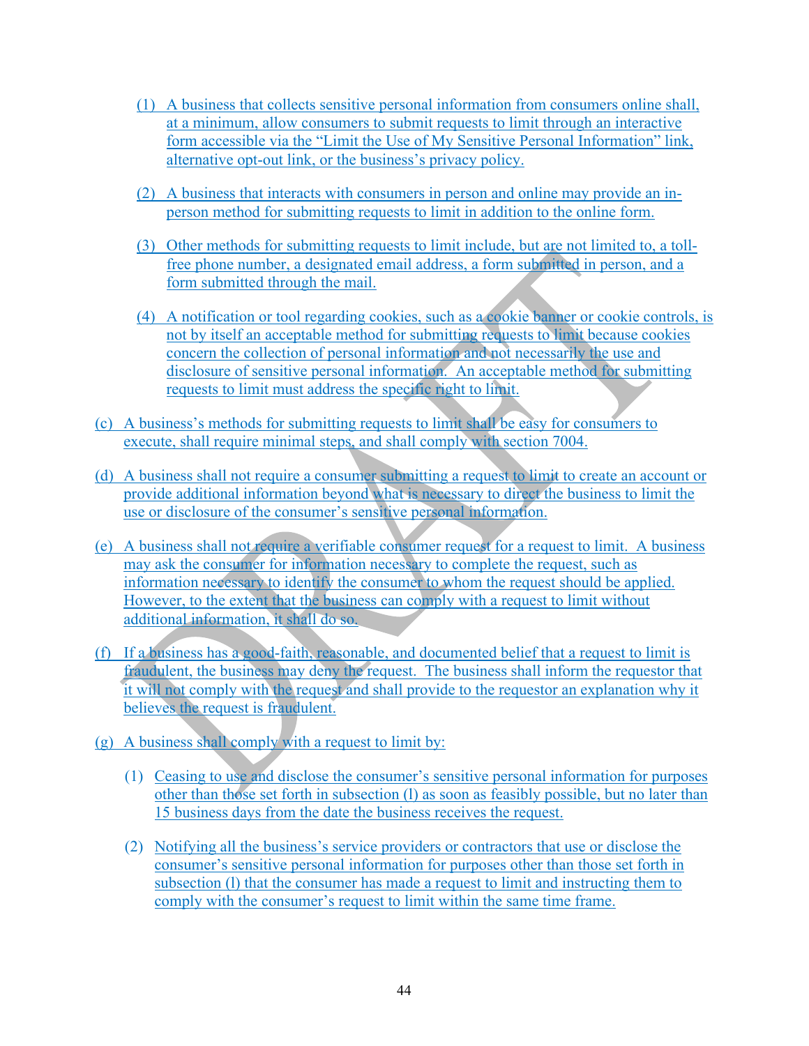(1) A business that collects sensitive personal information from consumers online shall, at a minimum, allow consumers to submit requests to limit through an interactive form accessible via the "Limit the Use of My Sensitive Personal Information" link, alternative opt-out link, or the business's privacy policy.

(2) A business that interacts with consumers in person and online may provide an in-person method for submitting requests to limit in addition to the online form.

(3) Other methods for submitting requests to limit include, but are not limited to, a toll-free phone number, a designated email address, a form submitted in person, and a form submitted through the mail.

(4) A notification or tool regarding cookies, such as a cookie banner or cookie controls, is not by itself an acceptable method for submitting requests to limit because cookies concern the collection of personal information and not necessarily the use and disclosure of sensitive personal information. An acceptable method for submitting requests to limit must address the specific right to limit.

(c) A business's methods for submitting requests to limit shall be easy for consumers to execute, shall require minimal steps, and shall comply with section 7004.

(d) A business shall not require a consumer submitting a request to limit to create an account or provide additional information beyond what is necessary to direct the business to limit the use or disclosure of the consumer's sensitive personal information.

(e) A business shall not require a verifiable consumer request for a request to limit. A business may ask the consumer for information necessary to complete the request, such as information necessary to identify the consumer to whom the request should be applied. However, to the extent that the business can comply with a request to limit without additional information, it shall do so.

(f) If a business has a good-faith, reasonable, and documented belief that a request to limit is fraudulent, the business may deny the request. The business shall inform the requestor that it will not comply with the request and shall provide to the requestor an explanation why it believes the request is fraudulent.

(g) A business shall comply with a request to limit by:

(1) Ceasing to use and disclose the consumer's sensitive personal information for purposes other than those set forth in subsection (l) as soon as feasibly possible, but no later than 15 business days from the date the business receives the request.

(2) Notifying all the business's service providers or contractors that use or disclose the consumer's sensitive personal information for purposes other than those set forth in subsection (l) that the consumer has made a request to limit and instructing them to comply with the consumer's request to limit within the same time frame.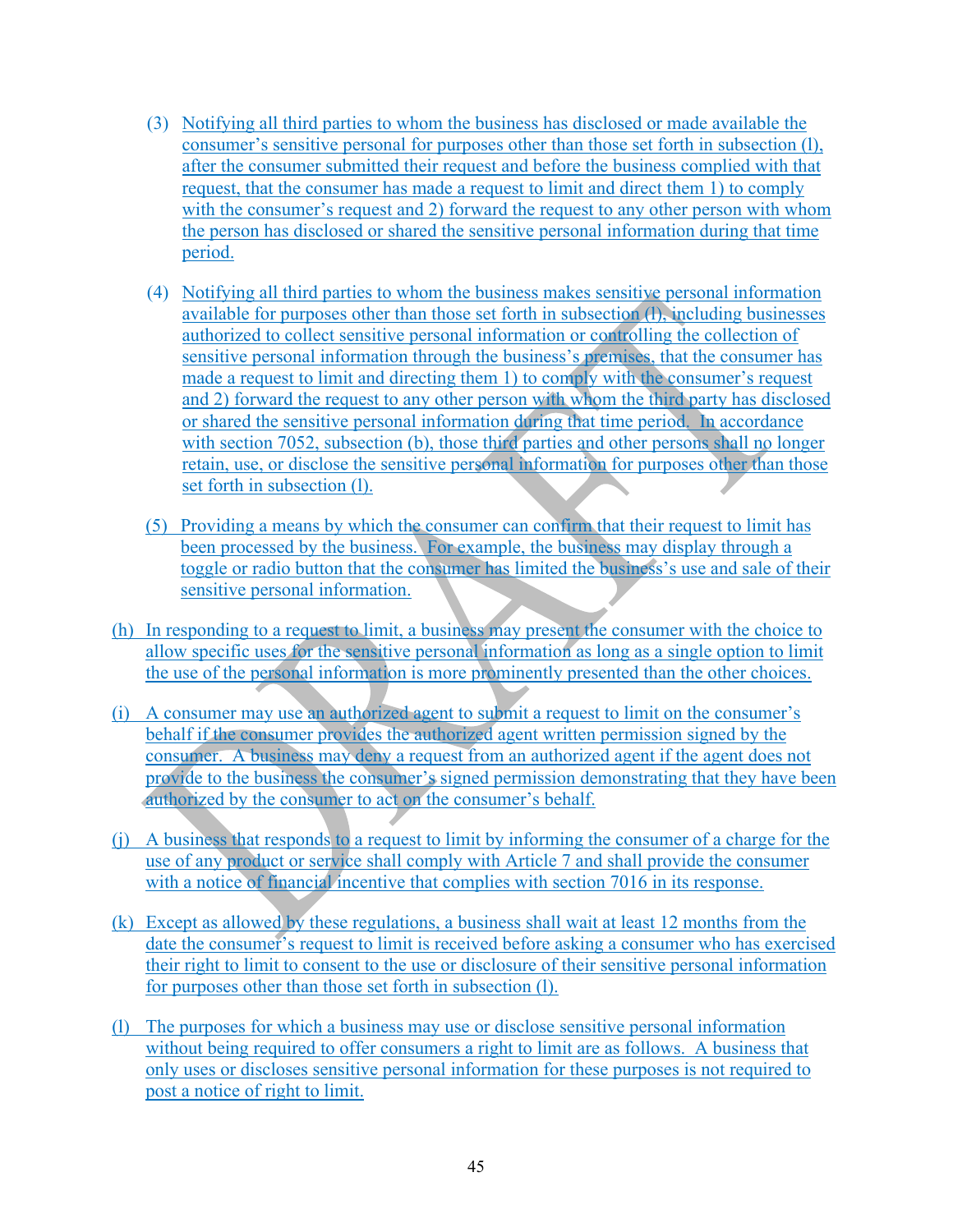(3) Notifying all third parties to whom the business has disclosed or made available the consumer's sensitive personal for purposes other than those set forth in subsection (l), after the consumer submitted their request and before the business complied with that request, that the consumer has made a request to limit and direct them 1) to comply with the consumer's request and 2) forward the request to any other person with whom the person has disclosed or shared the sensitive personal information during that time period.

(4) Notifying all third parties to whom the business makes sensitive personal information available for purposes other than those set forth in subsection (l), including businesses authorized to collect sensitive personal information or controlling the collection of sensitive personal information through the business's premises, that the consumer has made a request to limit and directing them 1) to comply with the consumer's request and 2) forward the request to any other person with whom the third party has disclosed or shared the sensitive personal information during that time period. In accordance with section 7052, subsection (b), those third parties and other persons shall no longer retain, use, or disclose the sensitive personal information for purposes other than those set forth in subsection (l).

(5) Providing a means by which the consumer can confirm that their request to limit has been processed by the business. For example, the business may display through a toggle or radio button that the consumer has limited the business's use and sale of their sensitive personal information.

(h) In responding to a request to limit, a business may present the consumer with the choice to allow specific uses for the sensitive personal information as long as a single option to limit the use of the personal information is more prominently presented than the other choices.

(i) A consumer may use an authorized agent to submit a request to limit on the consumer's behalf if the consumer provides the authorized agent written permission signed by the consumer. A business may deny a request from an authorized agent if the agent does not provide to the business the consumer's signed permission demonstrating that they have been authorized by the consumer to act on the consumer's behalf.

(j) A business that responds to a request to limit by informing the consumer of a charge for the use of any product or service shall comply with Article 7 and shall provide the consumer with a notice of financial incentive that complies with section 7016 in its response.

(k) Except as allowed by these regulations, a business shall wait at least 12 months from the date the consumer's request to limit is received before asking a consumer who has exercised their right to limit to consent to the use or disclosure of their sensitive personal information for purposes other than those set forth in subsection (l).

(l) The purposes for which a business may use or disclose sensitive personal information without being required to offer consumers a right to limit are as follows. A business that only uses or discloses sensitive personal information for these purposes is not required to post a notice of right to limit.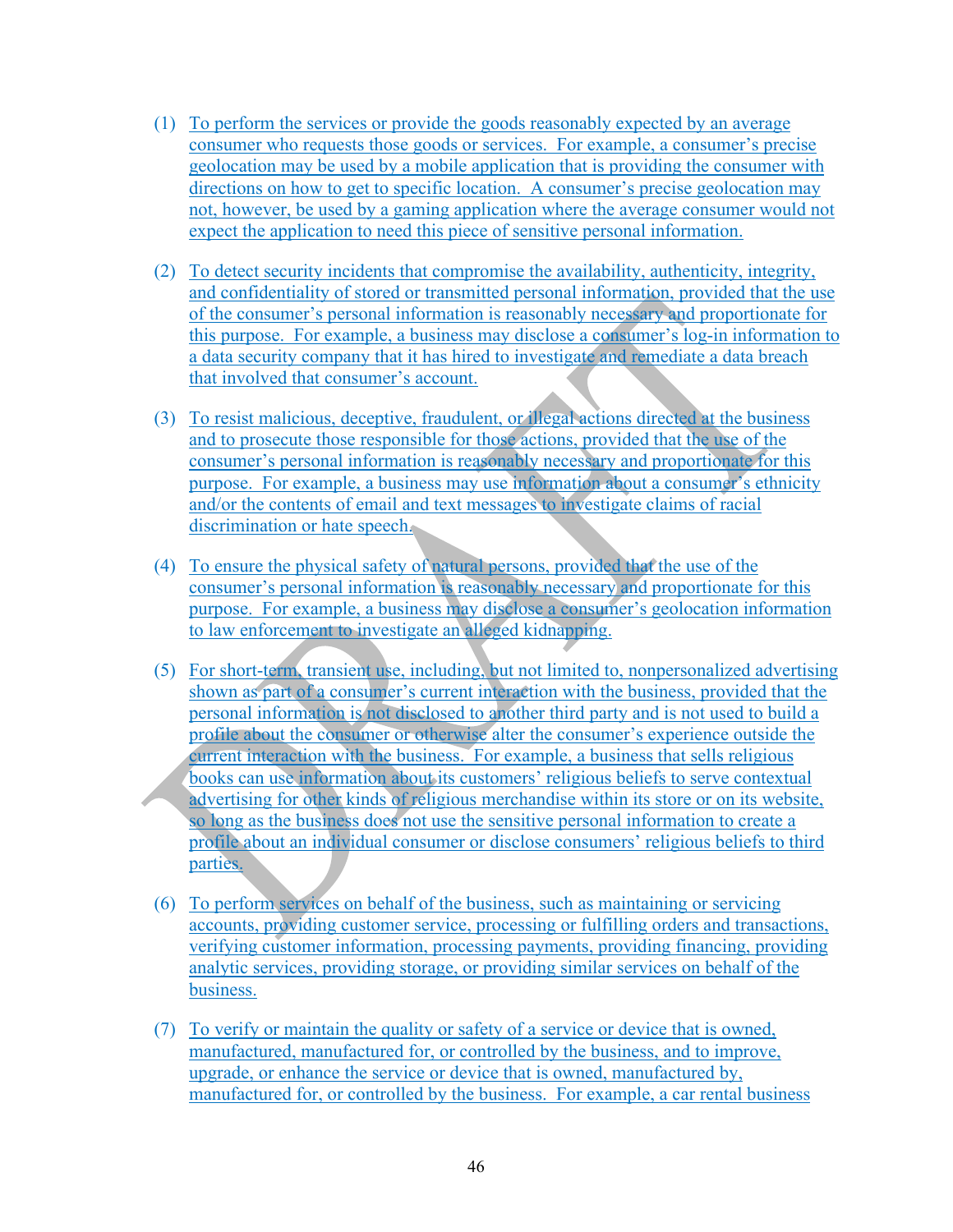(1) To perform the services or provide the goods reasonably expected by an average consumer who requests those goods or services. For example, a consumer's precise geolocation may be used by a mobile application that is providing the consumer with directions on how to get to specific location. A consumer's precise geolocation may not, however, be used by a gaming application where the average consumer would not expect the application to need this piece of sensitive personal information.

(2) To detect security incidents that compromise the availability, authenticity, integrity, and confidentiality of stored or transmitted personal information, provided that the use of the consumer's personal information is reasonably necessary and proportionate for this purpose. For example, a business may disclose a consumer's log-in information to a data security company that it has hired to investigate and remediate a data breach that involved that consumer's account.

(3) To resist malicious, deceptive, fraudulent, or illegal actions directed at the business and to prosecute those responsible for those actions, provided that the use of the consumer's personal information is reasonably necessary and proportionate for this purpose. For example, a business may use information about a consumer's ethnicity and/or the contents of email and text messages to investigate claims of racial discrimination or hate speech.

(4) To ensure the physical safety of natural persons, provided that the use of the consumer's personal information is reasonably necessary and proportionate for this purpose. For example, a business may disclose a consumer's geolocation information to law enforcement to investigate an alleged kidnapping.

(5) For short-term, transient use, including, but not limited to, nonpersonalized advertising shown as part of a consumer's current interaction with the business, provided that the personal information is not disclosed to another third party and is not used to build a profile about the consumer or otherwise alter the consumer's experience outside the current interaction with the business. For example, a business that sells religious books can use information about its customers' religious beliefs to serve contextual advertising for other kinds of religious merchandise within its store or on its website, so long as the business does not use the sensitive personal information to create a profile about an individual consumer or disclose consumers' religious beliefs to third parties.

(6) To perform services on behalf of the business, such as maintaining or servicing accounts, providing customer service, processing or fulfilling orders and transactions, verifying customer information, processing payments, providing financing, providing analytic services, providing storage, or providing similar services on behalf of the business.

(7) To verify or maintain the quality or safety of a service or device that is owned, manufactured, manufactured for, or controlled by the business, and to improve, upgrade, or enhance the service or device that is owned, manufactured by, manufactured for, or controlled by the business. For example, a car rental business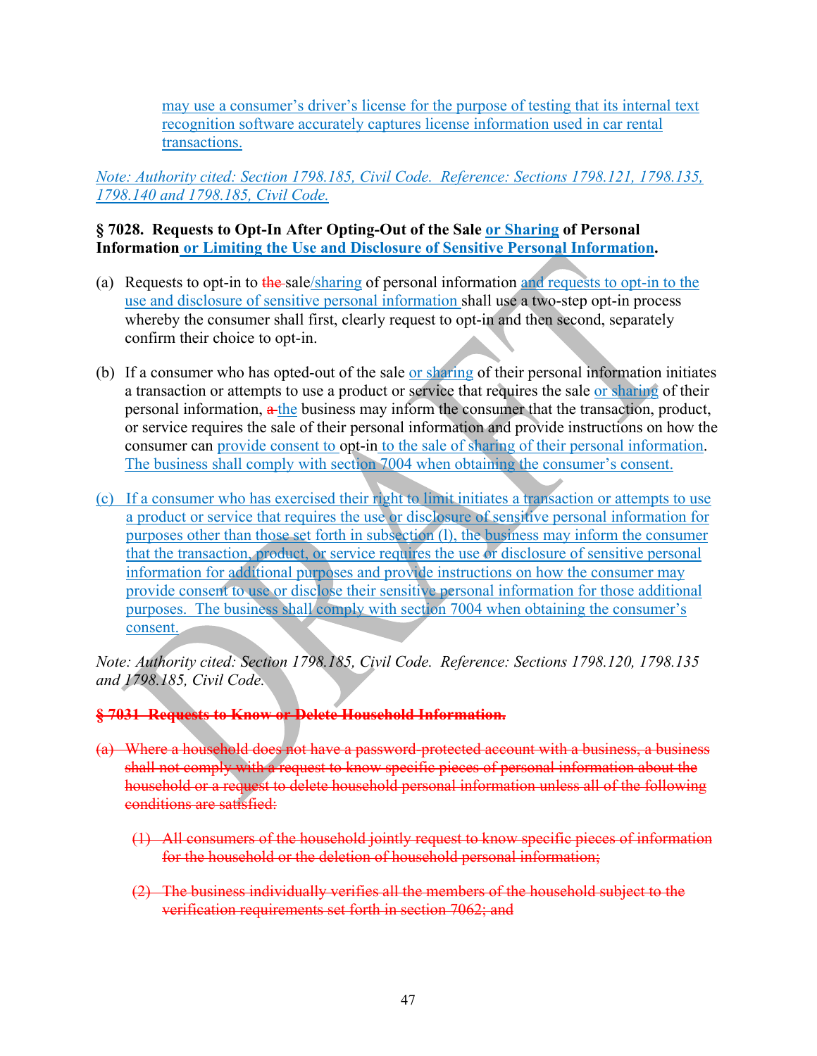may use a consumer's driver's license for the purpose of testing that its internal text recognition software accurately captures license information used in car rental transactions.

*Note: Authority cited: Section 1798.185, Civil Code. Reference: Sections 1798.121, 1798.135, 1798.140 and 1798.185, Civil Code.*

**§ 7028. Requests to Opt-In After Opting-Out of the Sale or Sharing of Personal Information or Limiting the Use and Disclosure of Sensitive Personal Information.**

(a) Requests to opt-in to ~~the~~ sale/sharing of personal information and requests to opt-in to the use and disclosure of sensitive personal information shall use a two-step opt-in process whereby the consumer shall first, clearly request to opt-in and then second, separately confirm their choice to opt-in.

(b) If a consumer who has opted-out of the sale or sharing of their personal information initiates a transaction or attempts to use a product or service that requires the sale or sharing of their personal information, ~~a~~ the business may inform the consumer that the transaction, product, or service requires the sale of their personal information and provide instructions on how the consumer can provide consent to opt-in to the sale of sharing of their personal information. The business shall comply with section 7004 when obtaining the consumer's consent.

(c) If a consumer who has exercised their right to limit initiates a transaction or attempts to use a product or service that requires the use or disclosure of sensitive personal information for purposes other than those set forth in subsection (l), the business may inform the consumer that the transaction, product, or service requires the use or disclosure of sensitive personal information for additional purposes and provide instructions on how the consumer may provide consent to use or disclose their sensitive personal information for those additional purposes. The business shall comply with section 7004 when obtaining the consumer's consent.

*Note: Authority cited: Section 1798.185, Civil Code. Reference: Sections 1798.120, 1798.135 and 1798.185, Civil Code.*

~~**§ 7031. Requests to Know or Delete Household Information.**~~

~~(a) Where a household does not have a password-protected account with a business, a business shall not comply with a request to know specific pieces of personal information about the household or a request to delete household personal information unless all of the following conditions are satisfied:~~

~~(1) All consumers of the household jointly request to know specific pieces of information for the household or the deletion of household personal information;~~

~~(2) The business individually verifies all the members of the household subject to the verification requirements set forth in section 7062; and~~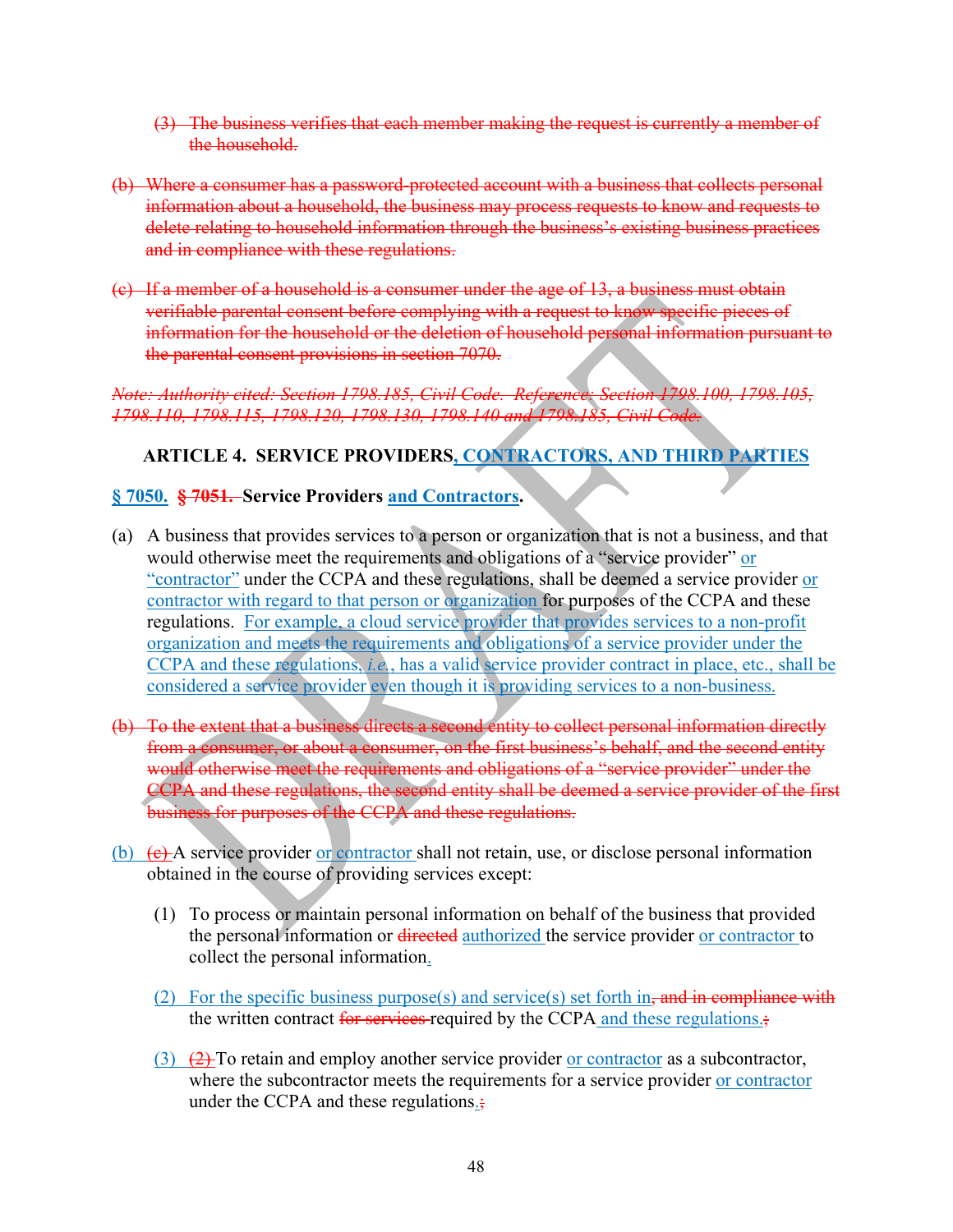~~(3) The business verifies that each member making the request is currently a member of the household.~~

~~(b) Where a consumer has a password-protected account with a business that collects personal information about a household, the business may process requests to know and requests to delete relating to household information through the business's existing business practices and in compliance with these regulations.~~

~~(c) If a member of a household is a consumer under the age of 13, a business must obtain verifiable parental consent before complying with a request to know specific pieces of information for the household or the deletion of household personal information pursuant to the parental consent provisions in section 7070.~~

~~*Note: Authority cited: Section 1798.185, Civil Code. Reference: Section 1798.100, 1798.105, 1798.110, 1798.115, 1798.120, 1798.130, 1798.140 and 1798.185, Civil Code.*~~

## ARTICLE 4. SERVICE PROVIDERS, CONTRACTORS, AND THIRD PARTIES

### § 7050. ~~§ 7051.~~ Service Providers and Contractors.

(a) A business that provides services to a person or organization that is not a business, and that would otherwise meet the requirements and obligations of a "service provider" or "contractor" under the CCPA and these regulations, shall be deemed a service provider or contractor with regard to that person or organization for purposes of the CCPA and these regulations. For example, a cloud service provider that provides services to a non-profit organization and meets the requirements and obligations of a service provider under the CCPA and these regulations, *i.e.*, has a valid service provider contract in place, etc., shall be considered a service provider even though it is providing services to a non-business.

~~(b) To the extent that a business directs a second entity to collect personal information directly from a consumer, or about a consumer, on the first business's behalf, and the second entity would otherwise meet the requirements and obligations of a "service provider" under the CCPA and these regulations, the second entity shall be deemed a service provider of the first business for purposes of the CCPA and these regulations.~~

(b) ~~(c)~~ A service provider or contractor shall not retain, use, or disclose personal information obtained in the course of providing services except:

(1) To process or maintain personal information on behalf of the business that provided the personal information or ~~directed~~ authorized the service provider or contractor to collect the personal information.

(2) For the specific business purpose(s) and service(s) set forth in~~, and in compliance with~~ the written contract ~~for services~~ required by the CCPA and these regulations.~~;~~

(3) ~~(2)~~ To retain and employ another service provider or contractor as a subcontractor, where the subcontractor meets the requirements for a service provider or contractor under the CCPA and these regulations.~~;~~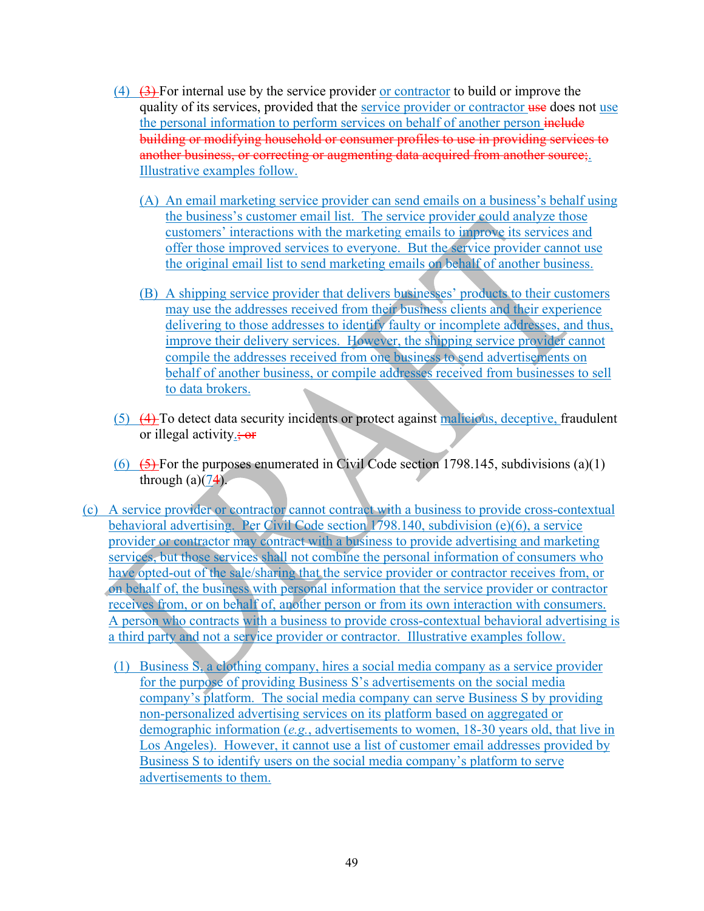(4) ~~(3)~~ For internal use by the service provider or contractor to build or improve the quality of its services, provided that the service provider or contractor ~~use~~ does not use the personal information to perform services on behalf of another person ~~include building or modifying household or consumer profiles to use in providing services to another business, or correcting or augmenting data acquired from another source;~~. Illustrative examples follow.

   (A) An email marketing service provider can send emails on a business's behalf using the business's customer email list. The service provider could analyze those customers' interactions with the marketing emails to improve its services and offer those improved services to everyone. But the service provider cannot use the original email list to send marketing emails on behalf of another business.

   (B) A shipping service provider that delivers businesses' products to their customers may use the addresses received from their business clients and their experience delivering to those addresses to identify faulty or incomplete addresses, and thus, improve their delivery services. However, the shipping service provider cannot compile the addresses received from one business to send advertisements on behalf of another business, or compile addresses received from businesses to sell to data brokers.

(5) ~~(4)~~ To detect data security incidents or protect against malicious, deceptive, fraudulent or illegal activity.~~; or~~

(6) ~~(5)~~ For the purposes enumerated in Civil Code section 1798.145, subdivisions (a)(1) through (a)(7~~4~~).

(c) A service provider or contractor cannot contract with a business to provide cross-contextual behavioral advertising. Per Civil Code section 1798.140, subdivision (e)(6), a service provider or contractor may contract with a business to provide advertising and marketing services, but those services shall not combine the personal information of consumers who have opted-out of the sale/sharing that the service provider or contractor receives from, or on behalf of, the business with personal information that the service provider or contractor receives from, or on behalf of, another person or from its own interaction with consumers. A person who contracts with a business to provide cross-contextual behavioral advertising is a third party and not a service provider or contractor. Illustrative examples follow.

   (1) Business S, a clothing company, hires a social media company as a service provider for the purpose of providing Business S's advertisements on the social media company's platform. The social media company can serve Business S by providing non-personalized advertising services on its platform based on aggregated or demographic information (*e.g.*, advertisements to women, 18-30 years old, that live in Los Angeles). However, it cannot use a list of customer email addresses provided by Business S to identify users on the social media company's platform to serve advertisements to them.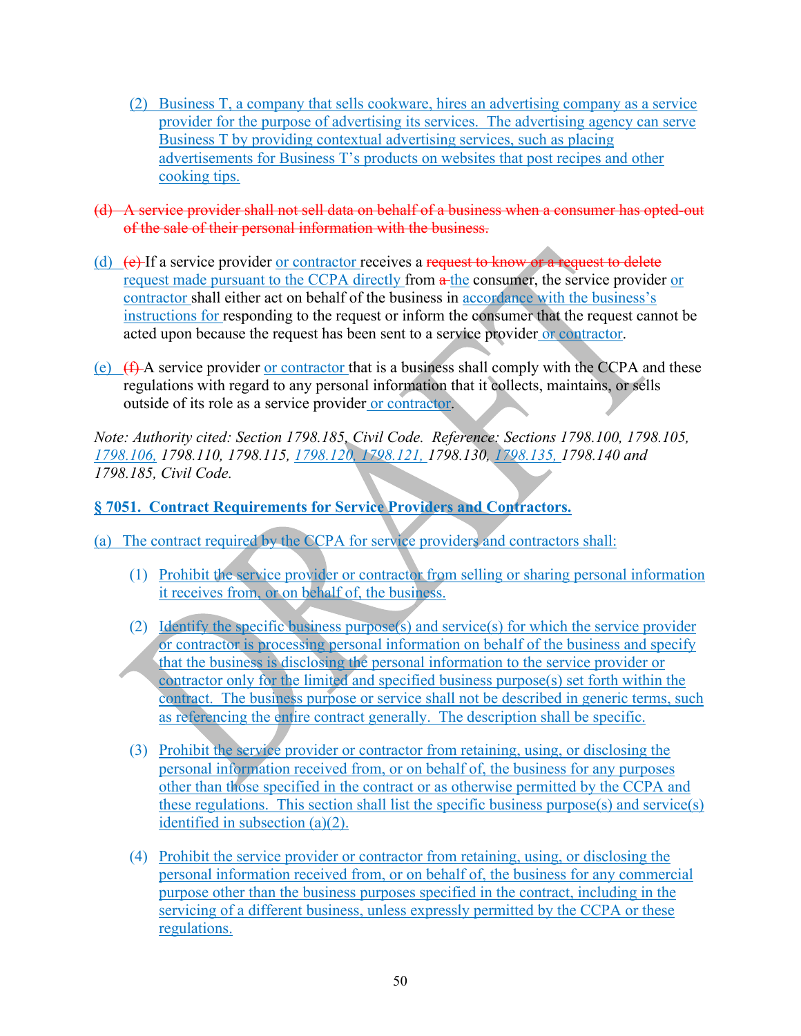(2) Business T, a company that sells cookware, hires an advertising company as a service provider for the purpose of advertising its services. The advertising agency can serve Business T by providing contextual advertising services, such as placing advertisements for Business T's products on websites that post recipes and other cooking tips.

~~(d) A service provider shall not sell data on behalf of a business when a consumer has opted-out of the sale of their personal information with the business.~~

(d) ~~(e)~~ If a service provider or contractor receives a ~~request to know or a request to delete~~ request made pursuant to the CCPA directly from ~~a~~ the consumer, the service provider or contractor shall either act on behalf of the business in accordance with the business's instructions for responding to the request or inform the consumer that the request cannot be acted upon because the request has been sent to a service provider or contractor.

(e) ~~(f)~~ A service provider or contractor that is a business shall comply with the CCPA and these regulations with regard to any personal information that it collects, maintains, or sells outside of its role as a service provider or contractor.

*Note: Authority cited: Section 1798.185, Civil Code. Reference: Sections 1798.100, 1798.105, 1798.106, 1798.110, 1798.115, 1798.120, 1798.121, 1798.130, 1798.135, 1798.140 and 1798.185, Civil Code.*

**§ 7051. Contract Requirements for Service Providers and Contractors.**

(a) The contract required by the CCPA for service providers and contractors shall:

(1) Prohibit the service provider or contractor from selling or sharing personal information it receives from, or on behalf of, the business.

(2) Identify the specific business purpose(s) and service(s) for which the service provider or contractor is processing personal information on behalf of the business and specify that the business is disclosing the personal information to the service provider or contractor only for the limited and specified business purpose(s) set forth within the contract. The business purpose or service shall not be described in generic terms, such as referencing the entire contract generally. The description shall be specific.

(3) Prohibit the service provider or contractor from retaining, using, or disclosing the personal information received from, or on behalf of, the business for any purposes other than those specified in the contract or as otherwise permitted by the CCPA and these regulations. This section shall list the specific business purpose(s) and service(s) identified in subsection (a)(2).

(4) Prohibit the service provider or contractor from retaining, using, or disclosing the personal information received from, or on behalf of, the business for any commercial purpose other than the business purposes specified in the contract, including in the servicing of a different business, unless expressly permitted by the CCPA or these regulations.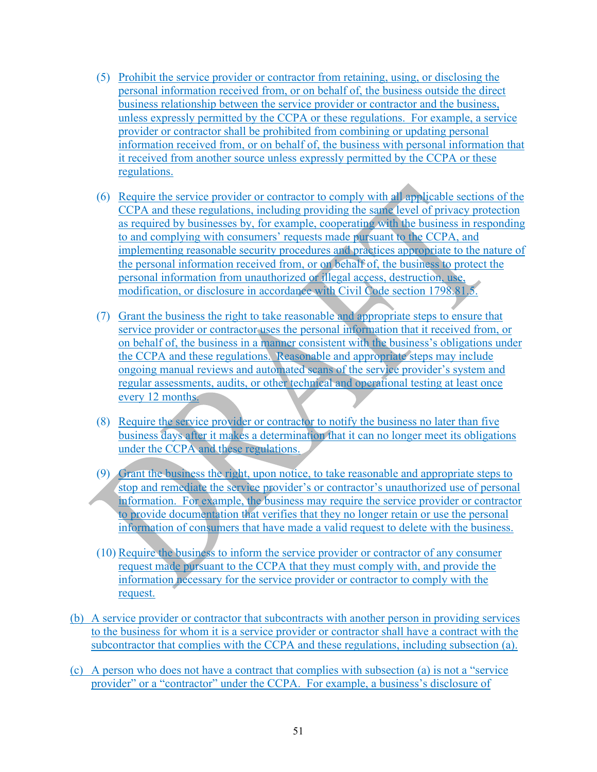(5) Prohibit the service provider or contractor from retaining, using, or disclosing the personal information received from, or on behalf of, the business outside the direct business relationship between the service provider or contractor and the business, unless expressly permitted by the CCPA or these regulations. For example, a service provider or contractor shall be prohibited from combining or updating personal information received from, or on behalf of, the business with personal information that it received from another source unless expressly permitted by the CCPA or these regulations.

(6) Require the service provider or contractor to comply with all applicable sections of the CCPA and these regulations, including providing the same level of privacy protection as required by businesses by, for example, cooperating with the business in responding to and complying with consumers' requests made pursuant to the CCPA, and implementing reasonable security procedures and practices appropriate to the nature of the personal information received from, or on behalf of, the business to protect the personal information from unauthorized or illegal access, destruction, use, modification, or disclosure in accordance with Civil Code section 1798.81.5.

(7) Grant the business the right to take reasonable and appropriate steps to ensure that service provider or contractor uses the personal information that it received from, or on behalf of, the business in a manner consistent with the business's obligations under the CCPA and these regulations. Reasonable and appropriate steps may include ongoing manual reviews and automated scans of the service provider's system and regular assessments, audits, or other technical and operational testing at least once every 12 months.

(8) Require the service provider or contractor to notify the business no later than five business days after it makes a determination that it can no longer meet its obligations under the CCPA and these regulations.

(9) Grant the business the right, upon notice, to take reasonable and appropriate steps to stop and remediate the service provider's or contractor's unauthorized use of personal information. For example, the business may require the service provider or contractor to provide documentation that verifies that they no longer retain or use the personal information of consumers that have made a valid request to delete with the business.

(10) Require the business to inform the service provider or contractor of any consumer request made pursuant to the CCPA that they must comply with, and provide the information necessary for the service provider or contractor to comply with the request.

(b) A service provider or contractor that subcontracts with another person in providing services to the business for whom it is a service provider or contractor shall have a contract with the subcontractor that complies with the CCPA and these regulations, including subsection (a).

(c) A person who does not have a contract that complies with subsection (a) is not a "service provider" or a "contractor" under the CCPA. For example, a business's disclosure of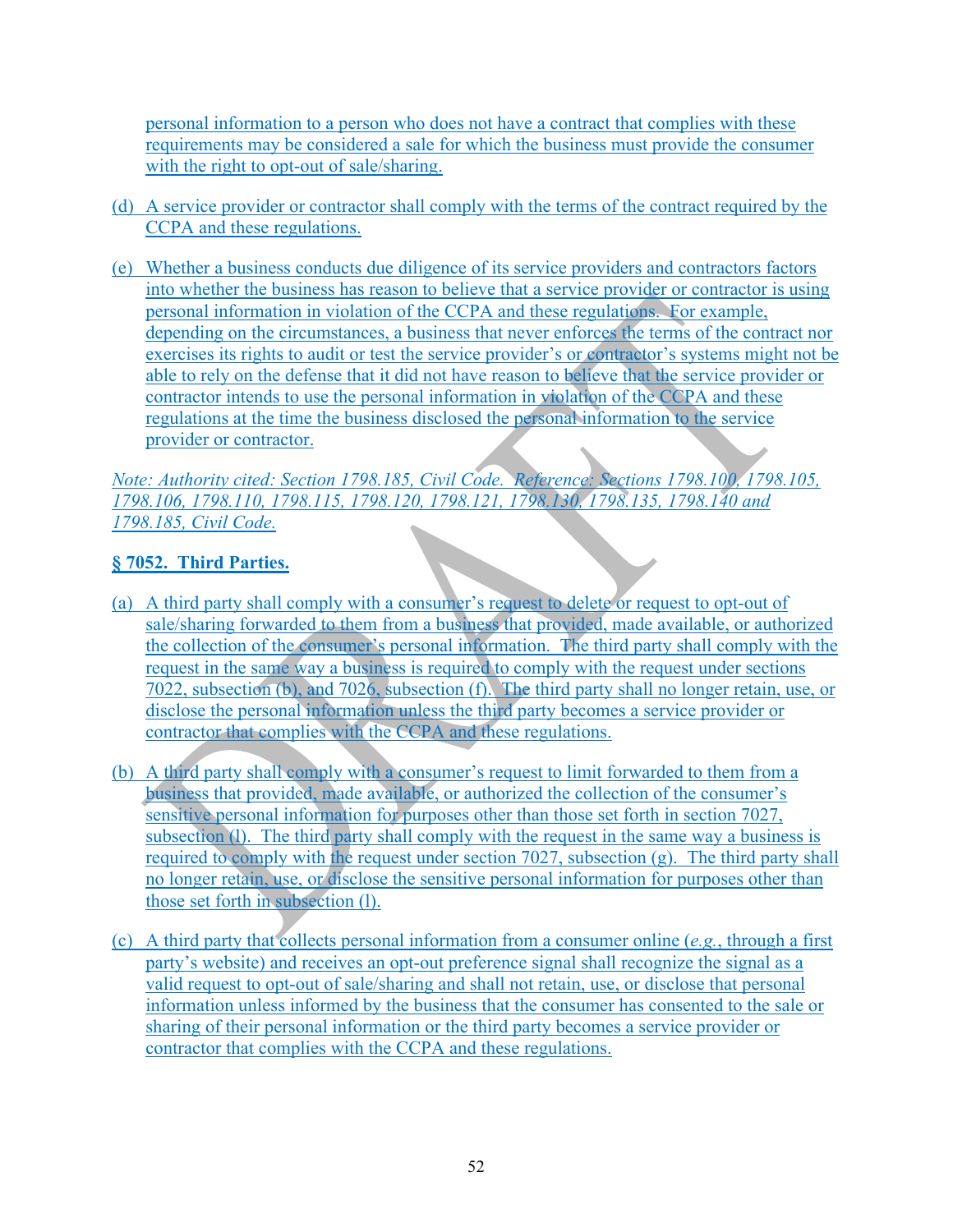personal information to a person who does not have a contract that complies with these requirements may be considered a sale for which the business must provide the consumer with the right to opt-out of sale/sharing.

(d) A service provider or contractor shall comply with the terms of the contract required by the CCPA and these regulations.

(e) Whether a business conducts due diligence of its service providers and contractors factors into whether the business has reason to believe that a service provider or contractor is using personal information in violation of the CCPA and these regulations. For example, depending on the circumstances, a business that never enforces the terms of the contract nor exercises its rights to audit or test the service provider's or contractor's systems might not be able to rely on the defense that it did not have reason to believe that the service provider or contractor intends to use the personal information in violation of the CCPA and these regulations at the time the business disclosed the personal information to the service provider or contractor.

*Note: Authority cited: Section 1798.185, Civil Code. Reference: Sections 1798.100, 1798.105, 1798.106, 1798.110, 1798.115, 1798.120, 1798.121, 1798.130, 1798.135, 1798.140 and 1798.185, Civil Code.*

**§ 7052. Third Parties.**

(a) A third party shall comply with a consumer's request to delete or request to opt-out of sale/sharing forwarded to them from a business that provided, made available, or authorized the collection of the consumer's personal information. The third party shall comply with the request in the same way a business is required to comply with the request under sections 7022, subsection (b), and 7026, subsection (f). The third party shall no longer retain, use, or disclose the personal information unless the third party becomes a service provider or contractor that complies with the CCPA and these regulations.

(b) A third party shall comply with a consumer's request to limit forwarded to them from a business that provided, made available, or authorized the collection of the consumer's sensitive personal information for purposes other than those set forth in section 7027, subsection (l). The third party shall comply with the request in the same way a business is required to comply with the request under section 7027, subsection (g). The third party shall no longer retain, use, or disclose the sensitive personal information for purposes other than those set forth in subsection (l).

(c) A third party that collects personal information from a consumer online (*e.g.*, through a first party's website) and receives an opt-out preference signal shall recognize the signal as a valid request to opt-out of sale/sharing and shall not retain, use, or disclose that personal information unless informed by the business that the consumer has consented to the sale or sharing of their personal information or the third party becomes a service provider or contractor that complies with the CCPA and these regulations.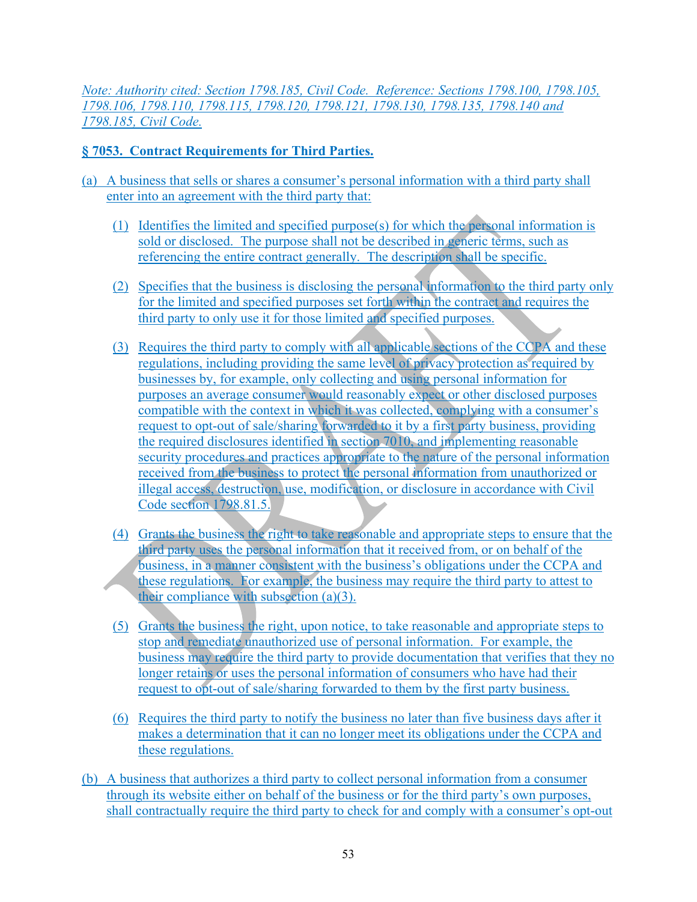*Note: Authority cited: Section 1798.185, Civil Code. Reference: Sections 1798.100, 1798.105, 1798.106, 1798.110, 1798.115, 1798.120, 1798.121, 1798.130, 1798.135, 1798.140 and 1798.185, Civil Code.*

**§ 7053. Contract Requirements for Third Parties.**

(a) A business that sells or shares a consumer's personal information with a third party shall enter into an agreement with the third party that:

(1) Identifies the limited and specified purpose(s) for which the personal information is sold or disclosed. The purpose shall not be described in generic terms, such as referencing the entire contract generally. The description shall be specific.

(2) Specifies that the business is disclosing the personal information to the third party only for the limited and specified purposes set forth within the contract and requires the third party to only use it for those limited and specified purposes.

(3) Requires the third party to comply with all applicable sections of the CCPA and these regulations, including providing the same level of privacy protection as required by businesses by, for example, only collecting and using personal information for purposes an average consumer would reasonably expect or other disclosed purposes compatible with the context in which it was collected, complying with a consumer's request to opt-out of sale/sharing forwarded to it by a first party business, providing the required disclosures identified in section 7010, and implementing reasonable security procedures and practices appropriate to the nature of the personal information received from the business to protect the personal information from unauthorized or illegal access, destruction, use, modification, or disclosure in accordance with Civil Code section 1798.81.5.

(4) Grants the business the right to take reasonable and appropriate steps to ensure that the third party uses the personal information that it received from, or on behalf of the business, in a manner consistent with the business's obligations under the CCPA and these regulations. For example, the business may require the third party to attest to their compliance with subsection (a)(3).

(5) Grants the business the right, upon notice, to take reasonable and appropriate steps to stop and remediate unauthorized use of personal information. For example, the business may require the third party to provide documentation that verifies that they no longer retains or uses the personal information of consumers who have had their request to opt-out of sale/sharing forwarded to them by the first party business.

(6) Requires the third party to notify the business no later than five business days after it makes a determination that it can no longer meet its obligations under the CCPA and these regulations.

(b) A business that authorizes a third party to collect personal information from a consumer through its website either on behalf of the business or for the third party's own purposes, shall contractually require the third party to check for and comply with a consumer's opt-out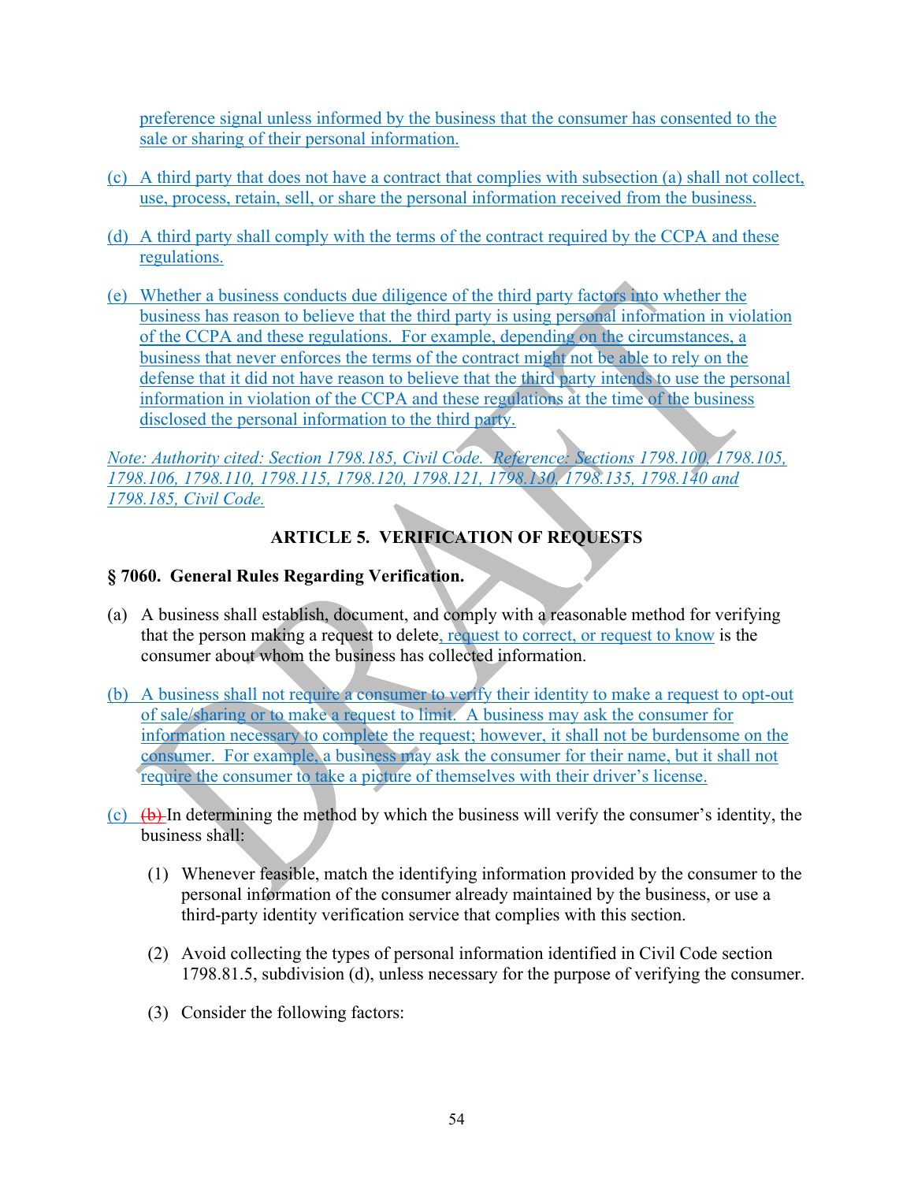preference signal unless informed by the business that the consumer has consented to the sale or sharing of their personal information.

(c) A third party that does not have a contract that complies with subsection (a) shall not collect, use, process, retain, sell, or share the personal information received from the business.

(d) A third party shall comply with the terms of the contract required by the CCPA and these regulations.

(e) Whether a business conducts due diligence of the third party factors into whether the business has reason to believe that the third party is using personal information in violation of the CCPA and these regulations. For example, depending on the circumstances, a business that never enforces the terms of the contract might not be able to rely on the defense that it did not have reason to believe that the third party intends to use the personal information in violation of the CCPA and these regulations at the time of the business disclosed the personal information to the third party.

*Note: Authority cited: Section 1798.185, Civil Code. Reference: Sections 1798.100, 1798.105, 1798.106, 1798.110, 1798.115, 1798.120, 1798.121, 1798.130, 1798.135, 1798.140 and 1798.185, Civil Code.*

## ARTICLE 5. VERIFICATION OF REQUESTS

### § 7060. General Rules Regarding Verification.

(a) A business shall establish, document, and comply with a reasonable method for verifying that the person making a request to delete, request to correct, or request to know is the consumer about whom the business has collected information.

(b) A business shall not require a consumer to verify their identity to make a request to opt-out of sale/sharing or to make a request to limit. A business may ask the consumer for information necessary to complete the request; however, it shall not be burdensome on the consumer. For example, a business may ask the consumer for their name, but it shall not require the consumer to take a picture of themselves with their driver's license.

(c) ~~(b)~~ In determining the method by which the business will verify the consumer's identity, the business shall:

(1) Whenever feasible, match the identifying information provided by the consumer to the personal information of the consumer already maintained by the business, or use a third-party identity verification service that complies with this section.

(2) Avoid collecting the types of personal information identified in Civil Code section 1798.81.5, subdivision (d), unless necessary for the purpose of verifying the consumer.

(3) Consider the following factors: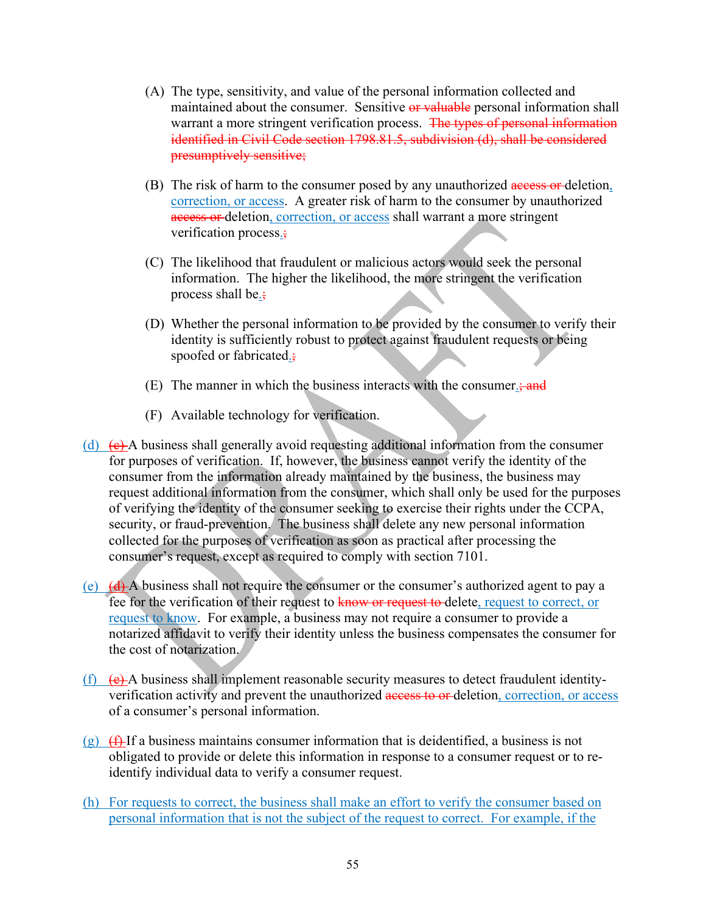(A) The type, sensitivity, and value of the personal information collected and maintained about the consumer. Sensitive ~~or valuable~~ personal information shall warrant a more stringent verification process. ~~The types of personal information identified in Civil Code section 1798.81.5, subdivision (d), shall be considered presumptively sensitive;~~

(B) The risk of harm to the consumer posed by any unauthorized ~~access or~~ deletion, correction, or access. A greater risk of harm to the consumer by unauthorized ~~access or~~ deletion, correction, or access shall warrant a more stringent verification process.~~;~~

(C) The likelihood that fraudulent or malicious actors would seek the personal information. The higher the likelihood, the more stringent the verification process shall be.~~;~~

(D) Whether the personal information to be provided by the consumer to verify their identity is sufficiently robust to protect against fraudulent requests or being spoofed or fabricated.~~;~~

(E) The manner in which the business interacts with the consumer.~~; and~~

(F) Available technology for verification.

(d) ~~(c)~~ A business shall generally avoid requesting additional information from the consumer for purposes of verification. If, however, the business cannot verify the identity of the consumer from the information already maintained by the business, the business may request additional information from the consumer, which shall only be used for the purposes of verifying the identity of the consumer seeking to exercise their rights under the CCPA, security, or fraud-prevention. The business shall delete any new personal information collected for the purposes of verification as soon as practical after processing the consumer's request, except as required to comply with section 7101.

(e) ~~(d)~~ A business shall not require the consumer or the consumer's authorized agent to pay a fee for the verification of their request to ~~know or request to~~ delete, request to correct, or request to know. For example, a business may not require a consumer to provide a notarized affidavit to verify their identity unless the business compensates the consumer for the cost of notarization.

(f) ~~(e)~~ A business shall implement reasonable security measures to detect fraudulent identity-verification activity and prevent the unauthorized ~~access to or~~ deletion, correction, or access of a consumer's personal information.

(g) ~~(f)~~ If a business maintains consumer information that is deidentified, a business is not obligated to provide or delete this information in response to a consumer request or to re-identify individual data to verify a consumer request.

(h) For requests to correct, the business shall make an effort to verify the consumer based on personal information that is not the subject of the request to correct. For example, if the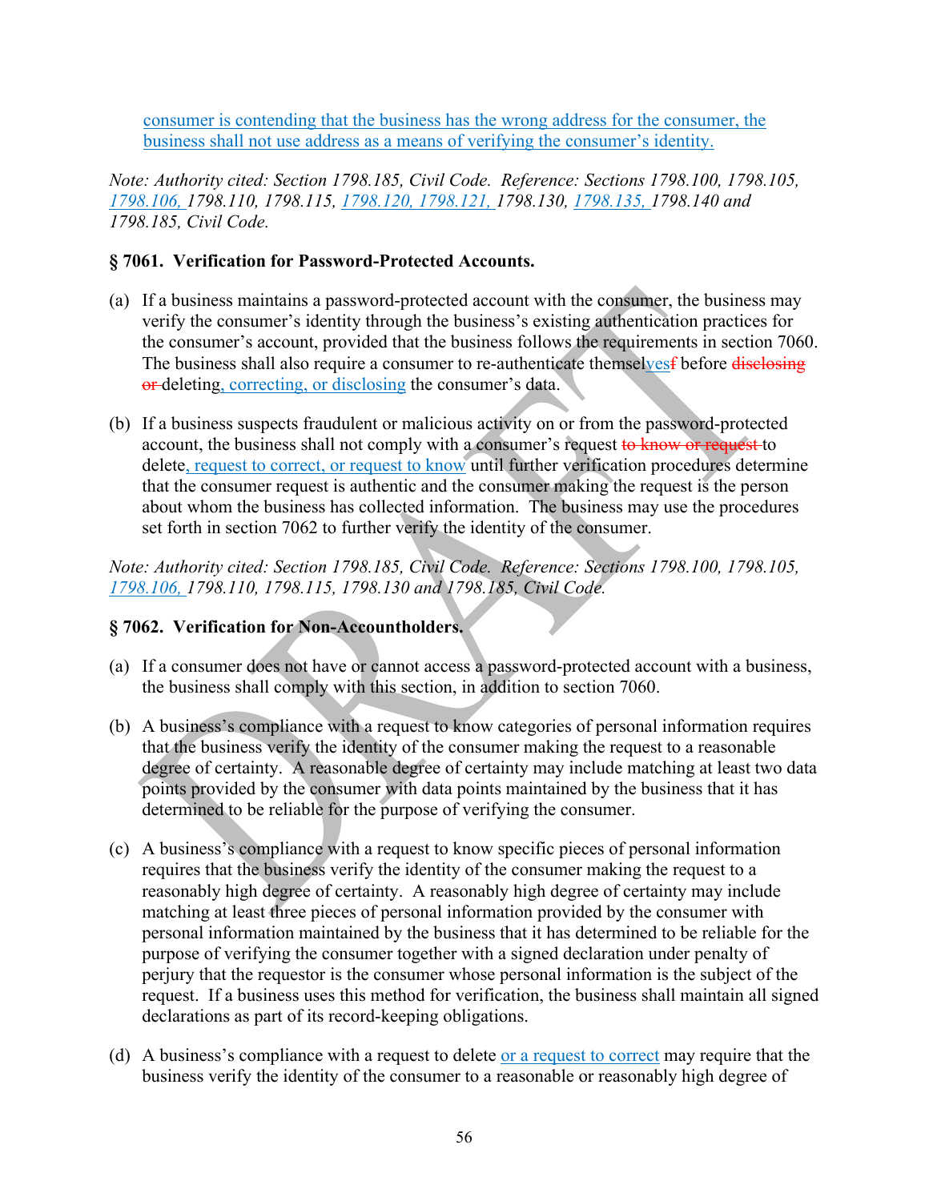consumer is contending that the business has the wrong address for the consumer, the business shall not use address as a means of verifying the consumer's identity.

*Note: Authority cited: Section 1798.185, Civil Code. Reference: Sections 1798.100, 1798.105, 1798.106, 1798.110, 1798.115, 1798.120, 1798.121, 1798.130, 1798.135, 1798.140 and 1798.185, Civil Code.*

**§ 7061. Verification for Password-Protected Accounts.**

(a) If a business maintains a password-protected account with the consumer, the business may verify the consumer's identity through the business's existing authentication practices for the consumer's account, provided that the business follows the requirements in section 7060. The business shall also require a consumer to re-authenticate themselvesf before ~~disclosing or~~ deleting, correcting, or disclosing the consumer's data.

(b) If a business suspects fraudulent or malicious activity on or from the password-protected account, the business shall not comply with a consumer's request ~~to know or request~~ to delete, request to correct, or request to know until further verification procedures determine that the consumer request is authentic and the consumer making the request is the person about whom the business has collected information. The business may use the procedures set forth in section 7062 to further verify the identity of the consumer.

*Note: Authority cited: Section 1798.185, Civil Code. Reference: Sections 1798.100, 1798.105, 1798.106, 1798.110, 1798.115, 1798.130 and 1798.185, Civil Code.*

**§ 7062. Verification for Non-Accountholders.**

(a) If a consumer does not have or cannot access a password-protected account with a business, the business shall comply with this section, in addition to section 7060.

(b) A business's compliance with a request to know categories of personal information requires that the business verify the identity of the consumer making the request to a reasonable degree of certainty. A reasonable degree of certainty may include matching at least two data points provided by the consumer with data points maintained by the business that it has determined to be reliable for the purpose of verifying the consumer.

(c) A business's compliance with a request to know specific pieces of personal information requires that the business verify the identity of the consumer making the request to a reasonably high degree of certainty. A reasonably high degree of certainty may include matching at least three pieces of personal information provided by the consumer with personal information maintained by the business that it has determined to be reliable for the purpose of verifying the consumer together with a signed declaration under penalty of perjury that the requestor is the consumer whose personal information is the subject of the request. If a business uses this method for verification, the business shall maintain all signed declarations as part of its record-keeping obligations.

(d) A business's compliance with a request to delete or a request to correct may require that the business verify the identity of the consumer to a reasonable or reasonably high degree of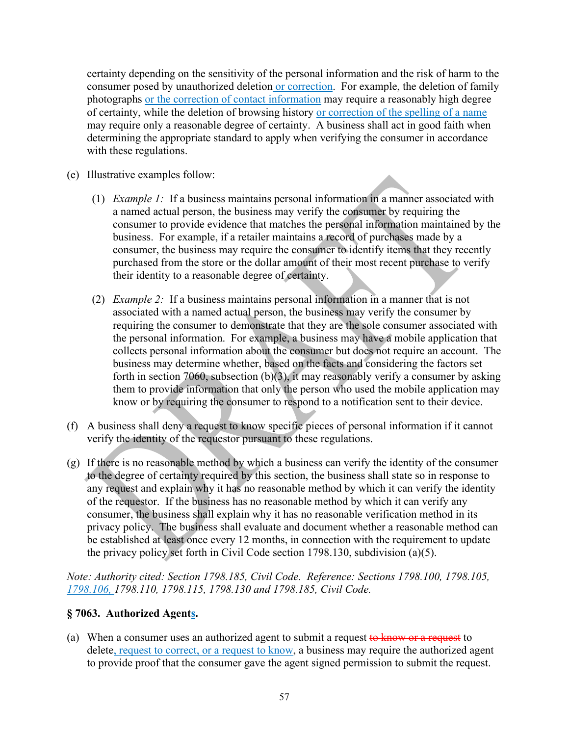certainty depending on the sensitivity of the personal information and the risk of harm to the consumer posed by unauthorized deletion or correction. For example, the deletion of family photographs or the correction of contact information may require a reasonably high degree of certainty, while the deletion of browsing history or correction of the spelling of a name may require only a reasonable degree of certainty. A business shall act in good faith when determining the appropriate standard to apply when verifying the consumer in accordance with these regulations.

(e) Illustrative examples follow:

(1) *Example 1:* If a business maintains personal information in a manner associated with a named actual person, the business may verify the consumer by requiring the consumer to provide evidence that matches the personal information maintained by the business. For example, if a retailer maintains a record of purchases made by a consumer, the business may require the consumer to identify items that they recently purchased from the store or the dollar amount of their most recent purchase to verify their identity to a reasonable degree of certainty.

(2) *Example 2:* If a business maintains personal information in a manner that is not associated with a named actual person, the business may verify the consumer by requiring the consumer to demonstrate that they are the sole consumer associated with the personal information. For example, a business may have a mobile application that collects personal information about the consumer but does not require an account. The business may determine whether, based on the facts and considering the factors set forth in section 7060, subsection (b)(3), it may reasonably verify a consumer by asking them to provide information that only the person who used the mobile application may know or by requiring the consumer to respond to a notification sent to their device.

(f) A business shall deny a request to know specific pieces of personal information if it cannot verify the identity of the requestor pursuant to these regulations.

(g) If there is no reasonable method by which a business can verify the identity of the consumer to the degree of certainty required by this section, the business shall state so in response to any request and explain why it has no reasonable method by which it can verify the identity of the requestor. If the business has no reasonable method by which it can verify any consumer, the business shall explain why it has no reasonable verification method in its privacy policy. The business shall evaluate and document whether a reasonable method can be established at least once every 12 months, in connection with the requirement to update the privacy policy set forth in Civil Code section 1798.130, subdivision (a)(5).

*Note: Authority cited: Section 1798.185, Civil Code. Reference: Sections 1798.100, 1798.105, 1798.106, 1798.110, 1798.115, 1798.130 and 1798.185, Civil Code.*

## § 7063. Authorized Agents.

(a) When a consumer uses an authorized agent to submit a request ~~to know or a request~~ to delete, request to correct, or a request to know, a business may require the authorized agent to provide proof that the consumer gave the agent signed permission to submit the request.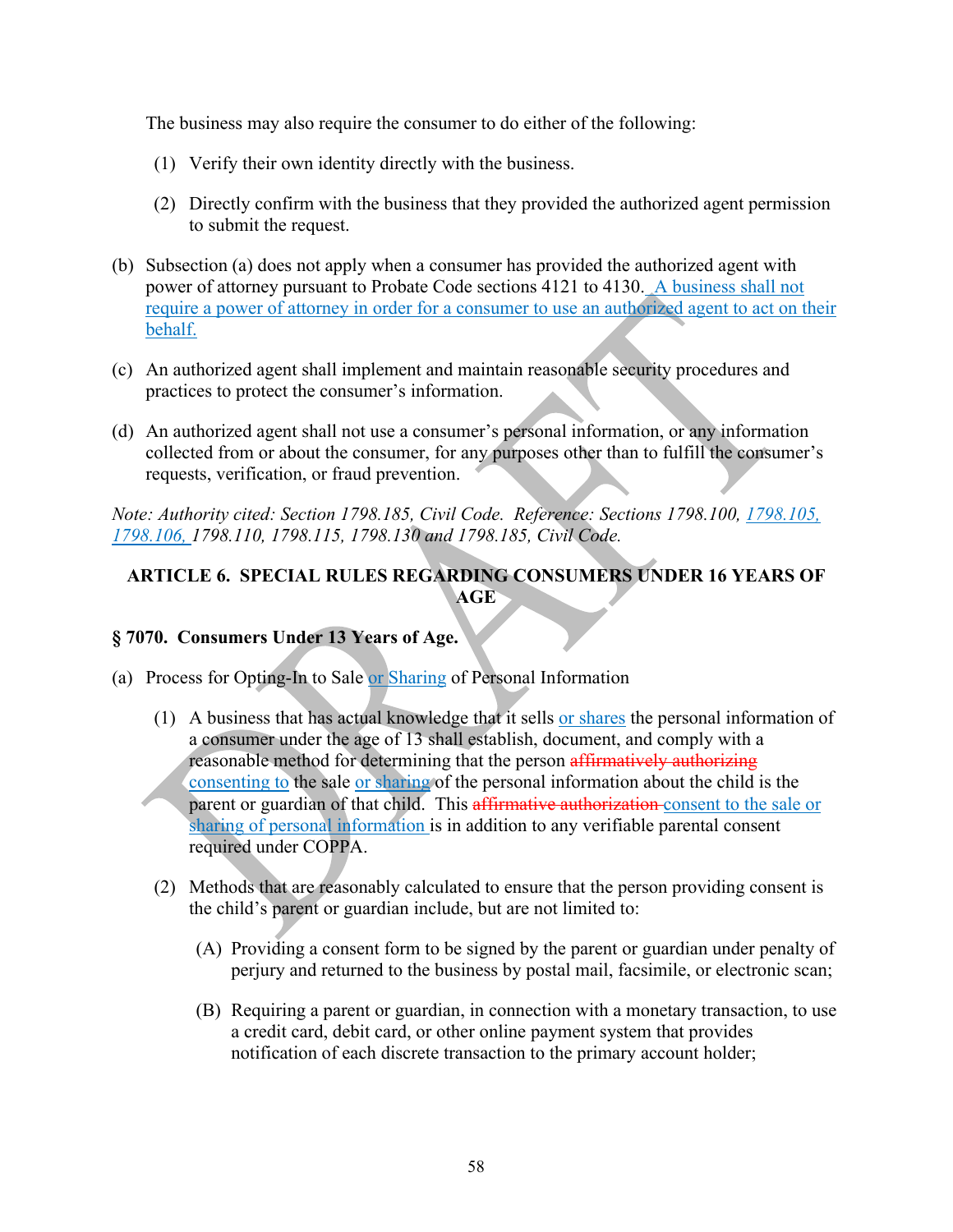The business may also require the consumer to do either of the following:

(1) Verify their own identity directly with the business.

(2) Directly confirm with the business that they provided the authorized agent permission to submit the request.

(b) Subsection (a) does not apply when a consumer has provided the authorized agent with power of attorney pursuant to Probate Code sections 4121 to 4130. A business shall not require a power of attorney in order for a consumer to use an authorized agent to act on their behalf.

(c) An authorized agent shall implement and maintain reasonable security procedures and practices to protect the consumer's information.

(d) An authorized agent shall not use a consumer's personal information, or any information collected from or about the consumer, for any purposes other than to fulfill the consumer's requests, verification, or fraud prevention.

*Note: Authority cited: Section 1798.185, Civil Code. Reference: Sections 1798.100, 1798.105, 1798.106, 1798.110, 1798.115, 1798.130 and 1798.185, Civil Code.*

## ARTICLE 6. SPECIAL RULES REGARDING CONSUMERS UNDER 16 YEARS OF AGE

### § 7070. Consumers Under 13 Years of Age.

(a) Process for Opting-In to Sale or Sharing of Personal Information

(1) A business that has actual knowledge that it sells or shares the personal information of a consumer under the age of 13 shall establish, document, and comply with a reasonable method for determining that the person ~~affirmatively authorizing~~ consenting to the sale or sharing of the personal information about the child is the parent or guardian of that child. This ~~affirmative authorization~~ consent to the sale or sharing of personal information is in addition to any verifiable parental consent required under COPPA.

(2) Methods that are reasonably calculated to ensure that the person providing consent is the child's parent or guardian include, but are not limited to:

(A) Providing a consent form to be signed by the parent or guardian under penalty of perjury and returned to the business by postal mail, facsimile, or electronic scan;

(B) Requiring a parent or guardian, in connection with a monetary transaction, to use a credit card, debit card, or other online payment system that provides notification of each discrete transaction to the primary account holder;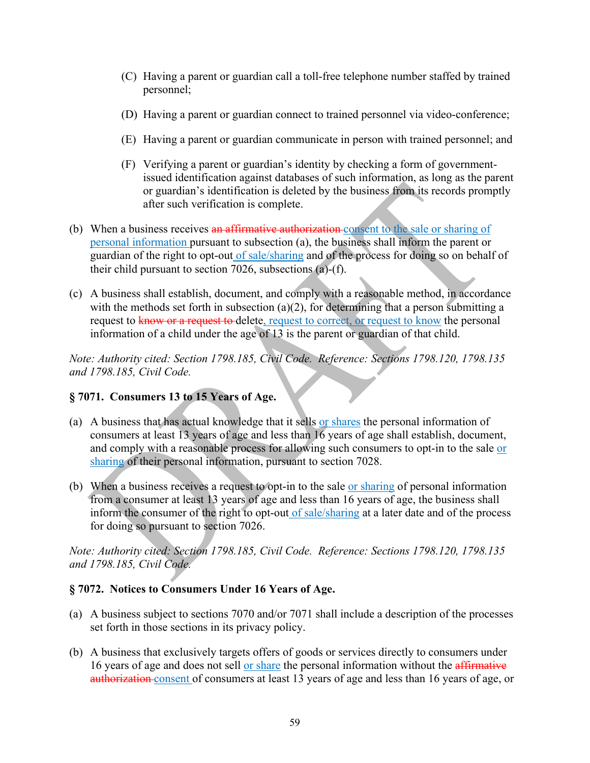(C) Having a parent or guardian call a toll-free telephone number staffed by trained personnel;

   (D) Having a parent or guardian connect to trained personnel via video-conference;

   (E) Having a parent or guardian communicate in person with trained personnel; and

   (F) Verifying a parent or guardian's identity by checking a form of government-issued identification against databases of such information, as long as the parent or guardian's identification is deleted by the business from its records promptly after such verification is complete.

(b) When a business receives ~~an affirmative authorization~~ consent to the sale or sharing of personal information pursuant to subsection (a), the business shall inform the parent or guardian of the right to opt-out of sale/sharing and of the process for doing so on behalf of their child pursuant to section 7026, subsections (a)-(f).

(c) A business shall establish, document, and comply with a reasonable method, in accordance with the methods set forth in subsection (a)(2), for determining that a person submitting a request to ~~know or a request to~~ delete, request to correct, or request to know the personal information of a child under the age of 13 is the parent or guardian of that child.

*Note: Authority cited: Section 1798.185, Civil Code. Reference: Sections 1798.120, 1798.135 and 1798.185, Civil Code.*

### § 7071. Consumers 13 to 15 Years of Age.

(a) A business that has actual knowledge that it sells or shares the personal information of consumers at least 13 years of age and less than 16 years of age shall establish, document, and comply with a reasonable process for allowing such consumers to opt-in to the sale or sharing of their personal information, pursuant to section 7028.

(b) When a business receives a request to opt-in to the sale or sharing of personal information from a consumer at least 13 years of age and less than 16 years of age, the business shall inform the consumer of the right to opt-out of sale/sharing at a later date and of the process for doing so pursuant to section 7026.

*Note: Authority cited: Section 1798.185, Civil Code. Reference: Sections 1798.120, 1798.135 and 1798.185, Civil Code.*

### § 7072. Notices to Consumers Under 16 Years of Age.

(a) A business subject to sections 7070 and/or 7071 shall include a description of the processes set forth in those sections in its privacy policy.

(b) A business that exclusively targets offers of goods or services directly to consumers under 16 years of age and does not sell or share the personal information without the ~~affirmative authorization~~ consent of consumers at least 13 years of age and less than 16 years of age, or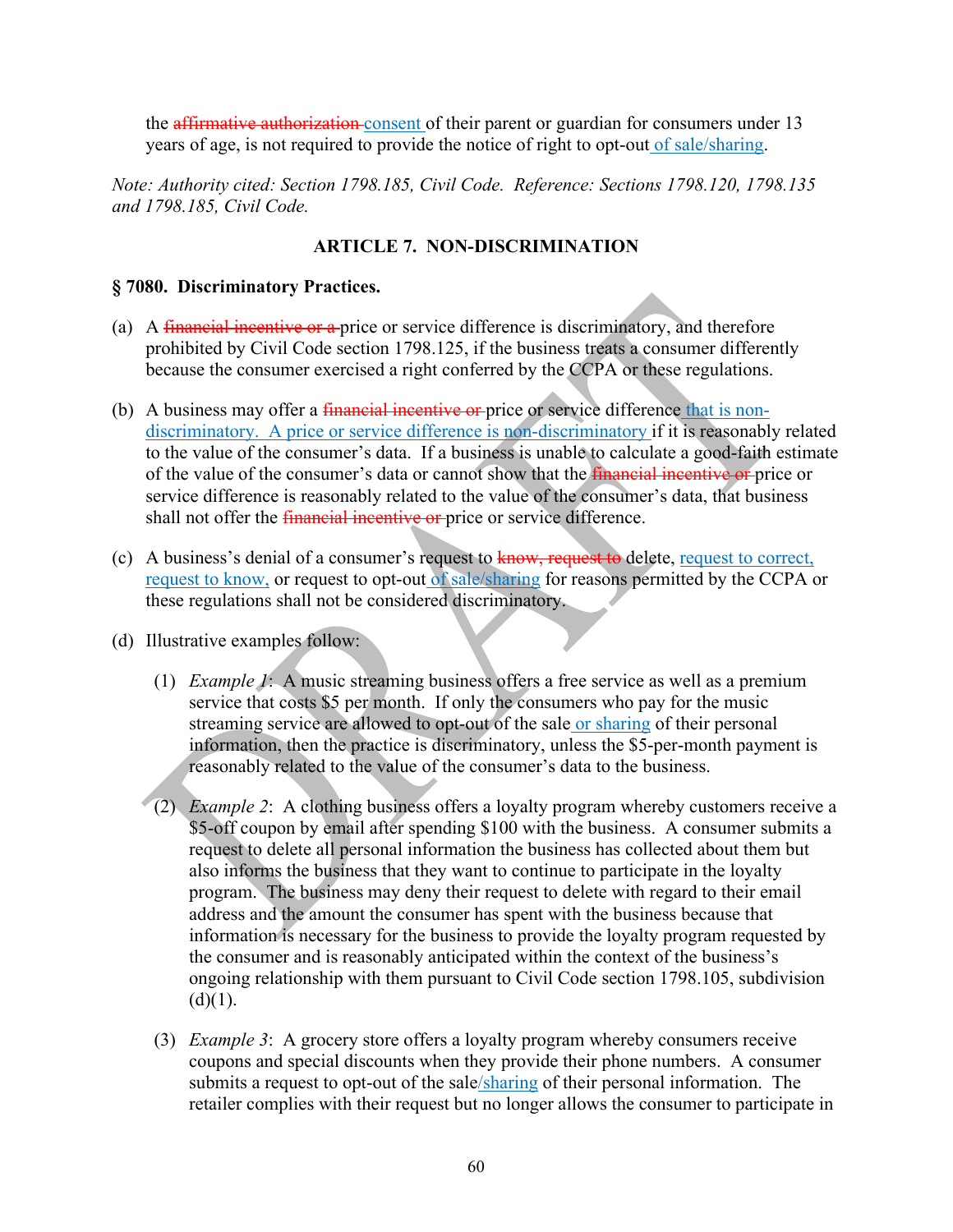the ~~affirmative authorization~~ consent of their parent or guardian for consumers under 13 years of age, is not required to provide the notice of right to opt-out of sale/sharing.

*Note: Authority cited: Section 1798.185, Civil Code. Reference: Sections 1798.120, 1798.135 and 1798.185, Civil Code.*

**ARTICLE 7. NON-DISCRIMINATION**

**§ 7080. Discriminatory Practices.**

(a) A ~~financial incentive or a~~ price or service difference is discriminatory, and therefore prohibited by Civil Code section 1798.125, if the business treats a consumer differently because the consumer exercised a right conferred by the CCPA or these regulations.

(b) A business may offer a ~~financial incentive or~~ price or service difference that is non-discriminatory. A price or service difference is non-discriminatory if it is reasonably related to the value of the consumer's data. If a business is unable to calculate a good-faith estimate of the value of the consumer's data or cannot show that the ~~financial incentive or~~ price or service difference is reasonably related to the value of the consumer's data, that business shall not offer the ~~financial incentive or~~ price or service difference.

(c) A business's denial of a consumer's request to ~~know, request to~~ delete, request to correct, request to know, or request to opt-out of sale/sharing for reasons permitted by the CCPA or these regulations shall not be considered discriminatory.

(d) Illustrative examples follow:

(1) *Example 1*: A music streaming business offers a free service as well as a premium service that costs $5 per month. If only the consumers who pay for the music streaming service are allowed to opt-out of the sale or sharing of their personal information, then the practice is discriminatory, unless the $5-per-month payment is reasonably related to the value of the consumer's data to the business.

(2) *Example 2*: A clothing business offers a loyalty program whereby customers receive a $5-off coupon by email after spending $100 with the business. A consumer submits a request to delete all personal information the business has collected about them but also informs the business that they want to continue to participate in the loyalty program. The business may deny their request to delete with regard to their email address and the amount the consumer has spent with the business because that information is necessary for the business to provide the loyalty program requested by the consumer and is reasonably anticipated within the context of the business's ongoing relationship with them pursuant to Civil Code section 1798.105, subdivision (d)(1).

(3) *Example 3*: A grocery store offers a loyalty program whereby consumers receive coupons and special discounts when they provide their phone numbers. A consumer submits a request to opt-out of the sale/sharing of their personal information. The retailer complies with their request but no longer allows the consumer to participate in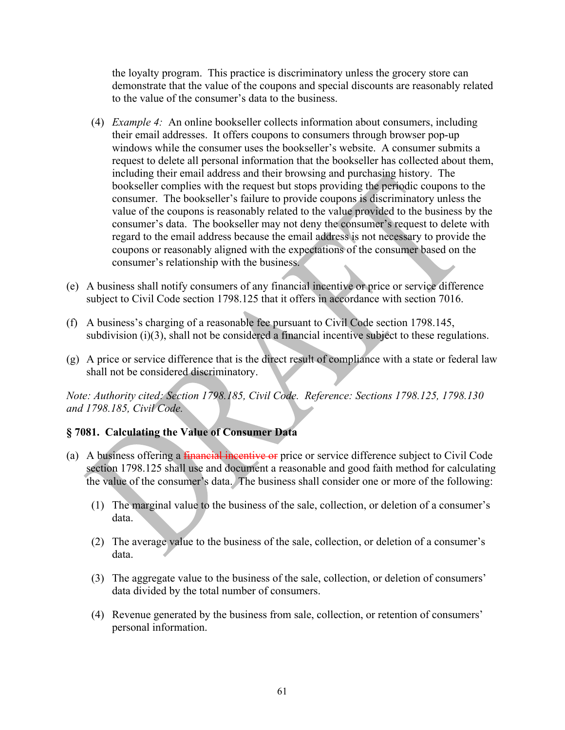the loyalty program. This practice is discriminatory unless the grocery store can demonstrate that the value of the coupons and special discounts are reasonably related to the value of the consumer's data to the business.

(4) *Example 4:* An online bookseller collects information about consumers, including their email addresses. It offers coupons to consumers through browser pop-up windows while the consumer uses the bookseller's website. A consumer submits a request to delete all personal information that the bookseller has collected about them, including their email address and their browsing and purchasing history. The bookseller complies with the request but stops providing the periodic coupons to the consumer. The bookseller's failure to provide coupons is discriminatory unless the value of the coupons is reasonably related to the value provided to the business by the consumer's data. The bookseller may not deny the consumer's request to delete with regard to the email address because the email address is not necessary to provide the coupons or reasonably aligned with the expectations of the consumer based on the consumer's relationship with the business.

(e) A business shall notify consumers of any financial incentive or price or service difference subject to Civil Code section 1798.125 that it offers in accordance with section 7016.

(f) A business's charging of a reasonable fee pursuant to Civil Code section 1798.145, subdivision (i)(3), shall not be considered a financial incentive subject to these regulations.

(g) A price or service difference that is the direct result of compliance with a state or federal law shall not be considered discriminatory.

*Note: Authority cited: Section 1798.185, Civil Code. Reference: Sections 1798.125, 1798.130 and 1798.185, Civil Code.*

### § 7081. Calculating the Value of Consumer Data

(a) A business offering a ~~financial incentive or~~ price or service difference subject to Civil Code section 1798.125 shall use and document a reasonable and good faith method for calculating the value of the consumer's data. The business shall consider one or more of the following:

(1) The marginal value to the business of the sale, collection, or deletion of a consumer's data.

(2) The average value to the business of the sale, collection, or deletion of a consumer's data.

(3) The aggregate value to the business of the sale, collection, or deletion of consumers' data divided by the total number of consumers.

(4) Revenue generated by the business from sale, collection, or retention of consumers' personal information.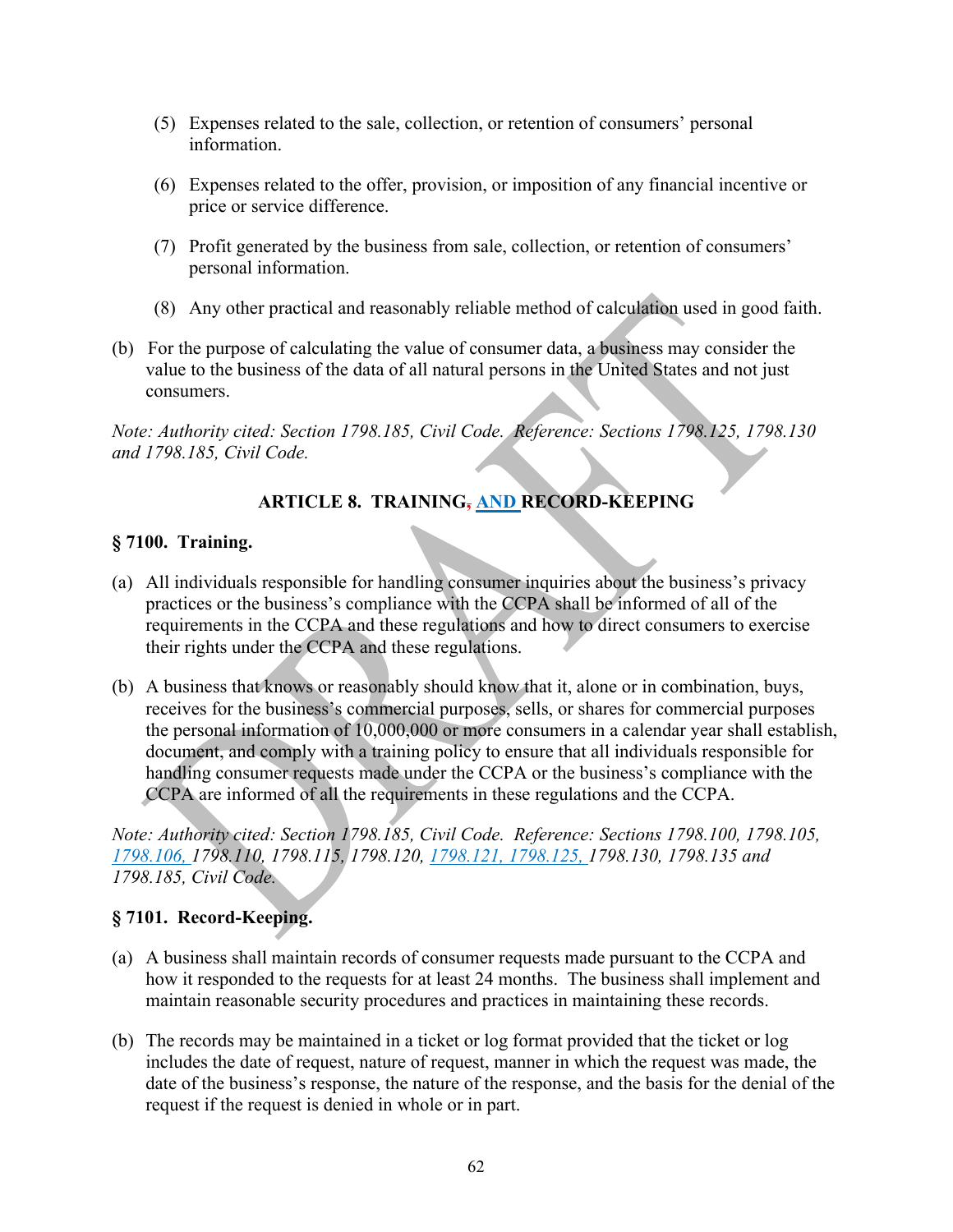(5) Expenses related to the sale, collection, or retention of consumers' personal information.

(6) Expenses related to the offer, provision, or imposition of any financial incentive or price or service difference.

(7) Profit generated by the business from sale, collection, or retention of consumers' personal information.

(8) Any other practical and reasonably reliable method of calculation used in good faith.

(b) For the purpose of calculating the value of consumer data, a business may consider the value to the business of the data of all natural persons in the United States and not just consumers.

*Note: Authority cited: Section 1798.185, Civil Code. Reference: Sections 1798.125, 1798.130 and 1798.185, Civil Code.*

## ARTICLE 8. TRAINING, AND RECORD-KEEPING

### § 7100. Training.

(a) All individuals responsible for handling consumer inquiries about the business's privacy practices or the business's compliance with the CCPA shall be informed of all of the requirements in the CCPA and these regulations and how to direct consumers to exercise their rights under the CCPA and these regulations.

(b) A business that knows or reasonably should know that it, alone or in combination, buys, receives for the business's commercial purposes, sells, or shares for commercial purposes the personal information of 10,000,000 or more consumers in a calendar year shall establish, document, and comply with a training policy to ensure that all individuals responsible for handling consumer requests made under the CCPA or the business's compliance with the CCPA are informed of all the requirements in these regulations and the CCPA.

*Note: Authority cited: Section 1798.185, Civil Code. Reference: Sections 1798.100, 1798.105, 1798.106, 1798.110, 1798.115, 1798.120, 1798.121, 1798.125, 1798.130, 1798.135 and 1798.185, Civil Code.*

### § 7101. Record-Keeping.

(a) A business shall maintain records of consumer requests made pursuant to the CCPA and how it responded to the requests for at least 24 months. The business shall implement and maintain reasonable security procedures and practices in maintaining these records.

(b) The records may be maintained in a ticket or log format provided that the ticket or log includes the date of request, nature of request, manner in which the request was made, the date of the business's response, the nature of the response, and the basis for the denial of the request if the request is denied in whole or in part.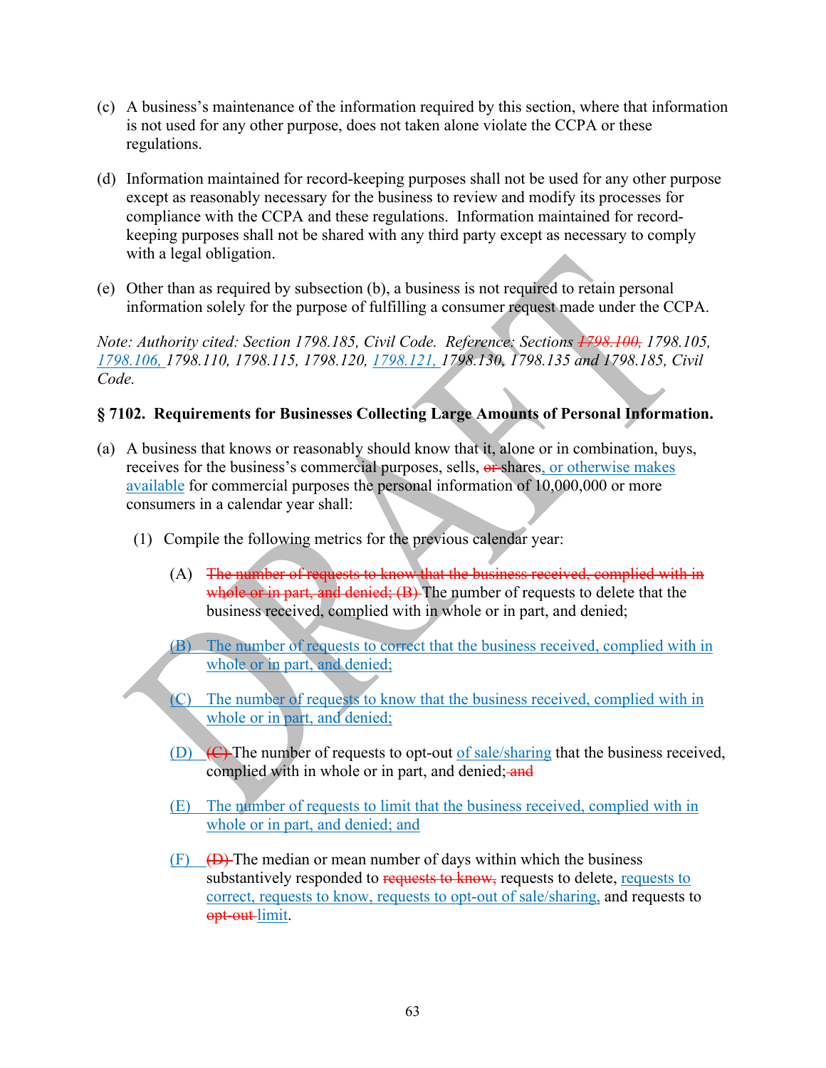(c) A business's maintenance of the information required by this section, where that information is not used for any other purpose, does not taken alone violate the CCPA or these regulations.

(d) Information maintained for record-keeping purposes shall not be used for any other purpose except as reasonably necessary for the business to review and modify its processes for compliance with the CCPA and these regulations. Information maintained for record-keeping purposes shall not be shared with any third party except as necessary to comply with a legal obligation.

(e) Other than as required by subsection (b), a business is not required to retain personal information solely for the purpose of fulfilling a consumer request made under the CCPA.

*Note: Authority cited: Section 1798.185, Civil Code. Reference: Sections ~~1798.100,~~ 1798.105, 1798.106, 1798.110, 1798.115, 1798.120, 1798.121, 1798.130, 1798.135 and 1798.185, Civil Code.*

### § 7102. Requirements for Businesses Collecting Large Amounts of Personal Information.

(a) A business that knows or reasonably should know that it, alone or in combination, buys, receives for the business's commercial purposes, sells, ~~or~~ shares, or otherwise makes available for commercial purposes the personal information of 10,000,000 or more consumers in a calendar year shall:

(1) Compile the following metrics for the previous calendar year:

(A) ~~The number of requests to know that the business received, complied with in whole or in part, and denied; (B)~~ The number of requests to delete that the business received, complied with in whole or in part, and denied;

(B) The number of requests to correct that the business received, complied with in whole or in part, and denied;

(C) The number of requests to know that the business received, complied with in whole or in part, and denied;

(D) ~~(C)~~ The number of requests to opt-out of sale/sharing that the business received, complied with in whole or in part, and denied; ~~and~~

(E) The number of requests to limit that the business received, complied with in whole or in part, and denied; and

(F) ~~(D)~~ The median or mean number of days within which the business substantively responded to ~~requests to know,~~ requests to delete, requests to correct, requests to know, requests to opt-out of sale/sharing, and requests to ~~opt-out~~ limit.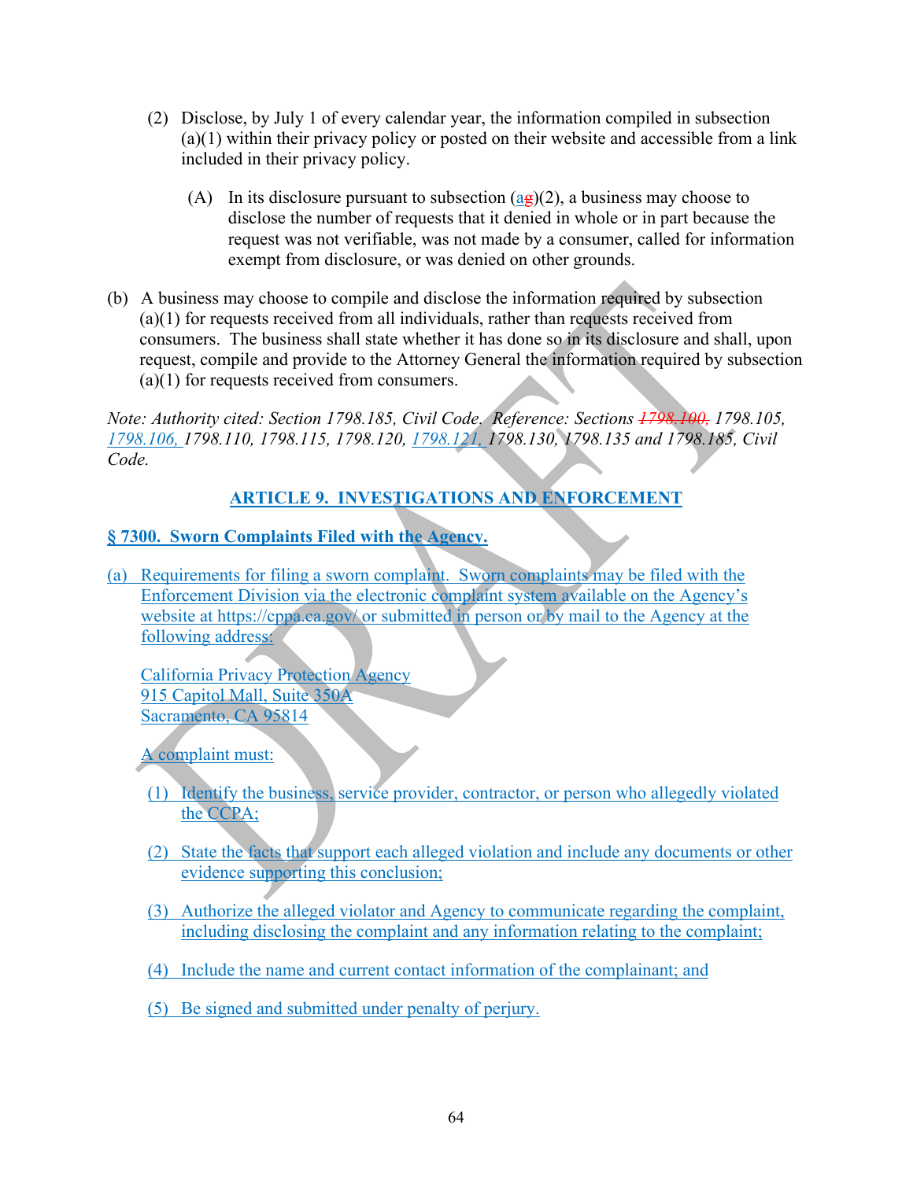(2) Disclose, by July 1 of every calendar year, the information compiled in subsection (a)(1) within their privacy policy or posted on their website and accessible from a link included in their privacy policy.

(A) In its disclosure pursuant to subsection (ag)(2), a business may choose to disclose the number of requests that it denied in whole or in part because the request was not verifiable, was not made by a consumer, called for information exempt from disclosure, or was denied on other grounds.

(b) A business may choose to compile and disclose the information required by subsection (a)(1) for requests received from all individuals, rather than requests received from consumers. The business shall state whether it has done so in its disclosure and shall, upon request, compile and provide to the Attorney General the information required by subsection (a)(1) for requests received from consumers.

*Note: Authority cited: Section 1798.185, Civil Code. Reference: Sections ~~1798.100,~~ 1798.105, 1798.106, 1798.110, 1798.115, 1798.120, 1798.121, 1798.130, 1798.135 and 1798.185, Civil Code.*

## ARTICLE 9. INVESTIGATIONS AND ENFORCEMENT

### § 7300. Sworn Complaints Filed with the Agency.

(a) Requirements for filing a sworn complaint. Sworn complaints may be filed with the Enforcement Division via the electronic complaint system available on the Agency's website at https://cppa.ca.gov/ or submitted in person or by mail to the Agency at the following address:

California Privacy Protection Agency
915 Capitol Mall, Suite 350A
Sacramento, CA 95814

A complaint must:

(1) Identify the business, service provider, contractor, or person who allegedly violated the CCPA;

(2) State the facts that support each alleged violation and include any documents or other evidence supporting this conclusion;

(3) Authorize the alleged violator and Agency to communicate regarding the complaint, including disclosing the complaint and any information relating to the complaint;

(4) Include the name and current contact information of the complainant; and

(5) Be signed and submitted under penalty of perjury.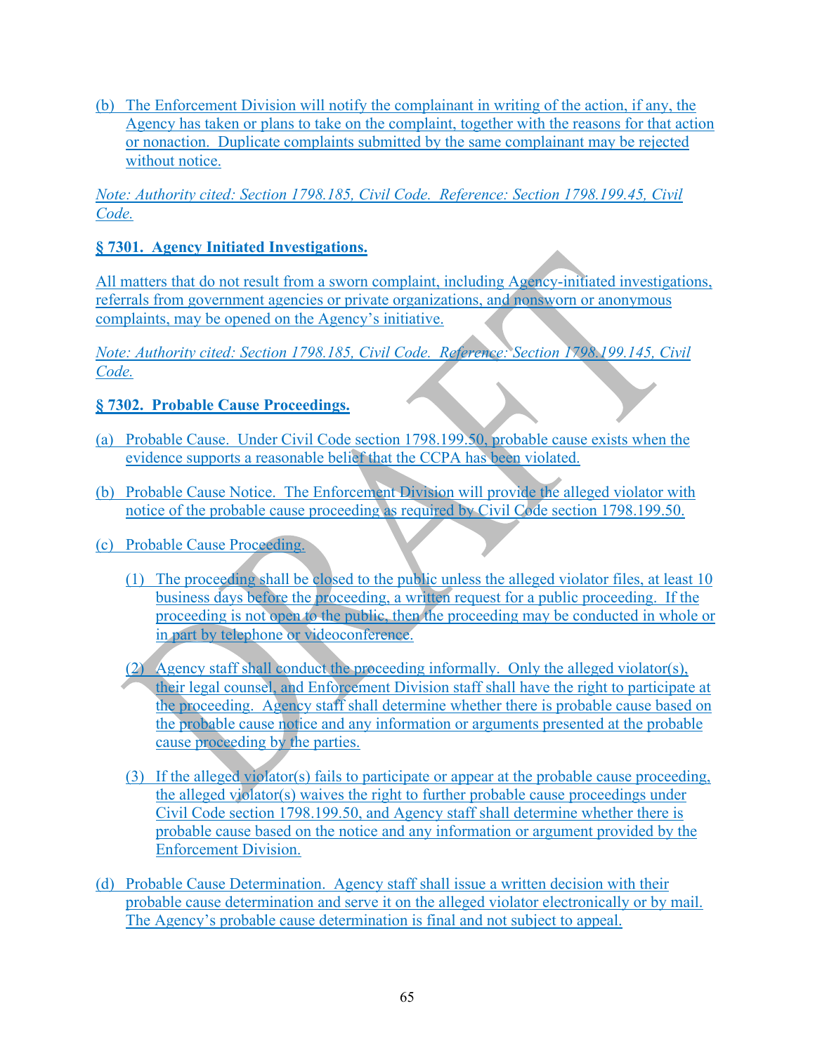(b) The Enforcement Division will notify the complainant in writing of the action, if any, the Agency has taken or plans to take on the complaint, together with the reasons for that action or nonaction. Duplicate complaints submitted by the same complainant may be rejected without notice.

*Note: Authority cited: Section 1798.185, Civil Code. Reference: Section 1798.199.45, Civil Code.*

**§ 7301. Agency Initiated Investigations.**

All matters that do not result from a sworn complaint, including Agency-initiated investigations, referrals from government agencies or private organizations, and nonsworn or anonymous complaints, may be opened on the Agency's initiative.

*Note: Authority cited: Section 1798.185, Civil Code. Reference: Section 1798.199.145, Civil Code.*

**§ 7302. Probable Cause Proceedings.**

(a) Probable Cause. Under Civil Code section 1798.199.50, probable cause exists when the evidence supports a reasonable belief that the CCPA has been violated.

(b) Probable Cause Notice. The Enforcement Division will provide the alleged violator with notice of the probable cause proceeding as required by Civil Code section 1798.199.50.

(c) Probable Cause Proceeding.

(1) The proceeding shall be closed to the public unless the alleged violator files, at least 10 business days before the proceeding, a written request for a public proceeding. If the proceeding is not open to the public, then the proceeding may be conducted in whole or in part by telephone or videoconference.

(2) Agency staff shall conduct the proceeding informally. Only the alleged violator(s), their legal counsel, and Enforcement Division staff shall have the right to participate at the proceeding. Agency staff shall determine whether there is probable cause based on the probable cause notice and any information or arguments presented at the probable cause proceeding by the parties.

(3) If the alleged violator(s) fails to participate or appear at the probable cause proceeding, the alleged violator(s) waives the right to further probable cause proceedings under Civil Code section 1798.199.50, and Agency staff shall determine whether there is probable cause based on the notice and any information or argument provided by the Enforcement Division.

(d) Probable Cause Determination. Agency staff shall issue a written decision with their probable cause determination and serve it on the alleged violator electronically or by mail. The Agency's probable cause determination is final and not subject to appeal.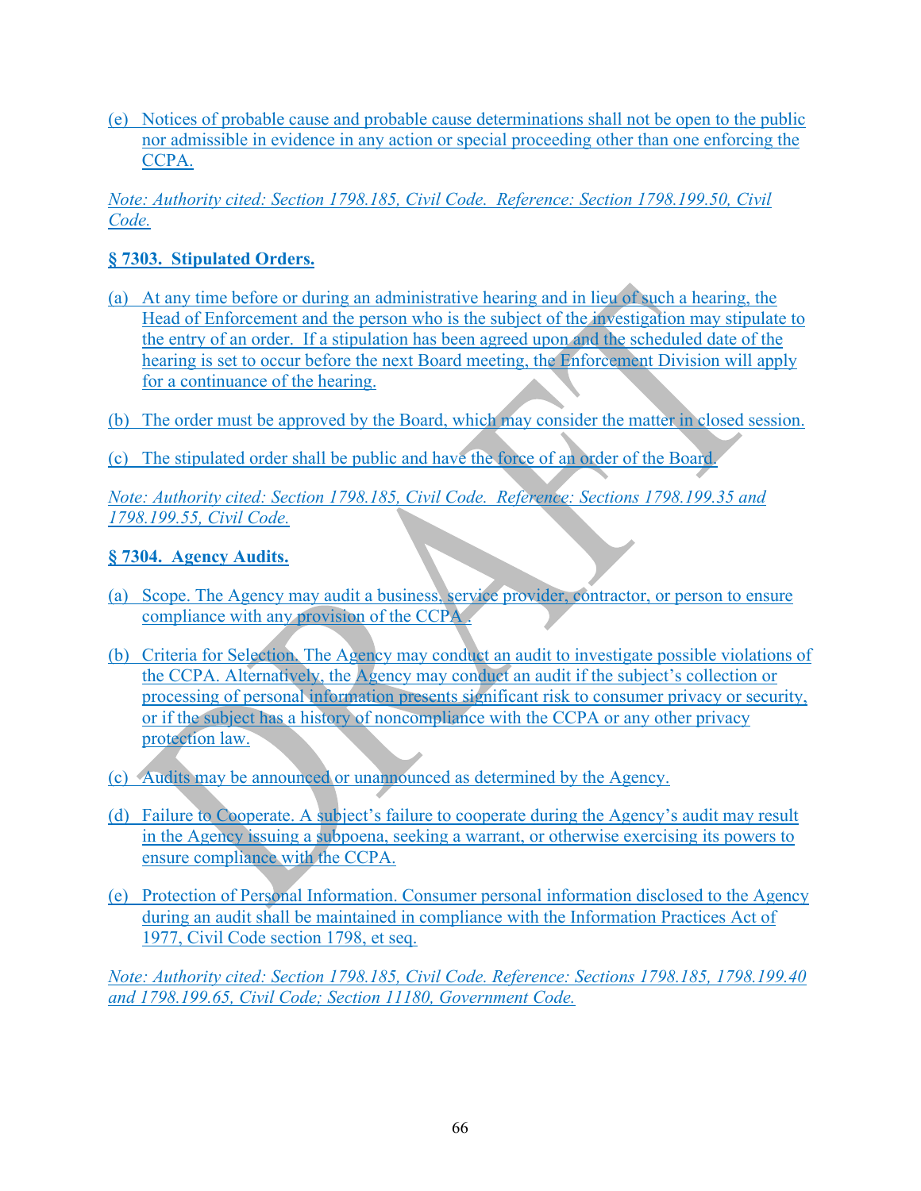(e) Notices of probable cause and probable cause determinations shall not be open to the public nor admissible in evidence in any action or special proceeding other than one enforcing the CCPA.

*Note: Authority cited: Section 1798.185, Civil Code. Reference: Section 1798.199.50, Civil Code.*

**§ 7303. Stipulated Orders.**

(a) At any time before or during an administrative hearing and in lieu of such a hearing, the Head of Enforcement and the person who is the subject of the investigation may stipulate to the entry of an order. If a stipulation has been agreed upon and the scheduled date of the hearing is set to occur before the next Board meeting, the Enforcement Division will apply for a continuance of the hearing.

(b) The order must be approved by the Board, which may consider the matter in closed session.

(c) The stipulated order shall be public and have the force of an order of the Board.

*Note: Authority cited: Section 1798.185, Civil Code. Reference: Sections 1798.199.35 and 1798.199.55, Civil Code.*

**§ 7304. Agency Audits.**

(a) Scope. The Agency may audit a business, service provider, contractor, or person to ensure compliance with any provision of the CCPA .

(b) Criteria for Selection. The Agency may conduct an audit to investigate possible violations of the CCPA. Alternatively, the Agency may conduct an audit if the subject's collection or processing of personal information presents significant risk to consumer privacy or security, or if the subject has a history of noncompliance with the CCPA or any other privacy protection law.

(c) Audits may be announced or unannounced as determined by the Agency.

(d) Failure to Cooperate. A subject's failure to cooperate during the Agency's audit may result in the Agency issuing a subpoena, seeking a warrant, or otherwise exercising its powers to ensure compliance with the CCPA.

(e) Protection of Personal Information. Consumer personal information disclosed to the Agency during an audit shall be maintained in compliance with the Information Practices Act of 1977, Civil Code section 1798, et seq.

*Note: Authority cited: Section 1798.185, Civil Code. Reference: Sections 1798.185, 1798.199.40 and 1798.199.65, Civil Code; Section 11180, Government Code.*